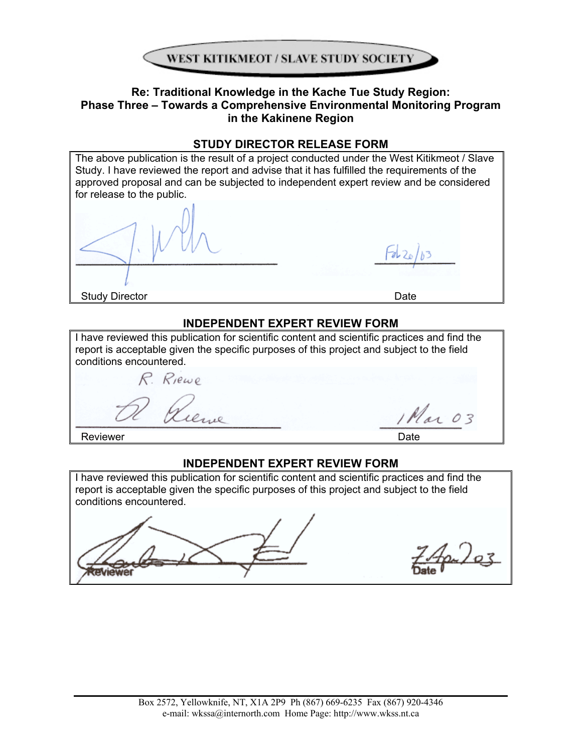WEST KITIKMEOT / SLAVE STUDY SOCIETY

### Re: Traditional Knowledge in the Kache Tue Study Region: Phase Three – Towards a Comprehensive Environmental Monitoring Program in the Kakinene Region

## STUDY DIRECTOR RELEASE FORM

The above publication is the result of a project conducted under the West Kitikmeot / Slave Study. I have reviewed the report and advise that it has fulfilled the requirements of the approved proposal and can be subjected to independent expert review and be considered for release to the public.

Study Director: [signature] — Date: Feb 20/03

## INDEPENDENT EXPERT REVIEW FORM

I have reviewed this publication for scientific content and scientific practices and find the report is acceptable given the specific purposes of this project and subject to the field conditions encountered.

R. Riewe

Reviewer: [signature] — Date: 1 Mar 03

## INDEPENDENT EXPERT REVIEW FORM

I have reviewed this publication for scientific content and scientific practices and find the report is acceptable given the specific purposes of this project and subject to the field conditions encountered.

Reviewer: [signature] — Date: 7 Apr 03

Box 2572, Yellowknife, NT, X1A 2P9 Ph (867) 669-6235 Fax (867) 920-4346
e-mail: wkssa@internorth.com Home Page: http://www.wkss.nt.ca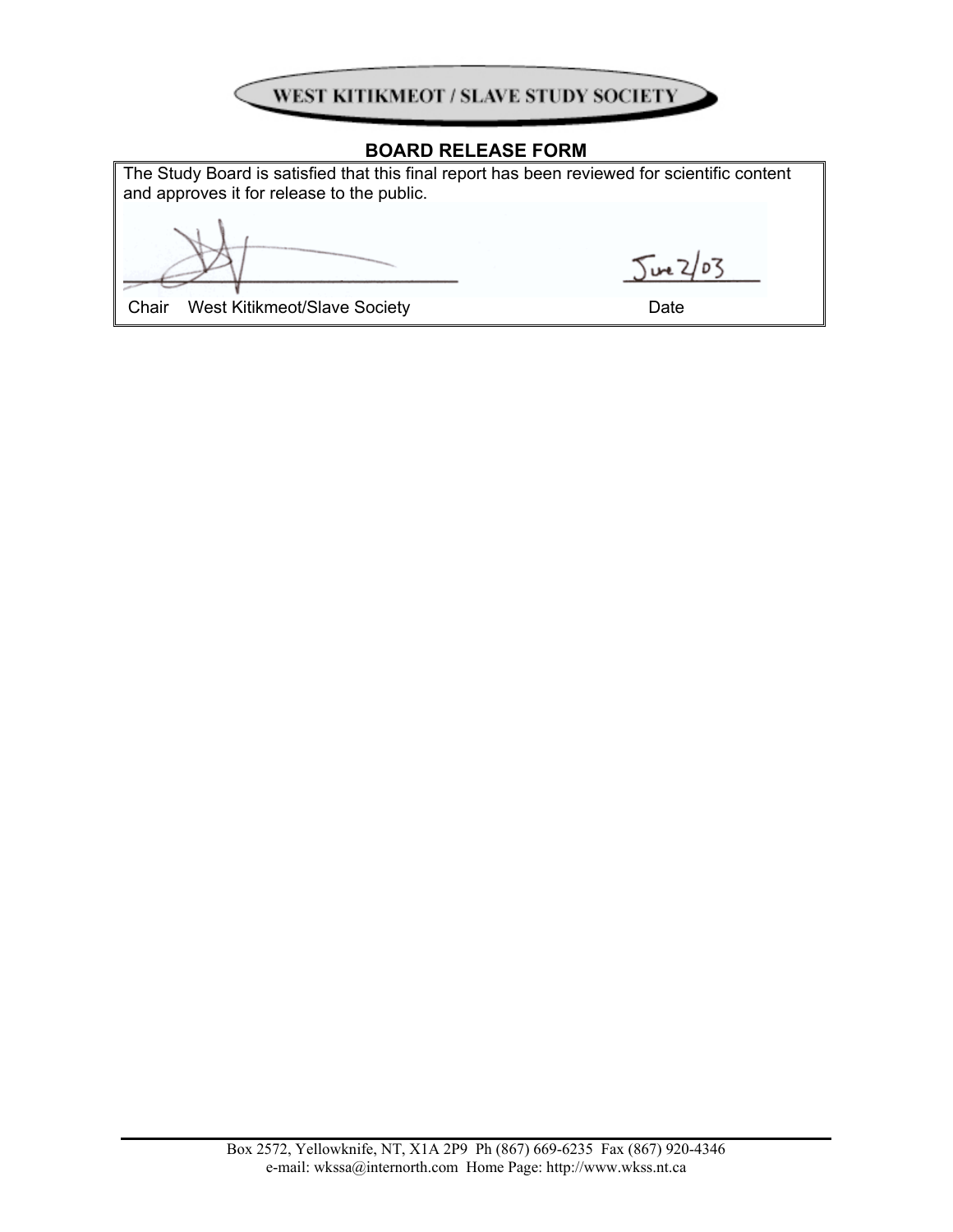WEST KITIKMEOT / SLAVE STUDY SOCIETY

## BOARD RELEASE FORM

The Study Board is satisfied that this final report has been reviewed for scientific content and approves it for release to the public.

June 2/03

Chair West Kitikmeot/Slave Society | Date

Box 2572, Yellowknife, NT, X1A 2P9 Ph (867) 669-6235 Fax (867) 920-4346
e-mail: wkssa@internorth.com Home Page: http://www.wkss.nt.ca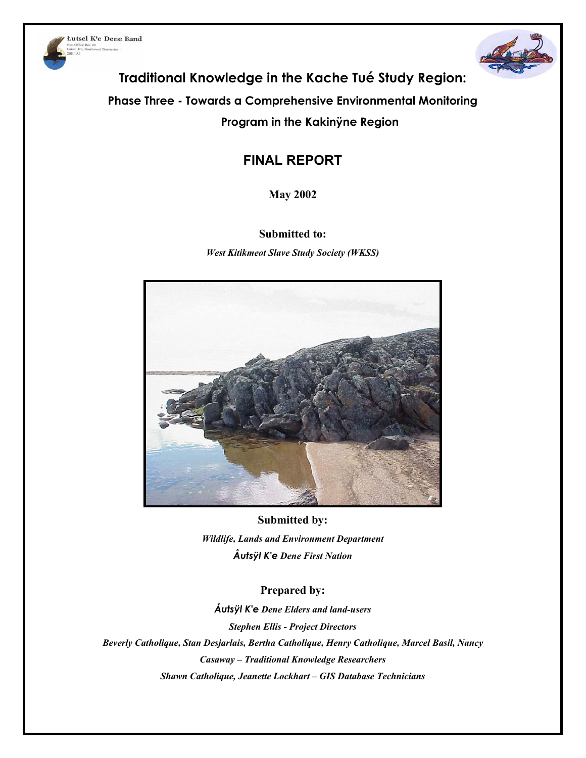Łutsel K'e Dene Band
Post Office Box 28
Łutsel K'e, Northwest Territories
X0E 1A0

# Traditional Knowledge in the Kache Tué Study Region:

## Phase Three - Towards a Comprehensive Environmental Monitoring Program in the Kakinÿne Region

## FINAL REPORT

**May 2002**

**Submitted to:**

***West Kitikmeot Slave Study Society (WKSS)***

**Submitted by:**

***Wildlife, Lands and Environment Department***

***Åutsÿl K'e Dene First Nation***

**Prepared by:**

***Åutsÿl K'e Dene Elders and land-users***

***Stephen Ellis - Project Directors***

***Beverly Catholique, Stan Desjarlais, Bertha Catholique, Henry Catholique, Marcel Basil, Nancy Casaway – Traditional Knowledge Researchers***

***Shawn Catholique, Jeanette Lockhart – GIS Database Technicians***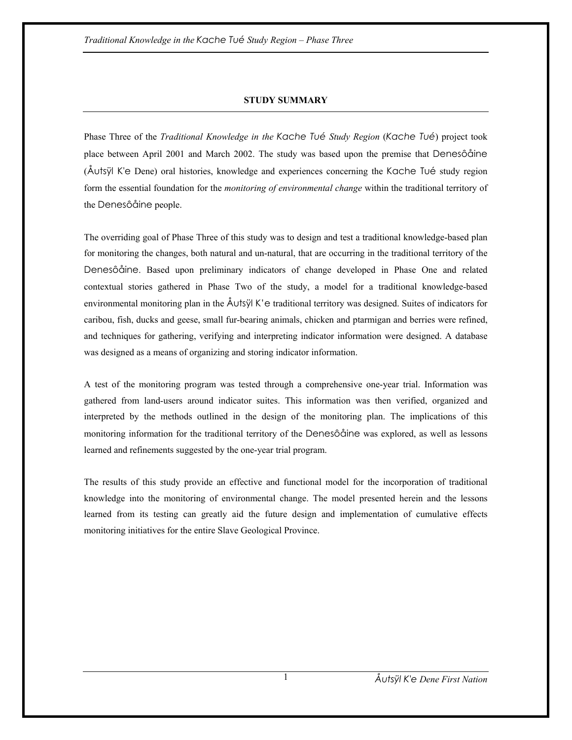## STUDY SUMMARY

Phase Three of the *Traditional Knowledge in the Kache Tué Study Region* (*Kache Tué*) project took place between April 2001 and March 2002. The study was based upon the premise that Denesôåine (Åutsÿl K'e Dene) oral histories, knowledge and experiences concerning the Kache Tué study region form the essential foundation for the *monitoring of environmental change* within the traditional territory of the Denesôåine people.

The overriding goal of Phase Three of this study was to design and test a traditional knowledge-based plan for monitoring the changes, both natural and un-natural, that are occurring in the traditional territory of the Denesôåine. Based upon preliminary indicators of change developed in Phase One and related contextual stories gathered in Phase Two of the study, a model for a traditional knowledge-based environmental monitoring plan in the Åutsÿl K'e traditional territory was designed. Suites of indicators for caribou, fish, ducks and geese, small fur-bearing animals, chicken and ptarmigan and berries were refined, and techniques for gathering, verifying and interpreting indicator information were designed. A database was designed as a means of organizing and storing indicator information.

A test of the monitoring program was tested through a comprehensive one-year trial. Information was gathered from land-users around indicator suites. This information was then verified, organized and interpreted by the methods outlined in the design of the monitoring plan. The implications of this monitoring information for the traditional territory of the Denesôåine was explored, as well as lessons learned and refinements suggested by the one-year trial program.

The results of this study provide an effective and functional model for the incorporation of traditional knowledge into the monitoring of environmental change. The model presented herein and the lessons learned from its testing can greatly aid the future design and implementation of cumulative effects monitoring initiatives for the entire Slave Geological Province.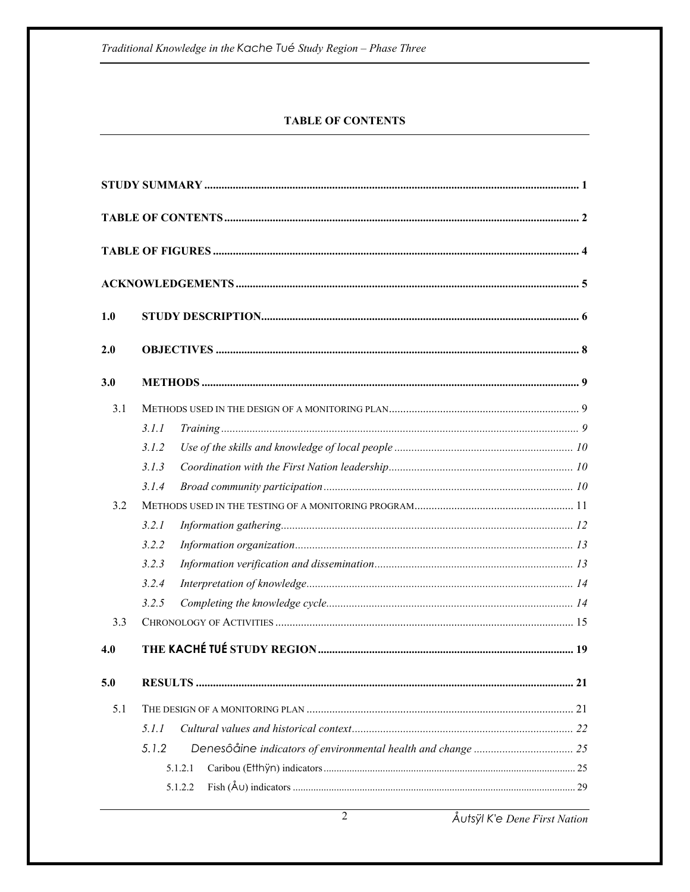## TABLE OF CONTENTS

STUDY SUMMARY .......... 1

TABLE OF CONTENTS .......... 2

TABLE OF FIGURES .......... 4

ACKNOWLEDGEMENTS .......... 5

1.0 STUDY DESCRIPTION .......... 6

2.0 OBJECTIVES .......... 8

3.0 METHODS .......... 9

- 3.1 METHODS USED IN THE DESIGN OF A MONITORING PLAN .......... 9
  - *3.1.1 Training .......... 9*
  - *3.1.2 Use of the skills and knowledge of local people .......... 10*
  - *3.1.3 Coordination with the First Nation leadership .......... 10*
  - *3.1.4 Broad community participation .......... 10*
- 3.2 METHODS USED IN THE TESTING OF A MONITORING PROGRAM .......... 11
  - *3.2.1 Information gathering .......... 12*
  - *3.2.2 Information organization .......... 13*
  - *3.2.3 Information verification and dissemination .......... 13*
  - *3.2.4 Interpretation of knowledge .......... 14*
  - *3.2.5 Completing the knowledge cycle .......... 14*
- 3.3 CHRONOLOGY OF ACTIVITIES .......... 15

4.0 THE KACHÉ TUÉ STUDY REGION .......... 19

5.0 RESULTS .......... 21

- 5.1 THE DESIGN OF A MONITORING PLAN .......... 21
  - *5.1.1 Cultural values and historical context .......... 22*
  - *5.1.2 Denesôåine indicators of environmental health and change .......... 25*
    - 5.1.2.1 Caribou (Etthÿn) indicators .......... 25
    - 5.1.2.2 Fish (Åu) indicators .......... 29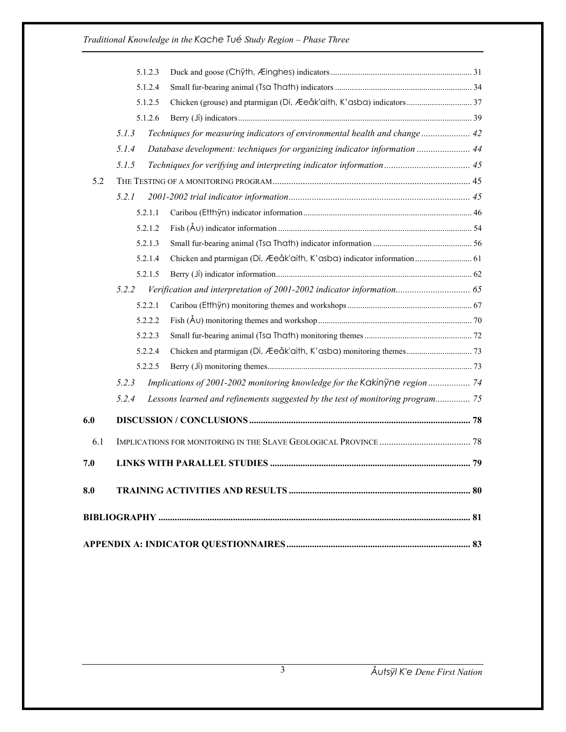- 5.1.2.3 Duck and goose (Chÿth, Æinghes) indicators ..... 31
- 5.1.2.4 Small fur-bearing animal (Tsa Thath) indicators ..... 34
- 5.1.2.5 Chicken (grouse) and ptarmigan (Di, Æeåk'aith, K'asba) indicators ..... 37
- 5.1.2.6 Berry (Jí) indicators ..... 39
- *5.1.3 Techniques for measuring indicators of environmental health and change ..... 42*
- *5.1.4 Database development: techniques for organizing indicator information ..... 44*
- *5.1.5 Techniques for verifying and interpreting indicator information ..... 45*

5.2 THE TESTING OF A MONITORING PROGRAM ..... 45

- *5.2.1 2001-2002 trial indicator information ..... 45*
  - 5.2.1.1 Caribou (Etthÿn) indicator information ..... 46
  - 5.2.1.2 Fish (Åu) indicator information ..... 54
  - 5.2.1.3 Small fur-bearing animal (Tsa Thath) indicator information ..... 56
  - 5.2.1.4 Chicken and ptarmigan (Di, Æeåk'aith, K'asba) indicator information ..... 61
  - 5.2.1.5 Berry (Jí) indicator information ..... 62
- *5.2.2 Verification and interpretation of 2001-2002 indicator information ..... 65*
  - 5.2.2.1 Caribou (Etthÿn) monitoring themes and workshops ..... 67
  - 5.2.2.2 Fish (Åu) monitoring themes and workshop ..... 70
  - 5.2.2.3 Small fur-bearing animal (Tsa Thath) monitoring themes ..... 72
  - 5.2.2.4 Chicken and ptarmigan (Di, Æeåk'aith, K'asba) monitoring themes ..... 73
  - 5.2.2.5 Berry (Jí) monitoring themes ..... 73
- *5.2.3 Implications of 2001-2002 monitoring knowledge for the Kakinÿne region ..... 74*
- *5.2.4 Lessons learned and refinements suggested by the test of monitoring program ..... 75*

**6.0 DISCUSSION / CONCLUSIONS ..... 78**

6.1 IMPLICATIONS FOR MONITORING IN THE SLAVE GEOLOGICAL PROVINCE ..... 78

**7.0 LINKS WITH PARALLEL STUDIES ..... 79**

**8.0 TRAINING ACTIVITIES AND RESULTS ..... 80**

**BIBLIOGRAPHY ..... 81**

**APPENDIX A: INDICATOR QUESTIONNAIRES ..... 83**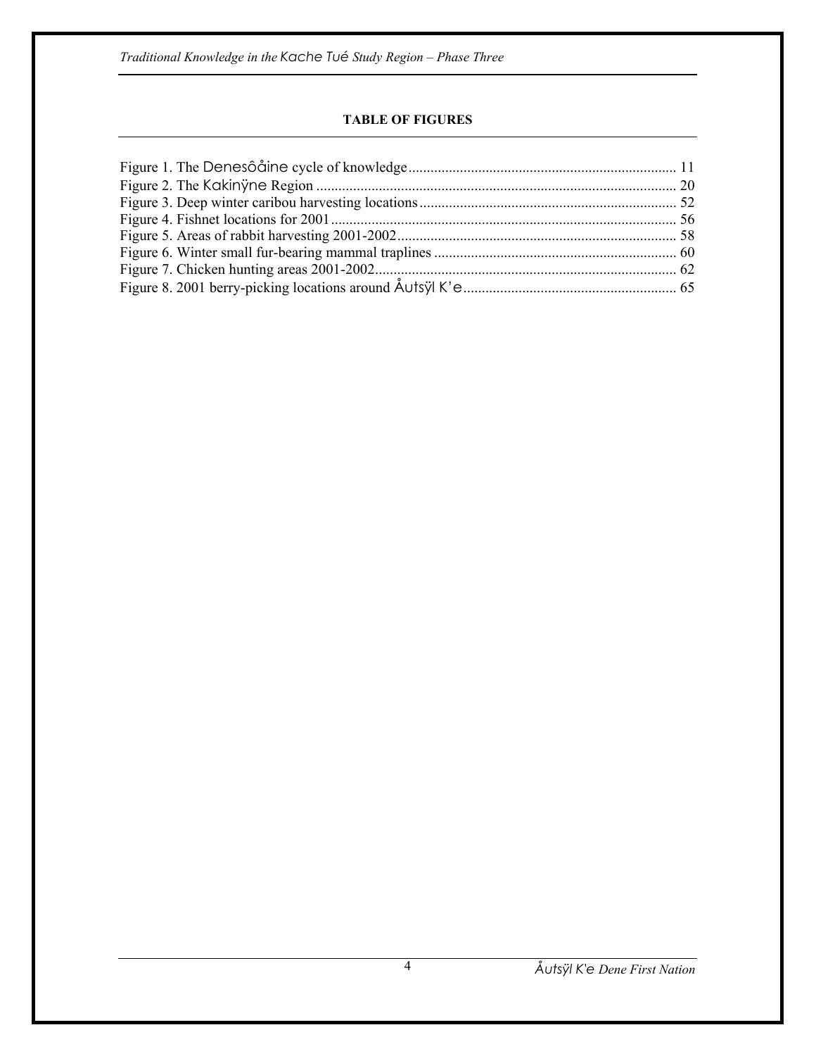**TABLE OF FIGURES**

Figure 1. The Denesôåine cycle of knowledge........................................................................ 11
Figure 2. The Kakinÿne Region .................................................................................................. 20
Figure 3. Deep winter caribou harvesting locations ..................................................................... 52
Figure 4. Fishnet locations for 2001 ............................................................................................. 56
Figure 5. Areas of rabbit harvesting 2001-2002 ........................................................................... 58
Figure 6. Winter small fur-bearing mammal traplines .................................................................. 60
Figure 7. Chicken hunting areas 2001-2002.................................................................................. 62
Figure 8. 2001 berry-picking locations around Åutsÿl K'e........................................................... 65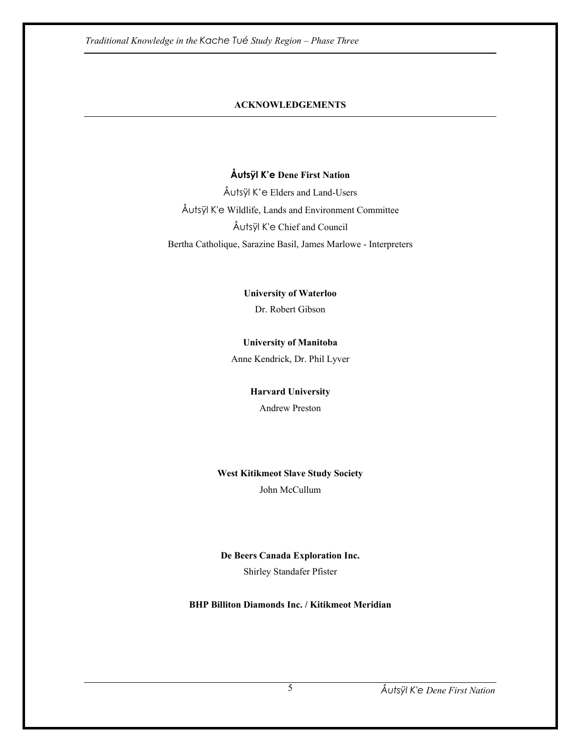## ACKNOWLEDGEMENTS

**Åutsÿl K'e Dene First Nation**

Åutsÿl K'e Elders and Land-Users

Åutsÿl K'e Wildlife, Lands and Environment Committee

Åutsÿl K'e Chief and Council

Bertha Catholique, Sarazine Basil, James Marlowe - Interpreters

**University of Waterloo**

Dr. Robert Gibson

**University of Manitoba**

Anne Kendrick, Dr. Phil Lyver

**Harvard University**

Andrew Preston

**West Kitikmeot Slave Study Society**

John McCullum

**De Beers Canada Exploration Inc.**

Shirley Standafer Pfister

**BHP Billiton Diamonds Inc. / Kitikmeot Meridian**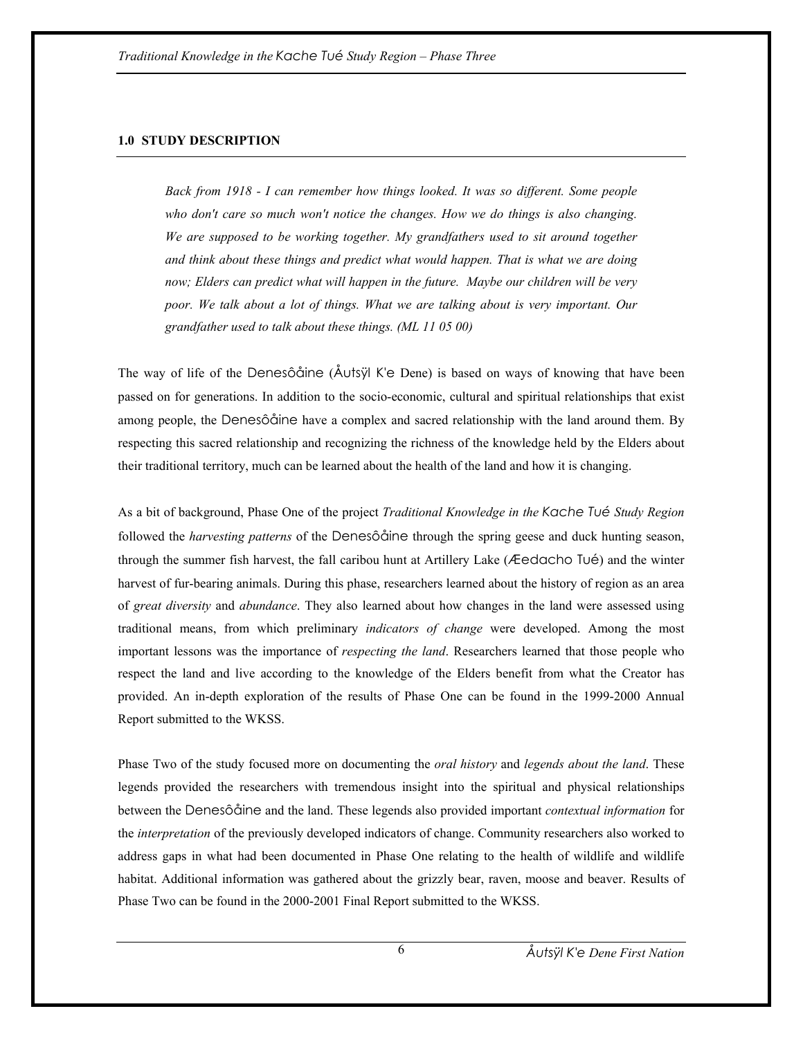## 1.0 STUDY DESCRIPTION

*Back from 1918 - I can remember how things looked. It was so different. Some people who don't care so much won't notice the changes. How we do things is also changing. We are supposed to be working together. My grandfathers used to sit around together and think about these things and predict what would happen. That is what we are doing now; Elders can predict what will happen in the future. Maybe our children will be very poor. We talk about a lot of things. What we are talking about is very important. Our grandfather used to talk about these things. (ML 11 05 00)*

The way of life of the Denesôåine (Åutsÿl K'e Dene) is based on ways of knowing that have been passed on for generations. In addition to the socio-economic, cultural and spiritual relationships that exist among people, the Denesôåine have a complex and sacred relationship with the land around them. By respecting this sacred relationship and recognizing the richness of the knowledge held by the Elders about their traditional territory, much can be learned about the health of the land and how it is changing.

As a bit of background, Phase One of the project *Traditional Knowledge in the Kache Tué Study Region* followed the *harvesting patterns* of the Denesôåine through the spring geese and duck hunting season, through the summer fish harvest, the fall caribou hunt at Artillery Lake (Æedacho Tué) and the winter harvest of fur-bearing animals. During this phase, researchers learned about the history of region as an area of *great diversity* and *abundance*. They also learned about how changes in the land were assessed using traditional means, from which preliminary *indicators of change* were developed. Among the most important lessons was the importance of *respecting the land*. Researchers learned that those people who respect the land and live according to the knowledge of the Elders benefit from what the Creator has provided. An in-depth exploration of the results of Phase One can be found in the 1999-2000 Annual Report submitted to the WKSS.

Phase Two of the study focused more on documenting the *oral history* and *legends about the land*. These legends provided the researchers with tremendous insight into the spiritual and physical relationships between the Denesôåine and the land. These legends also provided important *contextual information* for the *interpretation* of the previously developed indicators of change. Community researchers also worked to address gaps in what had been documented in Phase One relating to the health of wildlife and wildlife habitat. Additional information was gathered about the grizzly bear, raven, moose and beaver. Results of Phase Two can be found in the 2000-2001 Final Report submitted to the WKSS.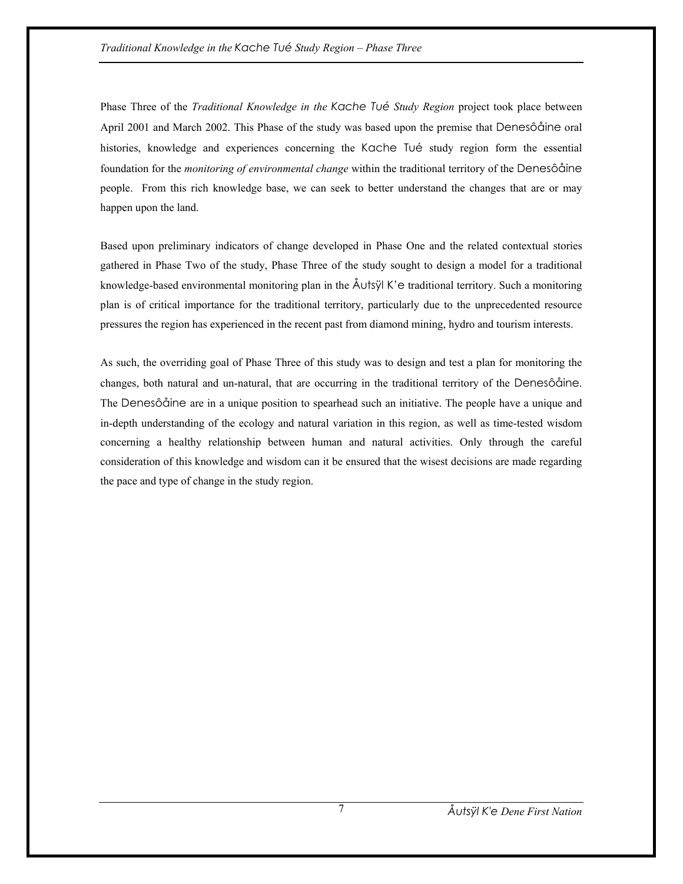Phase Three of the *Traditional Knowledge in the Kache Tué Study Region* project took place between April 2001 and March 2002. This Phase of the study was based upon the premise that Denesôåine oral histories, knowledge and experiences concerning the Kache Tué study region form the essential foundation for the *monitoring of environmental change* within the traditional territory of the Denesôåine people. From this rich knowledge base, we can seek to better understand the changes that are or may happen upon the land.

Based upon preliminary indicators of change developed in Phase One and the related contextual stories gathered in Phase Two of the study, Phase Three of the study sought to design a model for a traditional knowledge-based environmental monitoring plan in the Åutsÿl K'e traditional territory. Such a monitoring plan is of critical importance for the traditional territory, particularly due to the unprecedented resource pressures the region has experienced in the recent past from diamond mining, hydro and tourism interests.

As such, the overriding goal of Phase Three of this study was to design and test a plan for monitoring the changes, both natural and un-natural, that are occurring in the traditional territory of the Denesôåine. The Denesôåine are in a unique position to spearhead such an initiative. The people have a unique and in-depth understanding of the ecology and natural variation in this region, as well as time-tested wisdom concerning a healthy relationship between human and natural activities. Only through the careful consideration of this knowledge and wisdom can it be ensured that the wisest decisions are made regarding the pace and type of change in the study region.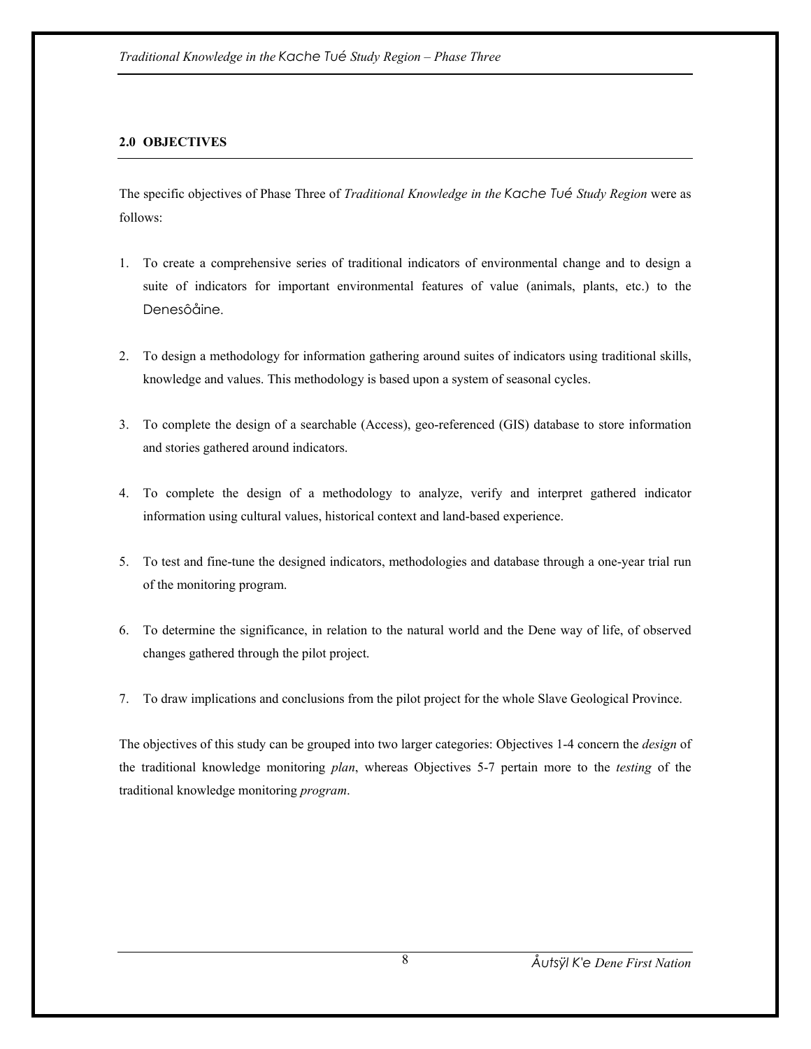## 2.0 OBJECTIVES

The specific objectives of Phase Three of *Traditional Knowledge in the Kache Tué Study Region* were as follows:

1. To create a comprehensive series of traditional indicators of environmental change and to design a suite of indicators for important environmental features of value (animals, plants, etc.) to the Denesôåine.

2. To design a methodology for information gathering around suites of indicators using traditional skills, knowledge and values. This methodology is based upon a system of seasonal cycles.

3. To complete the design of a searchable (Access), geo-referenced (GIS) database to store information and stories gathered around indicators.

4. To complete the design of a methodology to analyze, verify and interpret gathered indicator information using cultural values, historical context and land-based experience.

5. To test and fine-tune the designed indicators, methodologies and database through a one-year trial run of the monitoring program.

6. To determine the significance, in relation to the natural world and the Dene way of life, of observed changes gathered through the pilot project.

7. To draw implications and conclusions from the pilot project for the whole Slave Geological Province.

The objectives of this study can be grouped into two larger categories: Objectives 1-4 concern the *design* of the traditional knowledge monitoring *plan*, whereas Objectives 5-7 pertain more to the *testing* of the traditional knowledge monitoring *program*.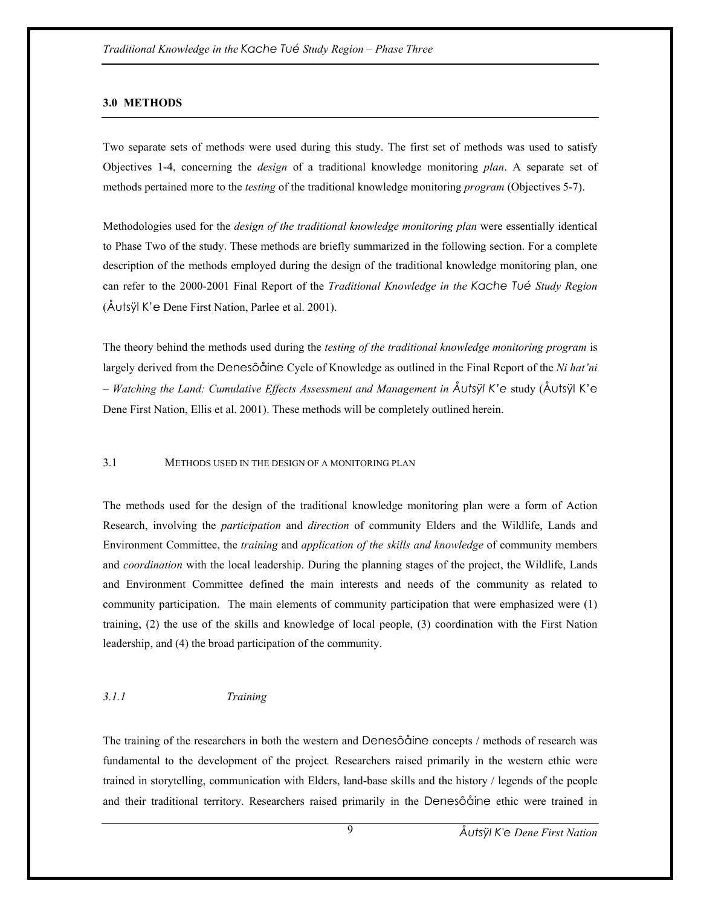## 3.0 METHODS

Two separate sets of methods were used during this study. The first set of methods was used to satisfy Objectives 1-4, concerning the *design* of a traditional knowledge monitoring *plan*. A separate set of methods pertained more to the *testing* of the traditional knowledge monitoring *program* (Objectives 5-7).

Methodologies used for the *design of the traditional knowledge monitoring plan* were essentially identical to Phase Two of the study. These methods are briefly summarized in the following section. For a complete description of the methods employed during the design of the traditional knowledge monitoring plan, one can refer to the 2000-2001 Final Report of the *Traditional Knowledge in the Kache Tué Study Region* (Åutsÿl K'e Dene First Nation, Parlee et al. 2001).

The theory behind the methods used during the *testing of the traditional knowledge monitoring program* is largely derived from the Denesôåine Cycle of Knowledge as outlined in the Final Report of the *Ni hat'ni – Watching the Land: Cumulative Effects Assessment and Management in Åutsÿl K'e* study (Åutsÿl K'e Dene First Nation, Ellis et al. 2001). These methods will be completely outlined herein.

### 3.1 METHODS USED IN THE DESIGN OF A MONITORING PLAN

The methods used for the design of the traditional knowledge monitoring plan were a form of Action Research, involving the *participation* and *direction* of community Elders and the Wildlife, Lands and Environment Committee, the *training* and *application of the skills and knowledge* of community members and *coordination* with the local leadership. During the planning stages of the project, the Wildlife, Lands and Environment Committee defined the main interests and needs of the community as related to community participation. The main elements of community participation that were emphasized were (1) training, (2) the use of the skills and knowledge of local people, (3) coordination with the First Nation leadership, and (4) the broad participation of the community.

#### *3.1.1 Training*

The training of the researchers in both the western and Denesôåine concepts / methods of research was fundamental to the development of the project. Researchers raised primarily in the western ethic were trained in storytelling, communication with Elders, land-base skills and the history / legends of the people and their traditional territory. Researchers raised primarily in the Denesôåine ethic were trained in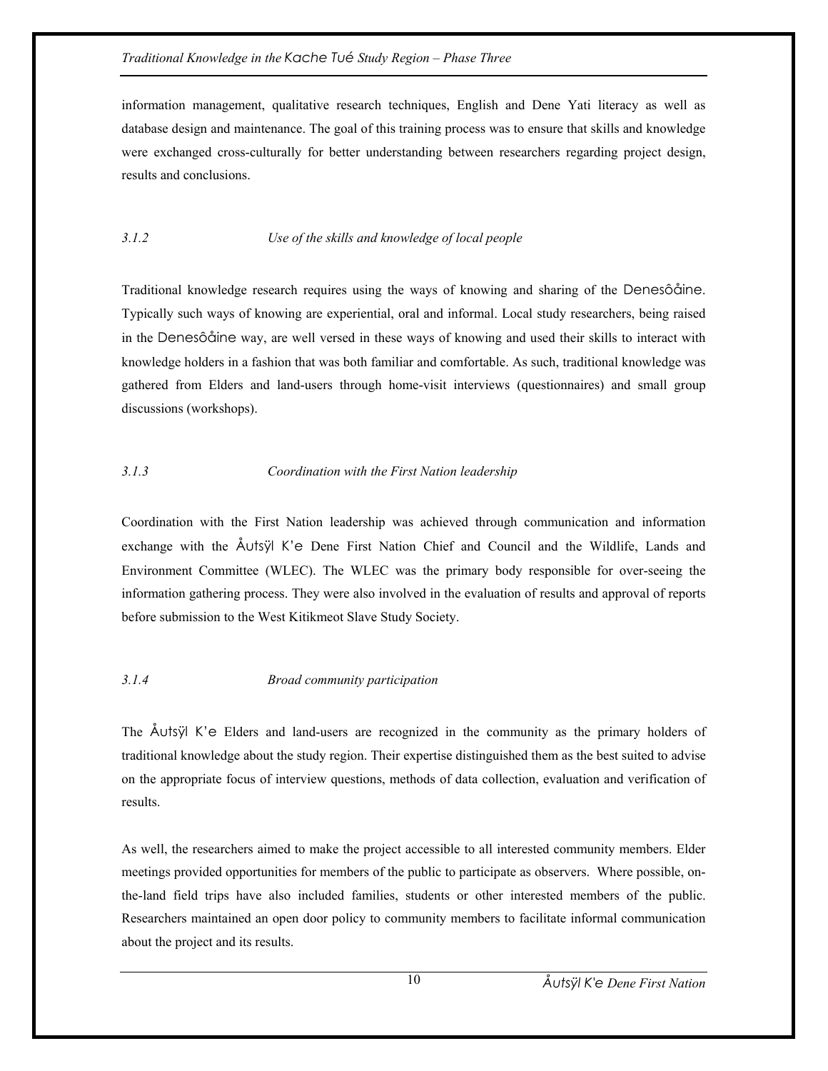information management, qualitative research techniques, English and Dene Yati literacy as well as database design and maintenance. The goal of this training process was to ensure that skills and knowledge were exchanged cross-culturally for better understanding between researchers regarding project design, results and conclusions.

### *3.1.2 Use of the skills and knowledge of local people*

Traditional knowledge research requires using the ways of knowing and sharing of the Denesôåine. Typically such ways of knowing are experiential, oral and informal. Local study researchers, being raised in the Denesôåine way, are well versed in these ways of knowing and used their skills to interact with knowledge holders in a fashion that was both familiar and comfortable. As such, traditional knowledge was gathered from Elders and land-users through home-visit interviews (questionnaires) and small group discussions (workshops).

### *3.1.3 Coordination with the First Nation leadership*

Coordination with the First Nation leadership was achieved through communication and information exchange with the Åutsÿl K'e Dene First Nation Chief and Council and the Wildlife, Lands and Environment Committee (WLEC). The WLEC was the primary body responsible for over-seeing the information gathering process. They were also involved in the evaluation of results and approval of reports before submission to the West Kitikmeot Slave Study Society.

### *3.1.4 Broad community participation*

The Åutsÿl K'e Elders and land-users are recognized in the community as the primary holders of traditional knowledge about the study region. Their expertise distinguished them as the best suited to advise on the appropriate focus of interview questions, methods of data collection, evaluation and verification of results.

As well, the researchers aimed to make the project accessible to all interested community members. Elder meetings provided opportunities for members of the public to participate as observers. Where possible, on-the-land field trips have also included families, students or other interested members of the public. Researchers maintained an open door policy to community members to facilitate informal communication about the project and its results.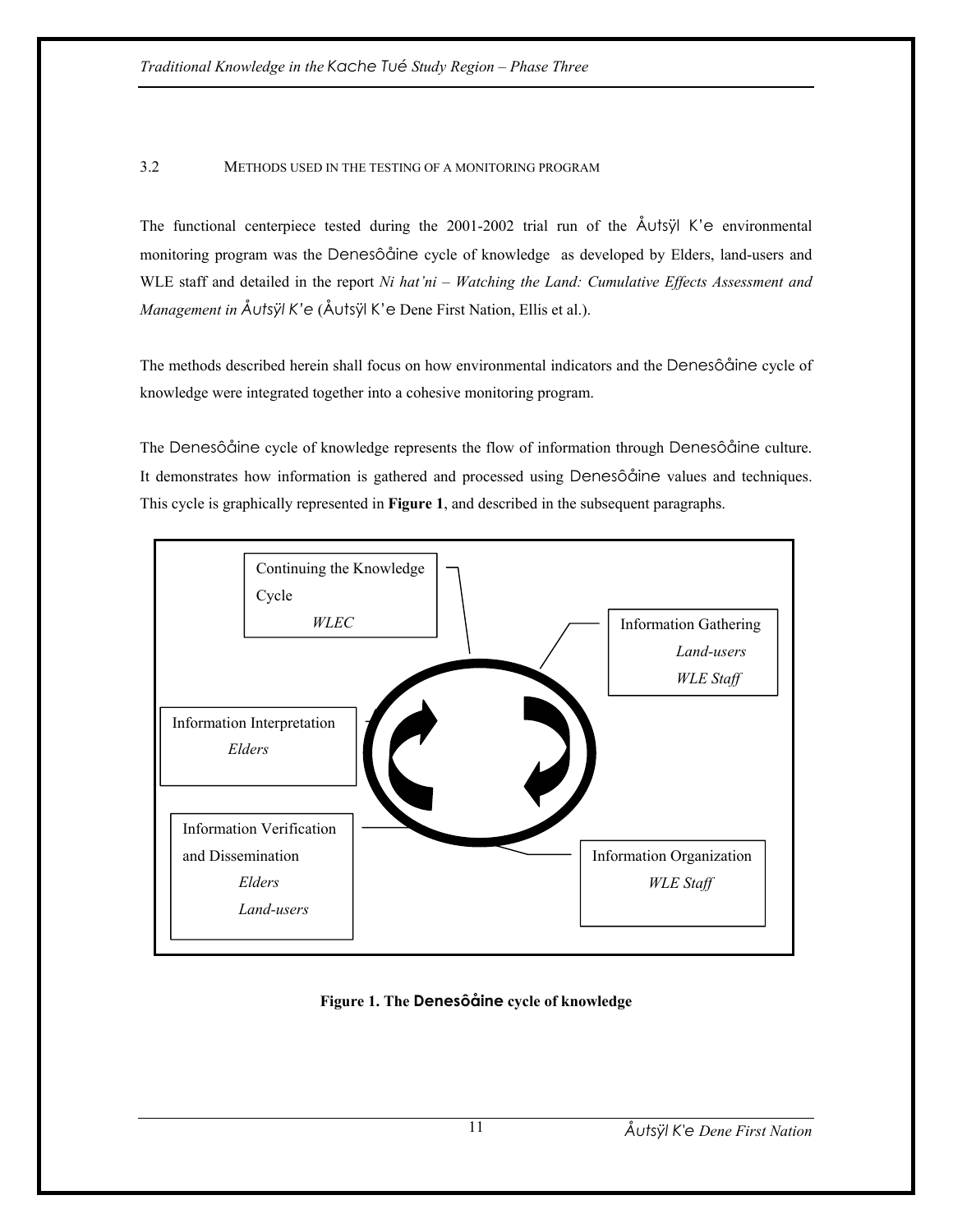### 3.2 METHODS USED IN THE TESTING OF A MONITORING PROGRAM

The functional centerpiece tested during the 2001-2002 trial run of the Åutsÿl K'e environmental monitoring program was the Denesôåine cycle of knowledge as developed by Elders, land-users and WLE staff and detailed in the report *Ni hat'ni – Watching the Land: Cumulative Effects Assessment and Management in Åutsÿl K'e* (Åutsÿl K'e Dene First Nation, Ellis et al.).

The methods described herein shall focus on how environmental indicators and the Denesôåine cycle of knowledge were integrated together into a cohesive monitoring program.

The Denesôåine cycle of knowledge represents the flow of information through Denesôåine culture. It demonstrates how information is gathered and processed using Denesôåine values and techniques. This cycle is graphically represented in **Figure 1**, and described in the subsequent paragraphs.

Continuing the Knowledge Cycle
*WLEC*

Information Gathering
*Land-users*
*WLE Staff*

Information Interpretation
*Elders*

Information Verification and Dissemination
*Elders*
*Land-users*

Information Organization
*WLE Staff*

**Figure 1. The Denesôåine cycle of knowledge**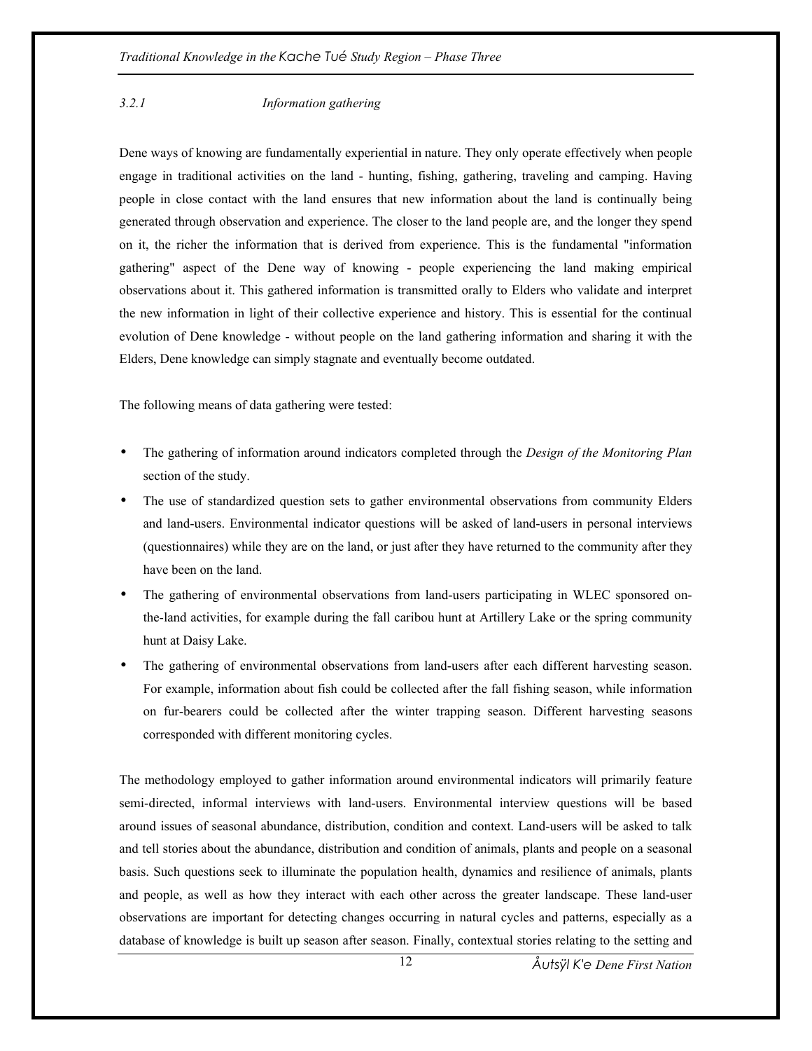### 3.2.1 *Information gathering*

Dene ways of knowing are fundamentally experiential in nature. They only operate effectively when people engage in traditional activities on the land - hunting, fishing, gathering, traveling and camping. Having people in close contact with the land ensures that new information about the land is continually being generated through observation and experience. The closer to the land people are, and the longer they spend on it, the richer the information that is derived from experience. This is the fundamental "information gathering" aspect of the Dene way of knowing - people experiencing the land making empirical observations about it. This gathered information is transmitted orally to Elders who validate and interpret the new information in light of their collective experience and history. This is essential for the continual evolution of Dene knowledge - without people on the land gathering information and sharing it with the Elders, Dene knowledge can simply stagnate and eventually become outdated.

The following means of data gathering were tested:

- The gathering of information around indicators completed through the *Design of the Monitoring Plan* section of the study.
- The use of standardized question sets to gather environmental observations from community Elders and land-users. Environmental indicator questions will be asked of land-users in personal interviews (questionnaires) while they are on the land, or just after they have returned to the community after they have been on the land.
- The gathering of environmental observations from land-users participating in WLEC sponsored on-the-land activities, for example during the fall caribou hunt at Artillery Lake or the spring community hunt at Daisy Lake.
- The gathering of environmental observations from land-users after each different harvesting season. For example, information about fish could be collected after the fall fishing season, while information on fur-bearers could be collected after the winter trapping season. Different harvesting seasons corresponded with different monitoring cycles.

The methodology employed to gather information around environmental indicators will primarily feature semi-directed, informal interviews with land-users. Environmental interview questions will be based around issues of seasonal abundance, distribution, condition and context. Land-users will be asked to talk and tell stories about the abundance, distribution and condition of animals, plants and people on a seasonal basis. Such questions seek to illuminate the population health, dynamics and resilience of animals, plants and people, as well as how they interact with each other across the greater landscape. These land-user observations are important for detecting changes occurring in natural cycles and patterns, especially as a database of knowledge is built up season after season. Finally, contextual stories relating to the setting and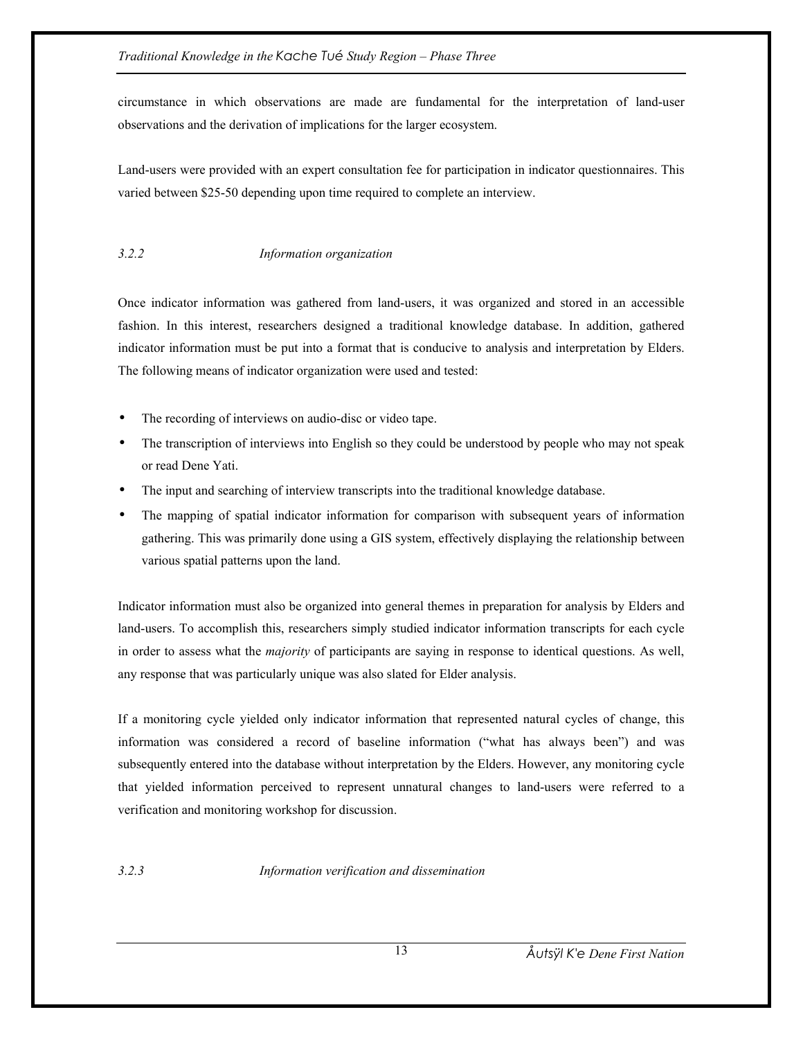circumstance in which observations are made are fundamental for the interpretation of land-user observations and the derivation of implications for the larger ecosystem.

Land-users were provided with an expert consultation fee for participation in indicator questionnaires. This varied between $25-50 depending upon time required to complete an interview.

### *3.2.2 Information organization*

Once indicator information was gathered from land-users, it was organized and stored in an accessible fashion. In this interest, researchers designed a traditional knowledge database. In addition, gathered indicator information must be put into a format that is conducive to analysis and interpretation by Elders. The following means of indicator organization were used and tested:

- The recording of interviews on audio-disc or video tape.
- The transcription of interviews into English so they could be understood by people who may not speak or read Dene Yati.
- The input and searching of interview transcripts into the traditional knowledge database.
- The mapping of spatial indicator information for comparison with subsequent years of information gathering. This was primarily done using a GIS system, effectively displaying the relationship between various spatial patterns upon the land.

Indicator information must also be organized into general themes in preparation for analysis by Elders and land-users. To accomplish this, researchers simply studied indicator information transcripts for each cycle in order to assess what the *majority* of participants are saying in response to identical questions. As well, any response that was particularly unique was also slated for Elder analysis.

If a monitoring cycle yielded only indicator information that represented natural cycles of change, this information was considered a record of baseline information ("what has always been") and was subsequently entered into the database without interpretation by the Elders. However, any monitoring cycle that yielded information perceived to represent unnatural changes to land-users were referred to a verification and monitoring workshop for discussion.

### *3.2.3 Information verification and dissemination*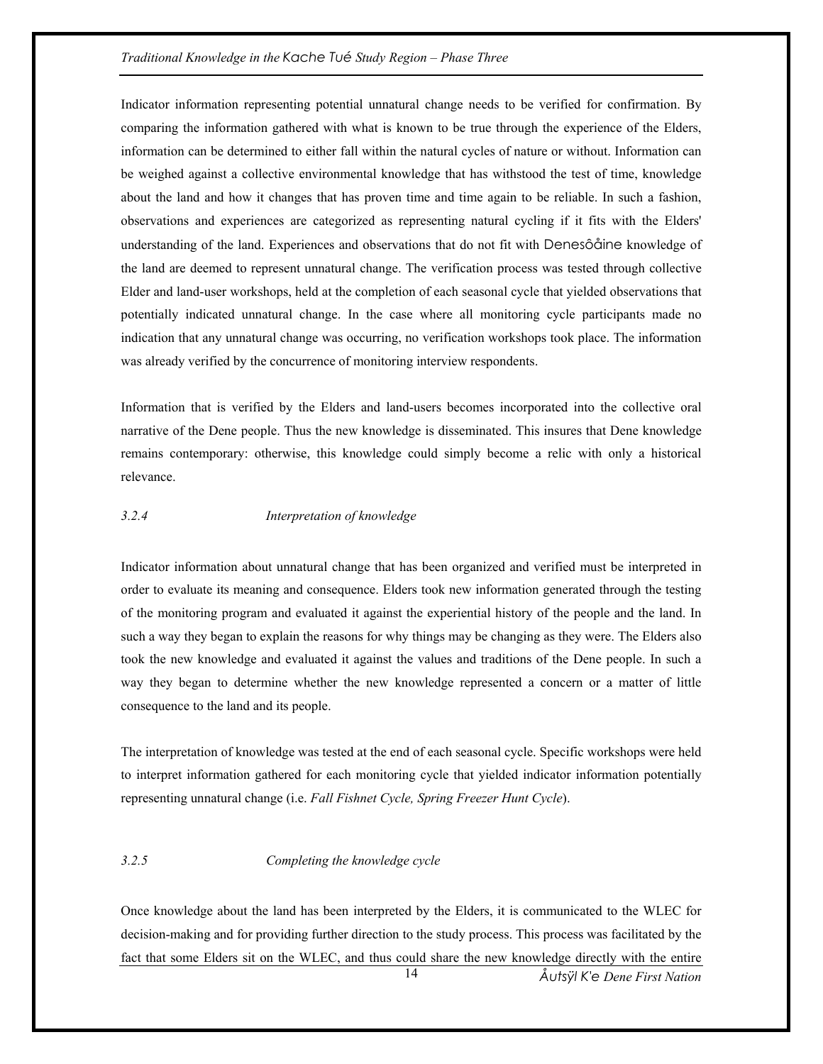Indicator information representing potential unnatural change needs to be verified for confirmation. By comparing the information gathered with what is known to be true through the experience of the Elders, information can be determined to either fall within the natural cycles of nature or without. Information can be weighed against a collective environmental knowledge that has withstood the test of time, knowledge about the land and how it changes that has proven time and time again to be reliable. In such a fashion, observations and experiences are categorized as representing natural cycling if it fits with the Elders' understanding of the land. Experiences and observations that do not fit with Denesôåine knowledge of the land are deemed to represent unnatural change. The verification process was tested through collective Elder and land-user workshops, held at the completion of each seasonal cycle that yielded observations that potentially indicated unnatural change. In the case where all monitoring cycle participants made no indication that any unnatural change was occurring, no verification workshops took place. The information was already verified by the concurrence of monitoring interview respondents.

Information that is verified by the Elders and land-users becomes incorporated into the collective oral narrative of the Dene people. Thus the new knowledge is disseminated. This insures that Dene knowledge remains contemporary: otherwise, this knowledge could simply become a relic with only a historical relevance.

### *3.2.4 Interpretation of knowledge*

Indicator information about unnatural change that has been organized and verified must be interpreted in order to evaluate its meaning and consequence. Elders took new information generated through the testing of the monitoring program and evaluated it against the experiential history of the people and the land. In such a way they began to explain the reasons for why things may be changing as they were. The Elders also took the new knowledge and evaluated it against the values and traditions of the Dene people. In such a way they began to determine whether the new knowledge represented a concern or a matter of little consequence to the land and its people.

The interpretation of knowledge was tested at the end of each seasonal cycle. Specific workshops were held to interpret information gathered for each monitoring cycle that yielded indicator information potentially representing unnatural change (i.e. *Fall Fishnet Cycle, Spring Freezer Hunt Cycle*).

### *3.2.5 Completing the knowledge cycle*

Once knowledge about the land has been interpreted by the Elders, it is communicated to the WLEC for decision-making and for providing further direction to the study process. This process was facilitated by the fact that some Elders sit on the WLEC, and thus could share the new knowledge directly with the entire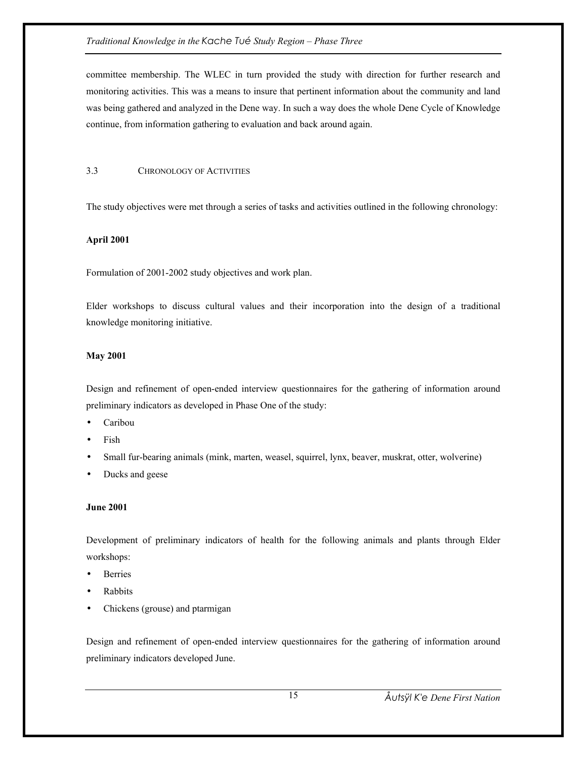committee membership. The WLEC in turn provided the study with direction for further research and monitoring activities. This was a means to insure that pertinent information about the community and land was being gathered and analyzed in the Dene way. In such a way does the whole Dene Cycle of Knowledge continue, from information gathering to evaluation and back around again.

### 3.3 Chronology of Activities

The study objectives were met through a series of tasks and activities outlined in the following chronology:

**April 2001**

Formulation of 2001-2002 study objectives and work plan.

Elder workshops to discuss cultural values and their incorporation into the design of a traditional knowledge monitoring initiative.

**May 2001**

Design and refinement of open-ended interview questionnaires for the gathering of information around preliminary indicators as developed in Phase One of the study:

- Caribou
- Fish
- Small fur-bearing animals (mink, marten, weasel, squirrel, lynx, beaver, muskrat, otter, wolverine)
- Ducks and geese

**June 2001**

Development of preliminary indicators of health for the following animals and plants through Elder workshops:

- Berries
- Rabbits
- Chickens (grouse) and ptarmigan

Design and refinement of open-ended interview questionnaires for the gathering of information around preliminary indicators developed June.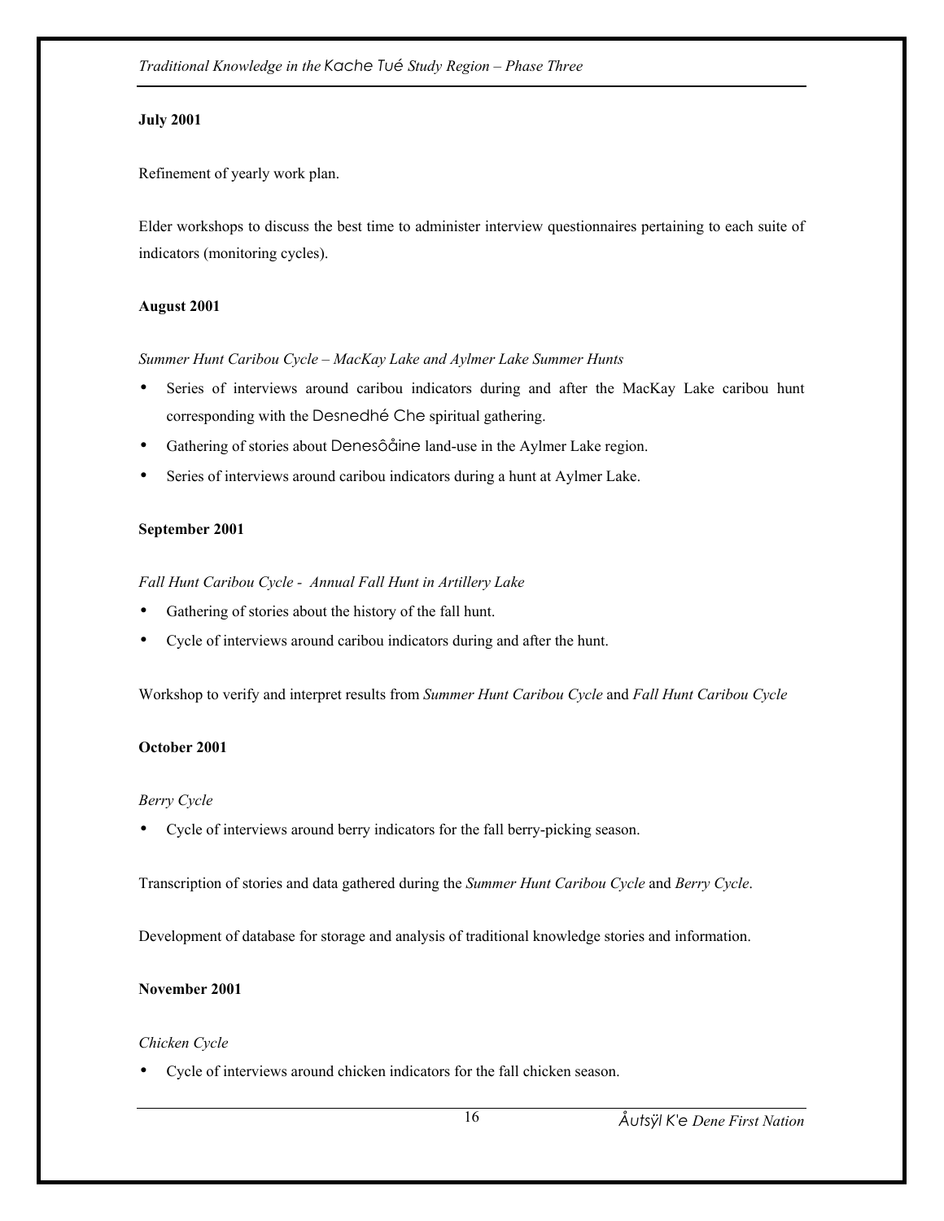**July 2001**

Refinement of yearly work plan.

Elder workshops to discuss the best time to administer interview questionnaires pertaining to each suite of indicators (monitoring cycles).

**August 2001**

*Summer Hunt Caribou Cycle – MacKay Lake and Aylmer Lake Summer Hunts*

- Series of interviews around caribou indicators during and after the MacKay Lake caribou hunt corresponding with the Desnedhé Che spiritual gathering.
- Gathering of stories about Denesôåine land-use in the Aylmer Lake region.
- Series of interviews around caribou indicators during a hunt at Aylmer Lake.

**September 2001**

*Fall Hunt Caribou Cycle - Annual Fall Hunt in Artillery Lake*

- Gathering of stories about the history of the fall hunt.
- Cycle of interviews around caribou indicators during and after the hunt.

Workshop to verify and interpret results from *Summer Hunt Caribou Cycle* and *Fall Hunt Caribou Cycle*

**October 2001**

*Berry Cycle*

- Cycle of interviews around berry indicators for the fall berry-picking season.

Transcription of stories and data gathered during the *Summer Hunt Caribou Cycle* and *Berry Cycle*.

Development of database for storage and analysis of traditional knowledge stories and information.

**November 2001**

*Chicken Cycle*

- Cycle of interviews around chicken indicators for the fall chicken season.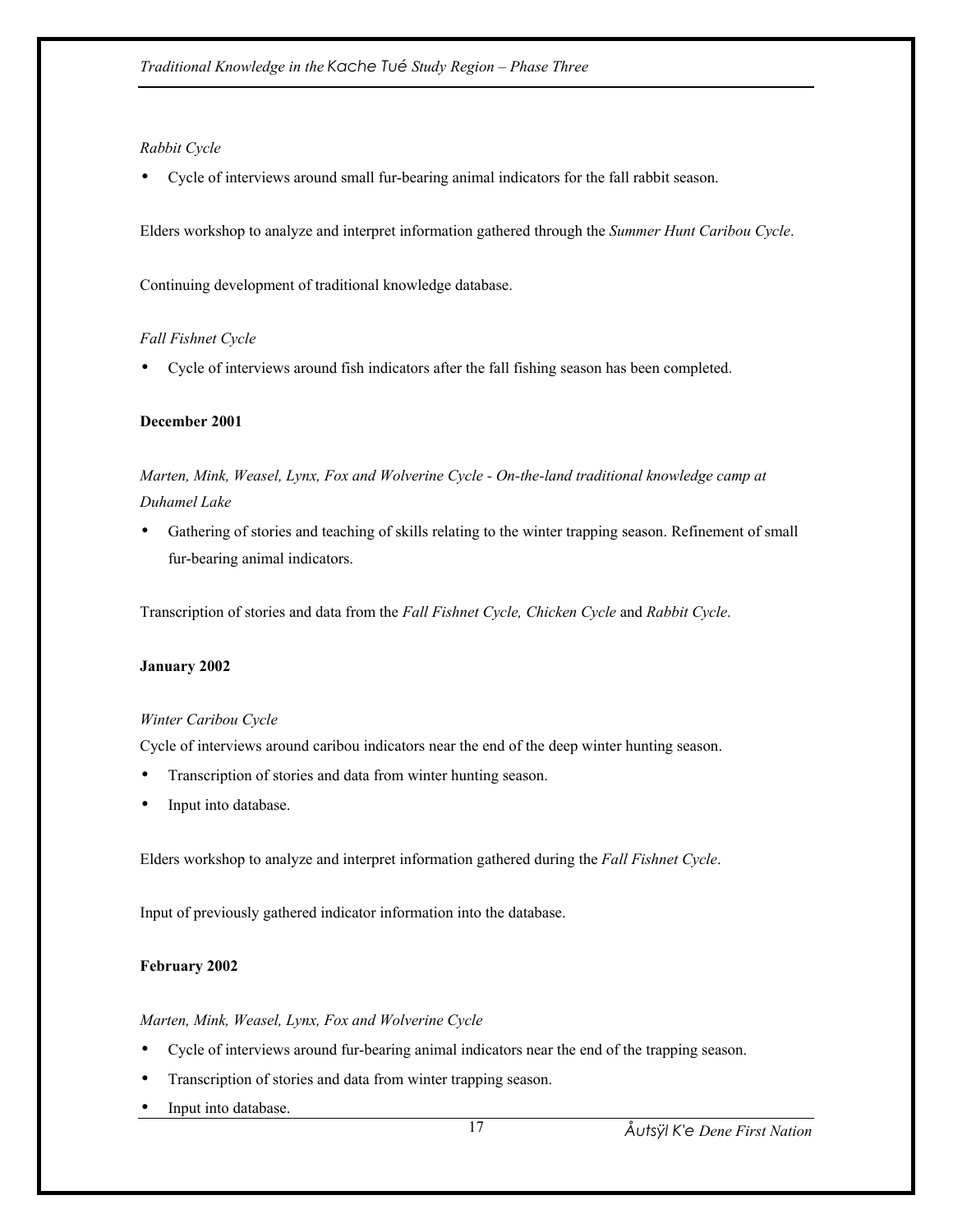*Rabbit Cycle*

- Cycle of interviews around small fur-bearing animal indicators for the fall rabbit season.

Elders workshop to analyze and interpret information gathered through the *Summer Hunt Caribou Cycle*.

Continuing development of traditional knowledge database.

*Fall Fishnet Cycle*

- Cycle of interviews around fish indicators after the fall fishing season has been completed.

**December 2001**

*Marten, Mink, Weasel, Lynx, Fox and Wolverine Cycle - On-the-land traditional knowledge camp at Duhamel Lake*

- Gathering of stories and teaching of skills relating to the winter trapping season. Refinement of small fur-bearing animal indicators.

Transcription of stories and data from the *Fall Fishnet Cycle, Chicken Cycle* and *Rabbit Cycle*.

**January 2002**

*Winter Caribou Cycle*

Cycle of interviews around caribou indicators near the end of the deep winter hunting season.

- Transcription of stories and data from winter hunting season.
- Input into database.

Elders workshop to analyze and interpret information gathered during the *Fall Fishnet Cycle*.

Input of previously gathered indicator information into the database.

**February 2002**

*Marten, Mink, Weasel, Lynx, Fox and Wolverine Cycle*

- Cycle of interviews around fur-bearing animal indicators near the end of the trapping season.
- Transcription of stories and data from winter trapping season.
- Input into database.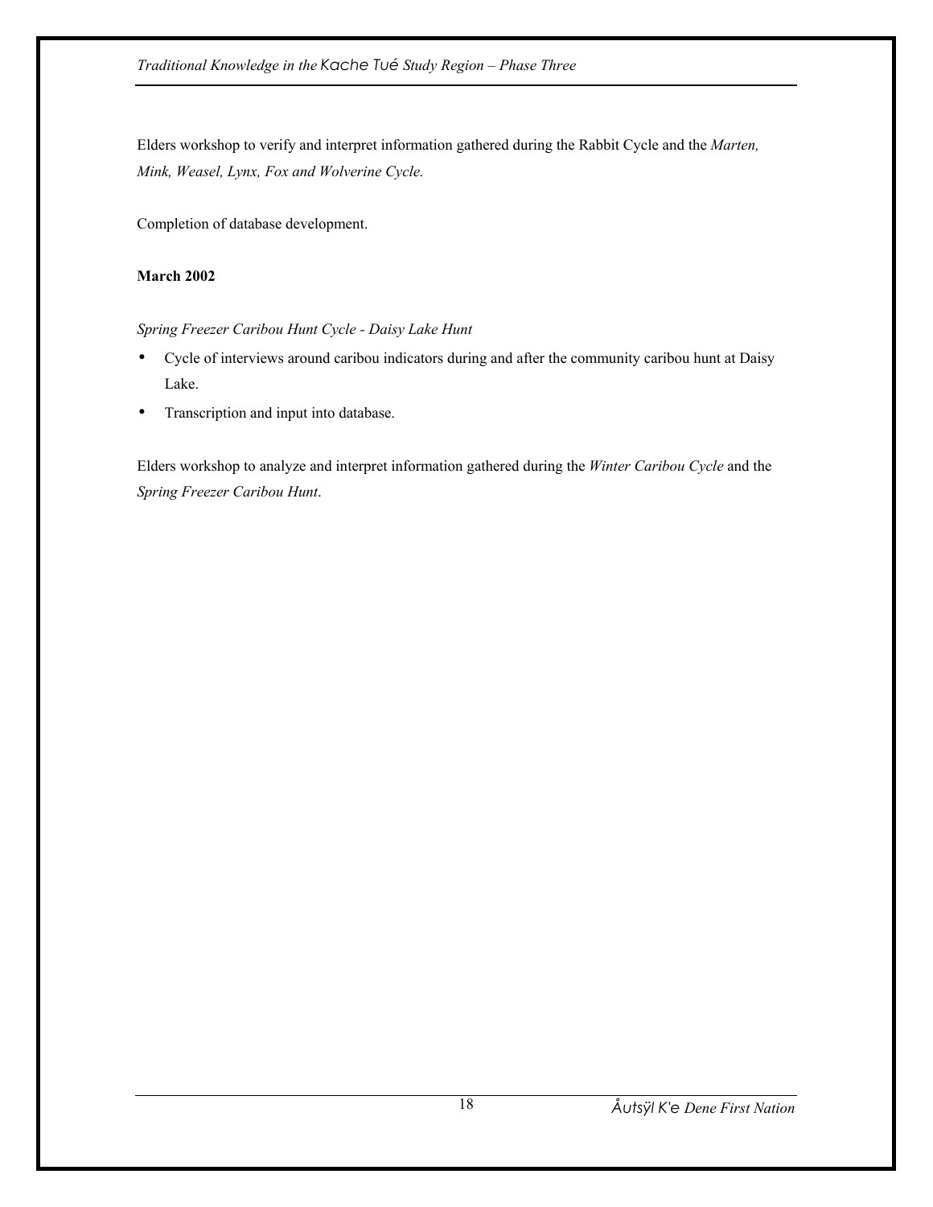Elders workshop to verify and interpret information gathered during the Rabbit Cycle and the *Marten, Mink, Weasel, Lynx, Fox and Wolverine Cycle.*

Completion of database development.

**March 2002**

*Spring Freezer Caribou Hunt Cycle - Daisy Lake Hunt*

- Cycle of interviews around caribou indicators during and after the community caribou hunt at Daisy Lake.
- Transcription and input into database.

Elders workshop to analyze and interpret information gathered during the *Winter Caribou Cycle* and the *Spring Freezer Caribou Hunt*.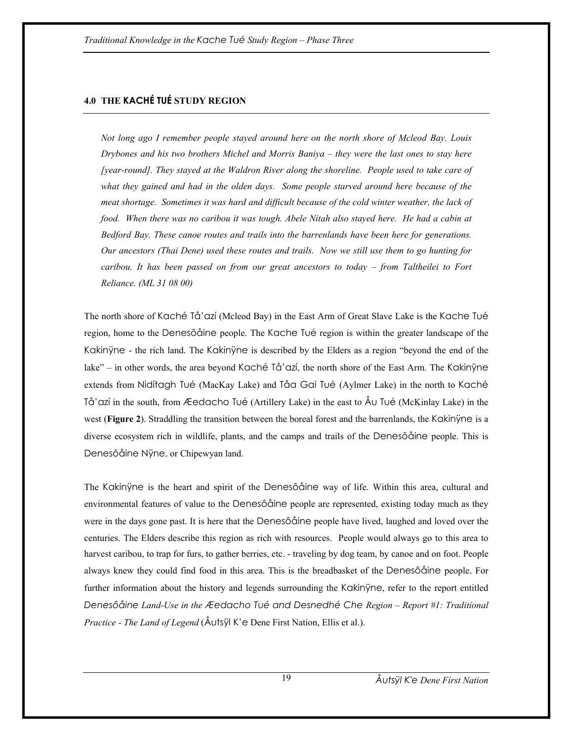## 4.0 THE KACHÉ TUÉ STUDY REGION

*Not long ago I remember people stayed around here on the north shore of Mcleod Bay. Louis Drybones and his two brothers Michel and Morris Baniya – they were the last ones to stay here [year-round]. They stayed at the Waldron River along the shoreline. People used to take care of what they gained and had in the olden days. Some people starved around here because of the meat shortage. Sometimes it was hard and difficult because of the cold winter weather, the lack of food. When there was no caribou it was tough. Abele Nitah also stayed here. He had a cabin at Bedford Bay. These canoe routes and trails into the barrenlands have been here for generations. Our ancestors (Thai Dene) used these routes and trails. Now we still use them to go hunting for caribou. It has been passed on from our great ancestors to today – from Taltheilei to Fort Reliance. (ML 31 08 00)*

The north shore of Kaché Tå'azí (Mcleod Bay) in the East Arm of Great Slave Lake is the Kache Tué region, home to the Denesôåine people. The Kache Tué region is within the greater landscape of the Kakinÿne - the rich land. The Kakinÿne is described by the Elders as a region "beyond the end of the lake" – in other words, the area beyond Kaché Tå'azí, the north shore of the East Arm. The Kakinÿne extends from Nidítagh Tué (MacKay Lake) and Tåa Gai Tué (Aylmer Lake) in the north to Kaché Tå'azí in the south, from Æedacho Tué (Artillery Lake) in the east to Åu Tué (McKinlay Lake) in the west (**Figure 2**). Straddling the transition between the boreal forest and the barrenlands, the Kakinÿne is a diverse ecosystem rich in wildlife, plants, and the camps and trails of the Denesôåine people. This is Denesôåine Nÿne, or Chipewyan land.

The Kakinÿne is the heart and spirit of the Denesôåine way of life. Within this area, cultural and environmental features of value to the Denesôåine people are represented, existing today much as they were in the days gone past. It is here that the Denesôåine people have lived, laughed and loved over the centuries. The Elders describe this region as rich with resources. People would always go to this area to harvest caribou, to trap for furs, to gather berries, etc. - traveling by dog team, by canoe and on foot. People always knew they could find food in this area. This is the breadbasket of the Denesôåine people. For further information about the history and legends surrounding the Kakinÿne, refer to the report entitled *Denesôåine Land-Use in the Æedacho Tué and Desnedhé Che Region – Report #1: Traditional Practice - The Land of Legend* (Åutsÿl K'e Dene First Nation, Ellis et al.).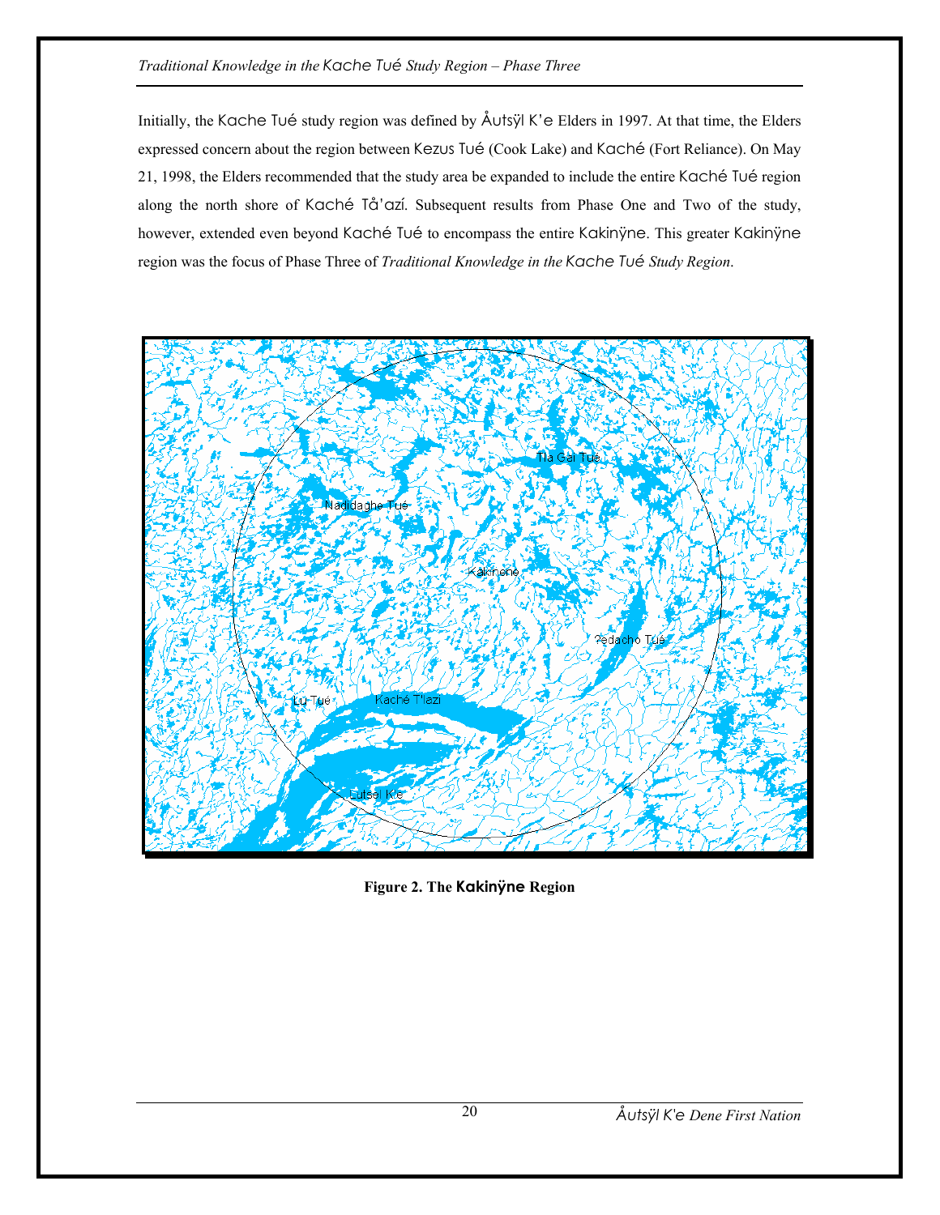Initially, the Kache Tué study region was defined by Åutsÿl K'e Elders in 1997. At that time, the Elders expressed concern about the region between Kezus Tué (Cook Lake) and Kaché (Fort Reliance). On May 21, 1998, the Elders recommended that the study area be expanded to include the entire Kaché Tué region along the north shore of Kaché Tå'azí. Subsequent results from Phase One and Two of the study, however, extended even beyond Kaché Tué to encompass the entire Kakinÿne. This greater Kakinÿne region was the focus of Phase Three of *Traditional Knowledge in the Kache Tué Study Region*.

**Figure 2. The Kakinÿne Region**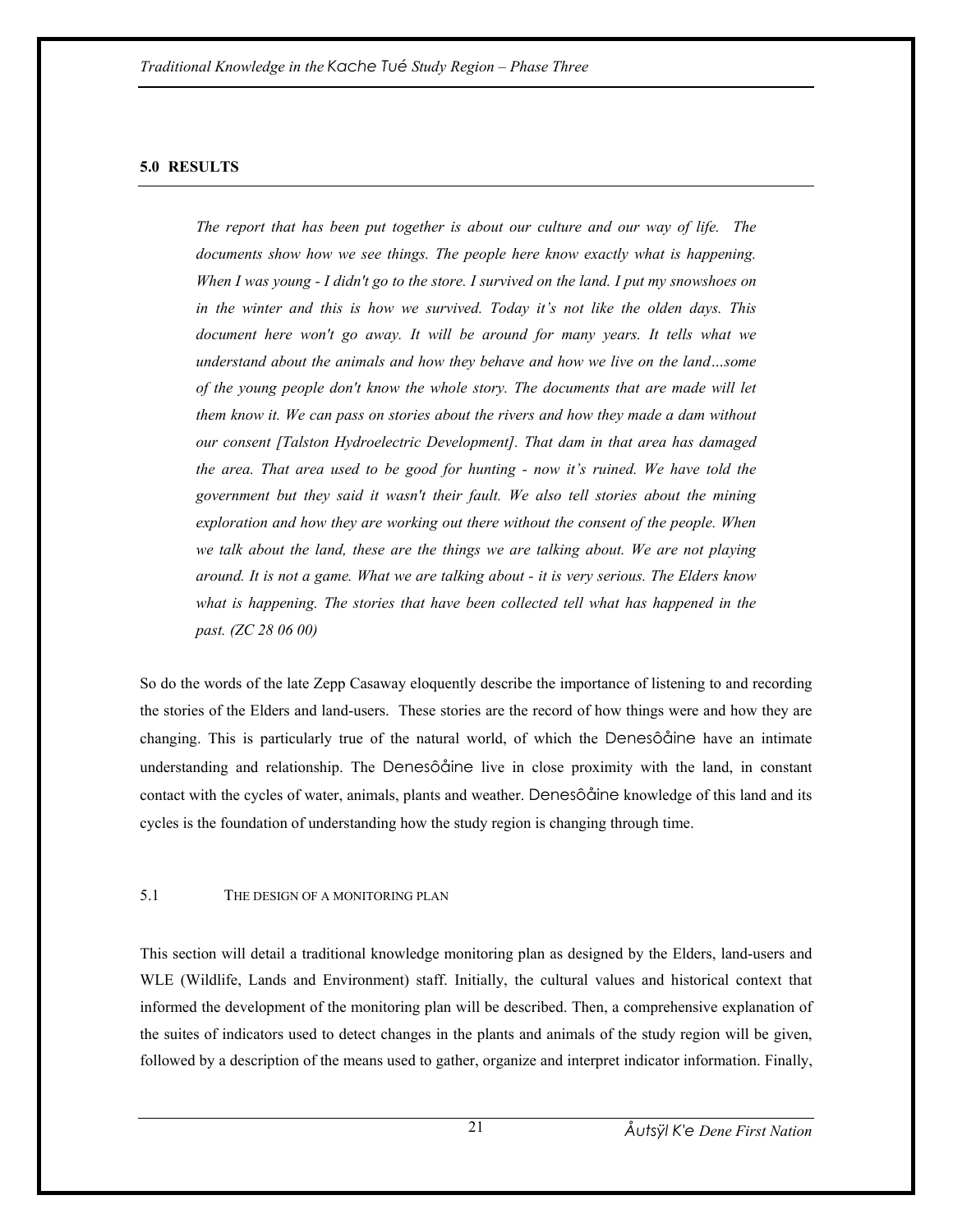## 5.0 RESULTS

*The report that has been put together is about our culture and our way of life. The documents show how we see things. The people here know exactly what is happening. When I was young - I didn't go to the store. I survived on the land. I put my snowshoes on in the winter and this is how we survived. Today it's not like the olden days. This document here won't go away. It will be around for many years. It tells what we understand about the animals and how they behave and how we live on the land…some of the young people don't know the whole story. The documents that are made will let them know it. We can pass on stories about the rivers and how they made a dam without our consent [Talston Hydroelectric Development]. That dam in that area has damaged the area. That area used to be good for hunting - now it's ruined. We have told the government but they said it wasn't their fault. We also tell stories about the mining exploration and how they are working out there without the consent of the people. When we talk about the land, these are the things we are talking about. We are not playing around. It is not a game. What we are talking about - it is very serious. The Elders know what is happening. The stories that have been collected tell what has happened in the past. (ZC 28 06 00)*

So do the words of the late Zepp Casaway eloquently describe the importance of listening to and recording the stories of the Elders and land-users. These stories are the record of how things were and how they are changing. This is particularly true of the natural world, of which the Denesôåine have an intimate understanding and relationship. The Denesôåine live in close proximity with the land, in constant contact with the cycles of water, animals, plants and weather. Denesôåine knowledge of this land and its cycles is the foundation of understanding how the study region is changing through time.

### 5.1 THE DESIGN OF A MONITORING PLAN

This section will detail a traditional knowledge monitoring plan as designed by the Elders, land-users and WLE (Wildlife, Lands and Environment) staff. Initially, the cultural values and historical context that informed the development of the monitoring plan will be described. Then, a comprehensive explanation of the suites of indicators used to detect changes in the plants and animals of the study region will be given, followed by a description of the means used to gather, organize and interpret indicator information. Finally,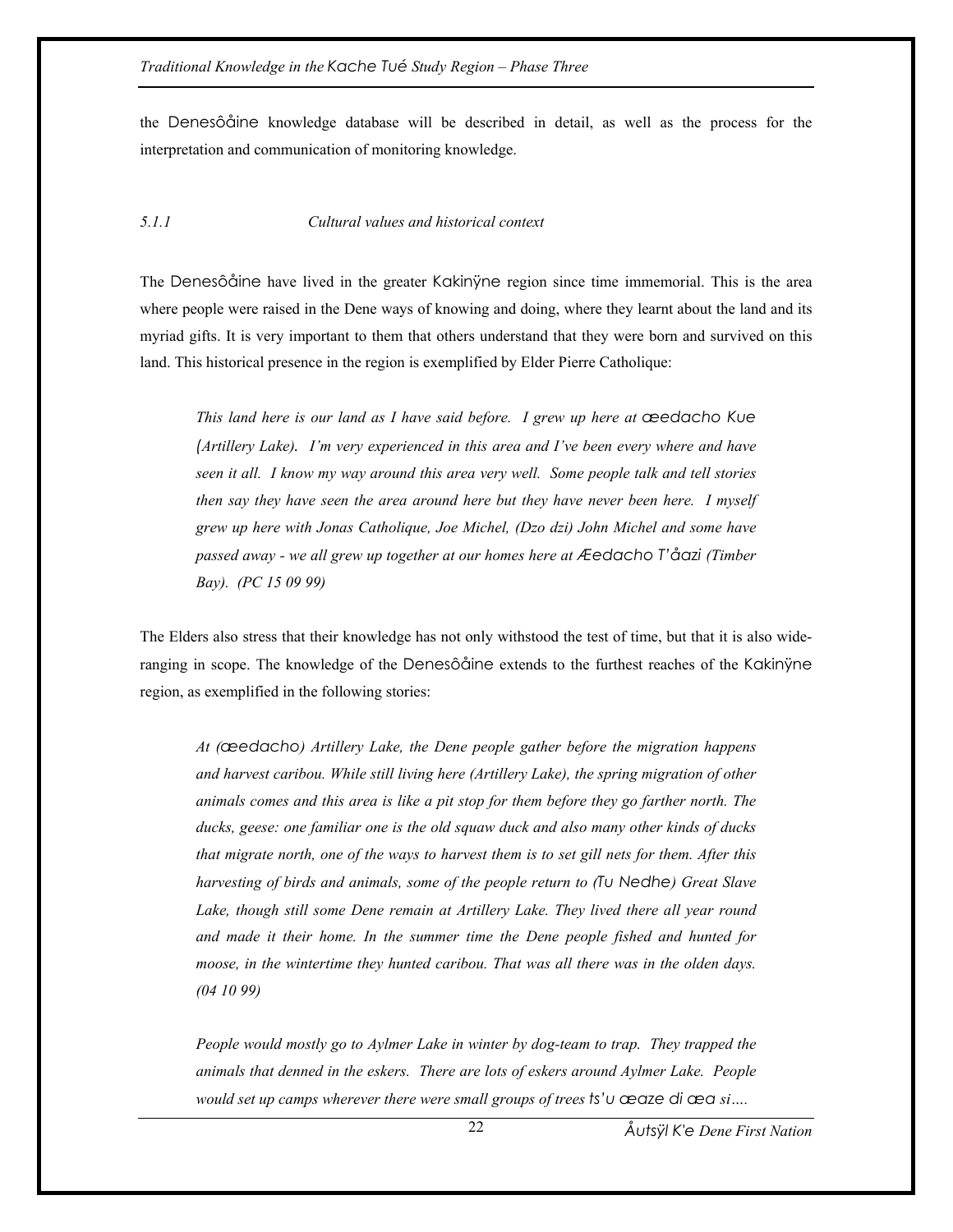the Denesôåine knowledge database will be described in detail, as well as the process for the interpretation and communication of monitoring knowledge.

### *5.1.1 Cultural values and historical context*

The Denesôåine have lived in the greater Kakinÿne region since time immemorial. This is the area where people were raised in the Dene ways of knowing and doing, where they learnt about the land and its myriad gifts. It is very important to them that others understand that they were born and survived on this land. This historical presence in the region is exemplified by Elder Pierre Catholique:

> *This land here is our land as I have said before. I grew up here at œedacho Kue (Artillery Lake). I'm very experienced in this area and I've been every where and have seen it all. I know my way around this area very well. Some people talk and tell stories then say they have seen the area around here but they have never been here. I myself grew up here with Jonas Catholique, Joe Michel, (Dzo dzi) John Michel and some have passed away - we all grew up together at our homes here at Æedacho T'åazi (Timber Bay). (PC 15 09 99)*

The Elders also stress that their knowledge has not only withstood the test of time, but that it is also wide-ranging in scope. The knowledge of the Denesôåine extends to the furthest reaches of the Kakinÿne region, as exemplified in the following stories:

> *At (œedacho) Artillery Lake, the Dene people gather before the migration happens and harvest caribou. While still living here (Artillery Lake), the spring migration of other animals comes and this area is like a pit stop for them before they go farther north. The ducks, geese: one familiar one is the old squaw duck and also many other kinds of ducks that migrate north, one of the ways to harvest them is to set gill nets for them. After this harvesting of birds and animals, some of the people return to (Tu Nedhe) Great Slave Lake, though still some Dene remain at Artillery Lake. They lived there all year round and made it their home. In the summer time the Dene people fished and hunted for moose, in the wintertime they hunted caribou. That was all there was in the olden days. (04 10 99)*

> *People would mostly go to Aylmer Lake in winter by dog-team to trap. They trapped the animals that denned in the eskers. There are lots of eskers around Aylmer Lake. People would set up camps wherever there were small groups of trees ts'u œaze di œa si….*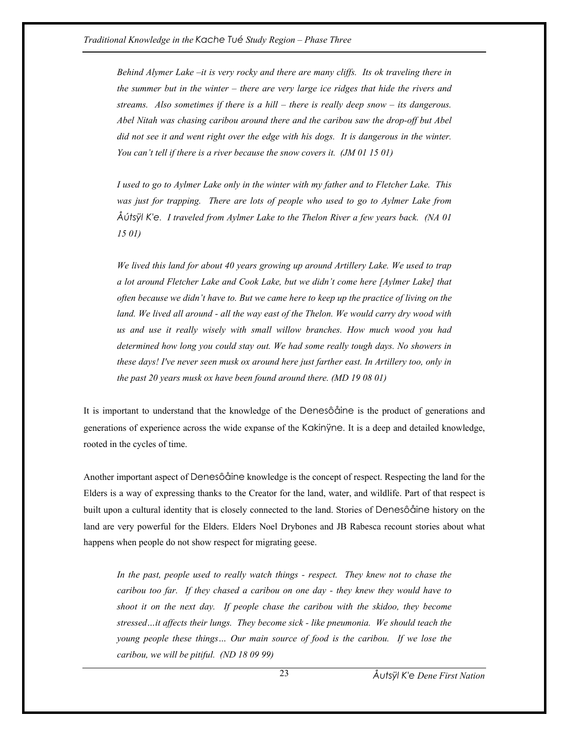*Behind Alymer Lake –it is very rocky and there are many cliffs. Its ok traveling there in the summer but in the winter – there are very large ice ridges that hide the rivers and streams. Also sometimes if there is a hill – there is really deep snow – its dangerous. Abel Nitah was chasing caribou around there and the caribou saw the drop-off but Abel did not see it and went right over the edge with his dogs. It is dangerous in the winter. You can't tell if there is a river because the snow covers it. (JM 01 15 01)*

*I used to go to Aylmer Lake only in the winter with my father and to Fletcher Lake. This was just for trapping. There are lots of people who used to go to Aylmer Lake from Åútsÿl K'e. I traveled from Aylmer Lake to the Thelon River a few years back. (NA 01 15 01)*

*We lived this land for about 40 years growing up around Artillery Lake. We used to trap a lot around Fletcher Lake and Cook Lake, but we didn't come here [Aylmer Lake] that often because we didn't have to. But we came here to keep up the practice of living on the land. We lived all around - all the way east of the Thelon. We would carry dry wood with us and use it really wisely with small willow branches. How much wood you had determined how long you could stay out. We had some really tough days. No showers in these days! I've never seen musk ox around here just farther east. In Artillery too, only in the past 20 years musk ox have been found around there. (MD 19 08 01)*

It is important to understand that the knowledge of the Denesôåine is the product of generations and generations of experience across the wide expanse of the Kakinÿne. It is a deep and detailed knowledge, rooted in the cycles of time.

Another important aspect of Denesôåine knowledge is the concept of respect. Respecting the land for the Elders is a way of expressing thanks to the Creator for the land, water, and wildlife. Part of that respect is built upon a cultural identity that is closely connected to the land. Stories of Denesôåine history on the land are very powerful for the Elders. Elders Noel Drybones and JB Rabesca recount stories about what happens when people do not show respect for migrating geese.

*In the past, people used to really watch things - respect. They knew not to chase the caribou too far. If they chased a caribou on one day - they knew they would have to shoot it on the next day. If people chase the caribou with the skidoo, they become stressed…it affects their lungs. They become sick - like pneumonia. We should teach the young people these things… Our main source of food is the caribou. If we lose the caribou, we will be pitiful. (ND 18 09 99)*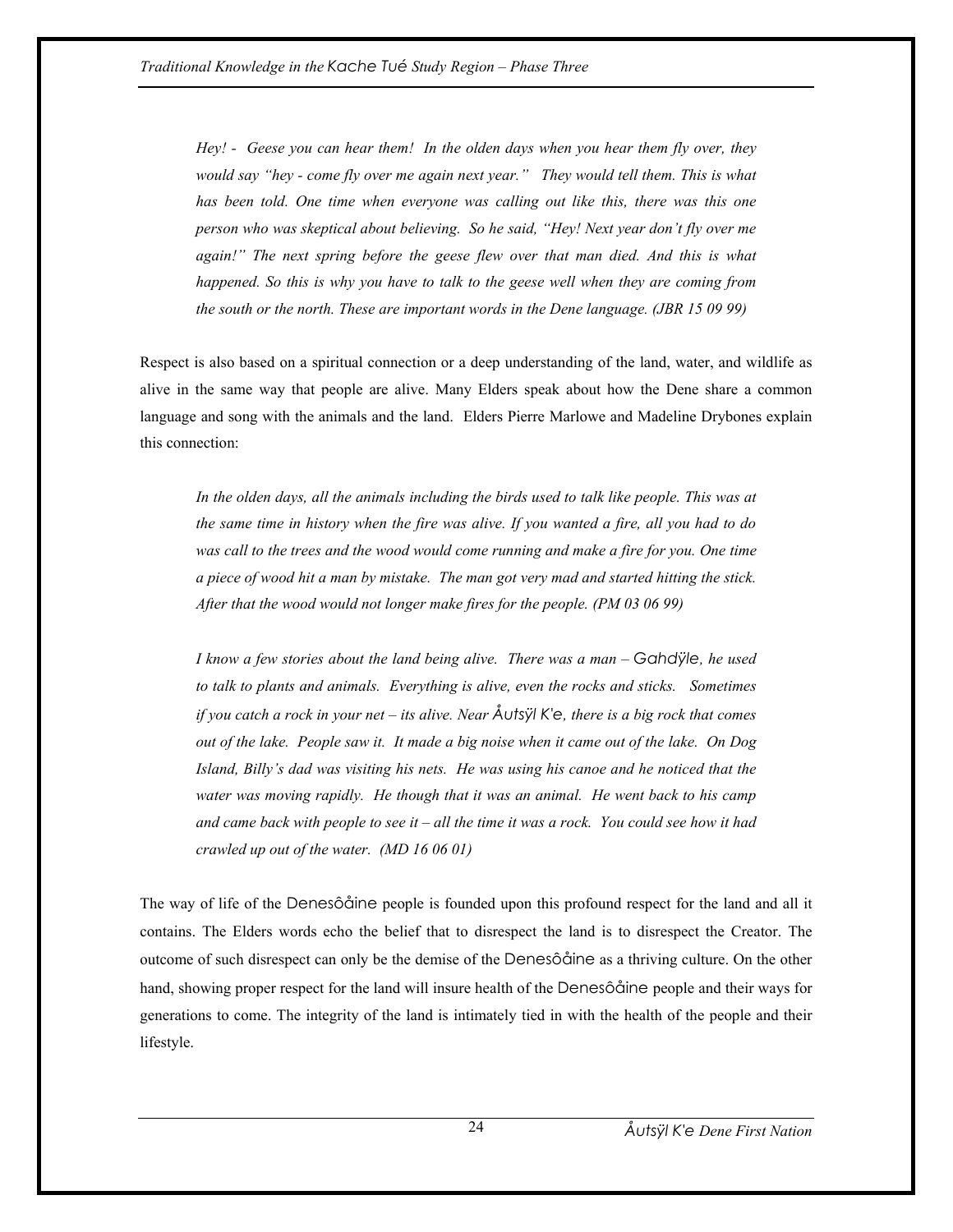*Hey! - Geese you can hear them! In the olden days when you hear them fly over, they would say "hey - come fly over me again next year." They would tell them. This is what has been told. One time when everyone was calling out like this, there was this one person who was skeptical about believing. So he said, "Hey! Next year don't fly over me again!" The next spring before the geese flew over that man died. And this is what happened. So this is why you have to talk to the geese well when they are coming from the south or the north. These are important words in the Dene language. (JBR 15 09 99)*

Respect is also based on a spiritual connection or a deep understanding of the land, water, and wildlife as alive in the same way that people are alive. Many Elders speak about how the Dene share a common language and song with the animals and the land. Elders Pierre Marlowe and Madeline Drybones explain this connection:

*In the olden days, all the animals including the birds used to talk like people. This was at the same time in history when the fire was alive. If you wanted a fire, all you had to do was call to the trees and the wood would come running and make a fire for you. One time a piece of wood hit a man by mistake. The man got very mad and started hitting the stick. After that the wood would not longer make fires for the people. (PM 03 06 99)*

*I know a few stories about the land being alive. There was a man – Gahdÿle, he used to talk to plants and animals. Everything is alive, even the rocks and sticks. Sometimes if you catch a rock in your net – its alive. Near Åutsÿl K'e, there is a big rock that comes out of the lake. People saw it. It made a big noise when it came out of the lake. On Dog Island, Billy's dad was visiting his nets. He was using his canoe and he noticed that the water was moving rapidly. He though that it was an animal. He went back to his camp and came back with people to see it – all the time it was a rock. You could see how it had crawled up out of the water. (MD 16 06 01)*

The way of life of the Denesôåine people is founded upon this profound respect for the land and all it contains. The Elders words echo the belief that to disrespect the land is to disrespect the Creator. The outcome of such disrespect can only be the demise of the Denesôåine as a thriving culture. On the other hand, showing proper respect for the land will insure health of the Denesôåine people and their ways for generations to come. The integrity of the land is intimately tied in with the health of the people and their lifestyle.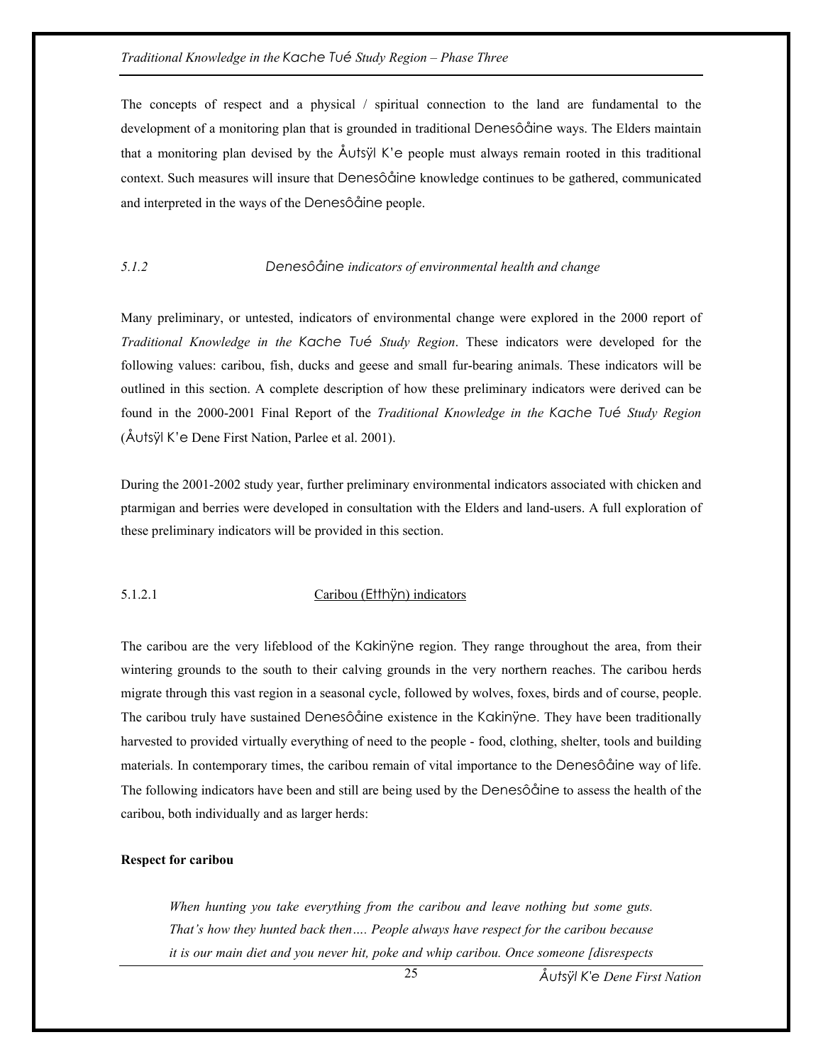The concepts of respect and a physical / spiritual connection to the land are fundamental to the development of a monitoring plan that is grounded in traditional Denesôåine ways. The Elders maintain that a monitoring plan devised by the Åutsÿl K'e people must always remain rooted in this traditional context. Such measures will insure that Denesôåine knowledge continues to be gathered, communicated and interpreted in the ways of the Denesôåine people.

### 5.1.2 *Denesôåine indicators of environmental health and change*

Many preliminary, or untested, indicators of environmental change were explored in the 2000 report of *Traditional Knowledge in the Kache Tué Study Region*. These indicators were developed for the following values: caribou, fish, ducks and geese and small fur-bearing animals. These indicators will be outlined in this section. A complete description of how these preliminary indicators were derived can be found in the 2000-2001 Final Report of the *Traditional Knowledge in the Kache Tué Study Region* (Åutsÿl K'e Dene First Nation, Parlee et al. 2001).

During the 2001-2002 study year, further preliminary environmental indicators associated with chicken and ptarmigan and berries were developed in consultation with the Elders and land-users. A full exploration of these preliminary indicators will be provided in this section.

#### 5.1.2.1 Caribou (Etthÿn) indicators

The caribou are the very lifeblood of the Kakinÿne region. They range throughout the area, from their wintering grounds to the south to their calving grounds in the very northern reaches. The caribou herds migrate through this vast region in a seasonal cycle, followed by wolves, foxes, birds and of course, people. The caribou truly have sustained Denesôåine existence in the Kakinÿne. They have been traditionally harvested to provided virtually everything of need to the people - food, clothing, shelter, tools and building materials. In contemporary times, the caribou remain of vital importance to the Denesôåine way of life. The following indicators have been and still are being used by the Denesôåine to assess the health of the caribou, both individually and as larger herds:

**Respect for caribou**

> *When hunting you take everything from the caribou and leave nothing but some guts. That's how they hunted back then…. People always have respect for the caribou because it is our main diet and you never hit, poke and whip caribou. Once someone [disrespects*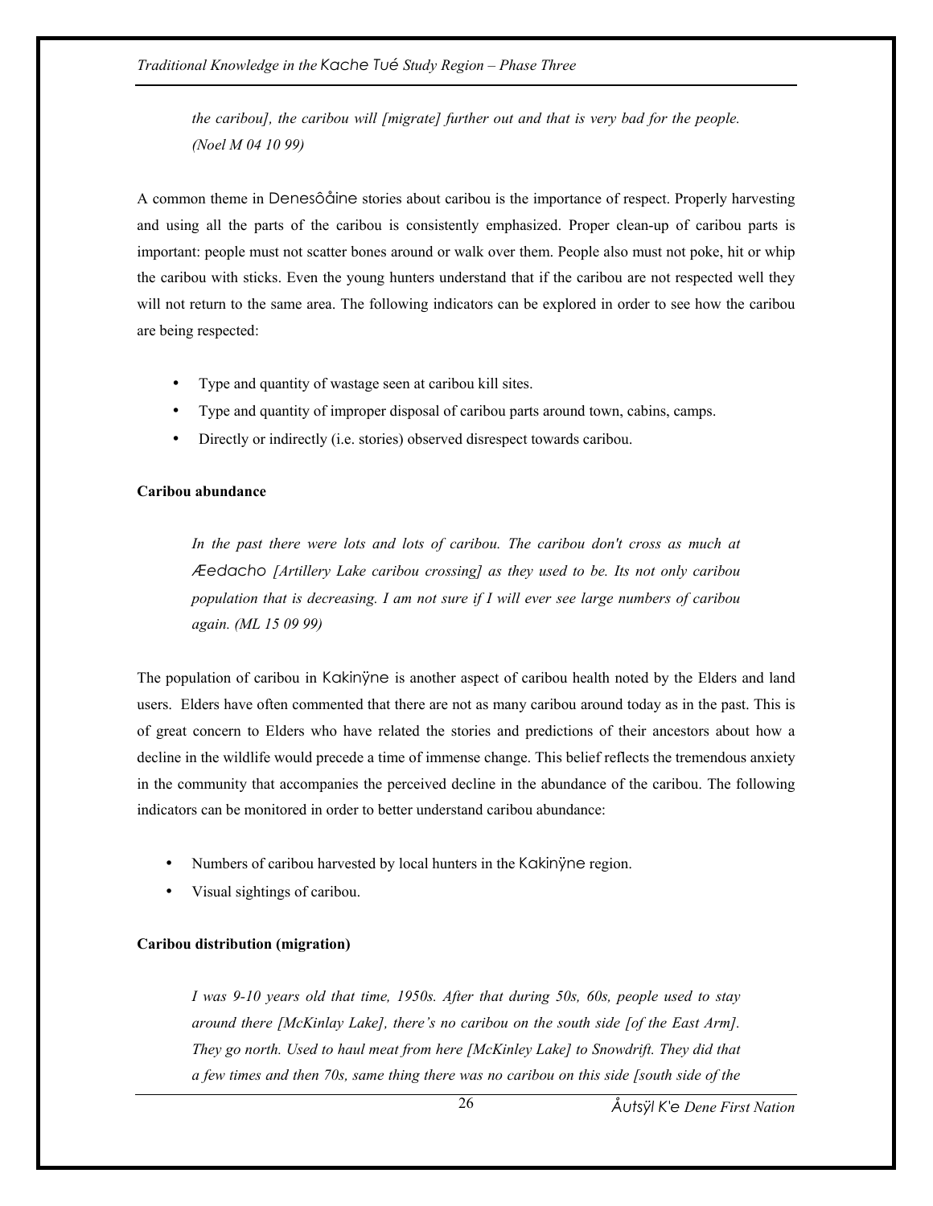*the caribou], the caribou will [migrate] further out and that is very bad for the people. (Noel M 04 10 99)*

A common theme in Denesôåine stories about caribou is the importance of respect. Properly harvesting and using all the parts of the caribou is consistently emphasized. Proper clean-up of caribou parts is important: people must not scatter bones around or walk over them. People also must not poke, hit or whip the caribou with sticks. Even the young hunters understand that if the caribou are not respected well they will not return to the same area. The following indicators can be explored in order to see how the caribou are being respected:

- Type and quantity of wastage seen at caribou kill sites.
- Type and quantity of improper disposal of caribou parts around town, cabins, camps.
- Directly or indirectly (i.e. stories) observed disrespect towards caribou.

**Caribou abundance**

*In the past there were lots and lots of caribou. The caribou don't cross as much at Æedacho [Artillery Lake caribou crossing] as they used to be. Its not only caribou population that is decreasing. I am not sure if I will ever see large numbers of caribou again. (ML 15 09 99)*

The population of caribou in Kakinÿne is another aspect of caribou health noted by the Elders and land users. Elders have often commented that there are not as many caribou around today as in the past. This is of great concern to Elders who have related the stories and predictions of their ancestors about how a decline in the wildlife would precede a time of immense change. This belief reflects the tremendous anxiety in the community that accompanies the perceived decline in the abundance of the caribou. The following indicators can be monitored in order to better understand caribou abundance:

- Numbers of caribou harvested by local hunters in the Kakinÿne region.
- Visual sightings of caribou.

**Caribou distribution (migration)**

*I was 9-10 years old that time, 1950s. After that during 50s, 60s, people used to stay around there [McKinlay Lake], there's no caribou on the south side [of the East Arm]. They go north. Used to haul meat from here [McKinley Lake] to Snowdrift. They did that a few times and then 70s, same thing there was no caribou on this side [south side of the*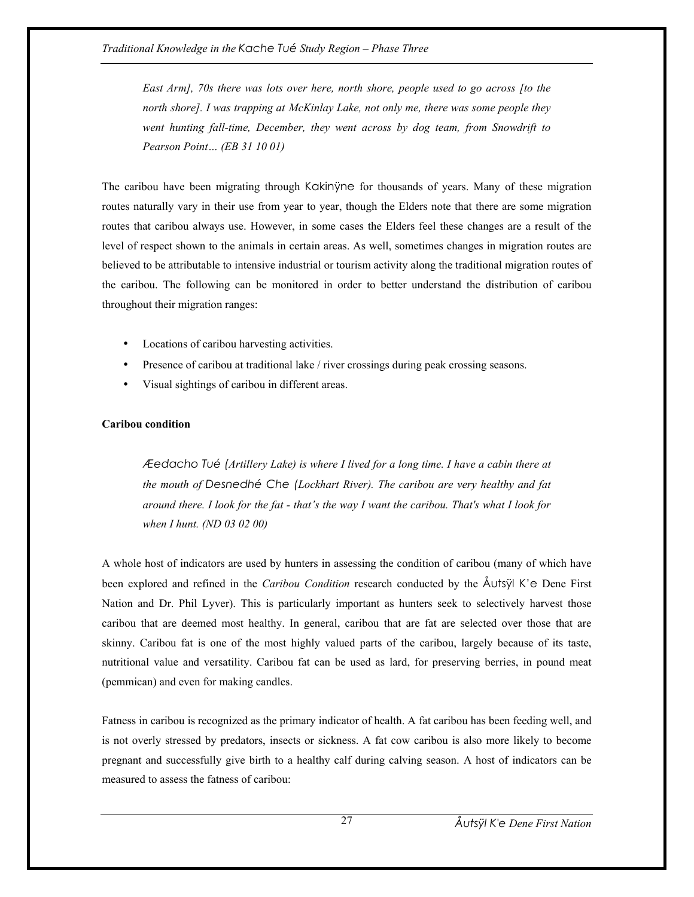*East Arm], 70s there was lots over here, north shore, people used to go across [to the north shore]. I was trapping at McKinlay Lake, not only me, there was some people they went hunting fall-time, December, they went across by dog team, from Snowdrift to Pearson Point… (EB 31 10 01)*

The caribou have been migrating through Kakinÿne for thousands of years. Many of these migration routes naturally vary in their use from year to year, though the Elders note that there are some migration routes that caribou always use. However, in some cases the Elders feel these changes are a result of the level of respect shown to the animals in certain areas. As well, sometimes changes in migration routes are believed to be attributable to intensive industrial or tourism activity along the traditional migration routes of the caribou. The following can be monitored in order to better understand the distribution of caribou throughout their migration ranges:

- Locations of caribou harvesting activities.
- Presence of caribou at traditional lake / river crossings during peak crossing seasons.
- Visual sightings of caribou in different areas.

**Caribou condition**

*Æedacho Tué (Artillery Lake) is where I lived for a long time. I have a cabin there at the mouth of Desnedhé Che (Lockhart River). The caribou are very healthy and fat around there. I look for the fat - that's the way I want the caribou. That's what I look for when I hunt. (ND 03 02 00)*

A whole host of indicators are used by hunters in assessing the condition of caribou (many of which have been explored and refined in the *Caribou Condition* research conducted by the Åutsÿl K'e Dene First Nation and Dr. Phil Lyver). This is particularly important as hunters seek to selectively harvest those caribou that are deemed most healthy. In general, caribou that are fat are selected over those that are skinny. Caribou fat is one of the most highly valued parts of the caribou, largely because of its taste, nutritional value and versatility. Caribou fat can be used as lard, for preserving berries, in pound meat (pemmican) and even for making candles.

Fatness in caribou is recognized as the primary indicator of health. A fat caribou has been feeding well, and is not overly stressed by predators, insects or sickness. A fat cow caribou is also more likely to become pregnant and successfully give birth to a healthy calf during calving season. A host of indicators can be measured to assess the fatness of caribou: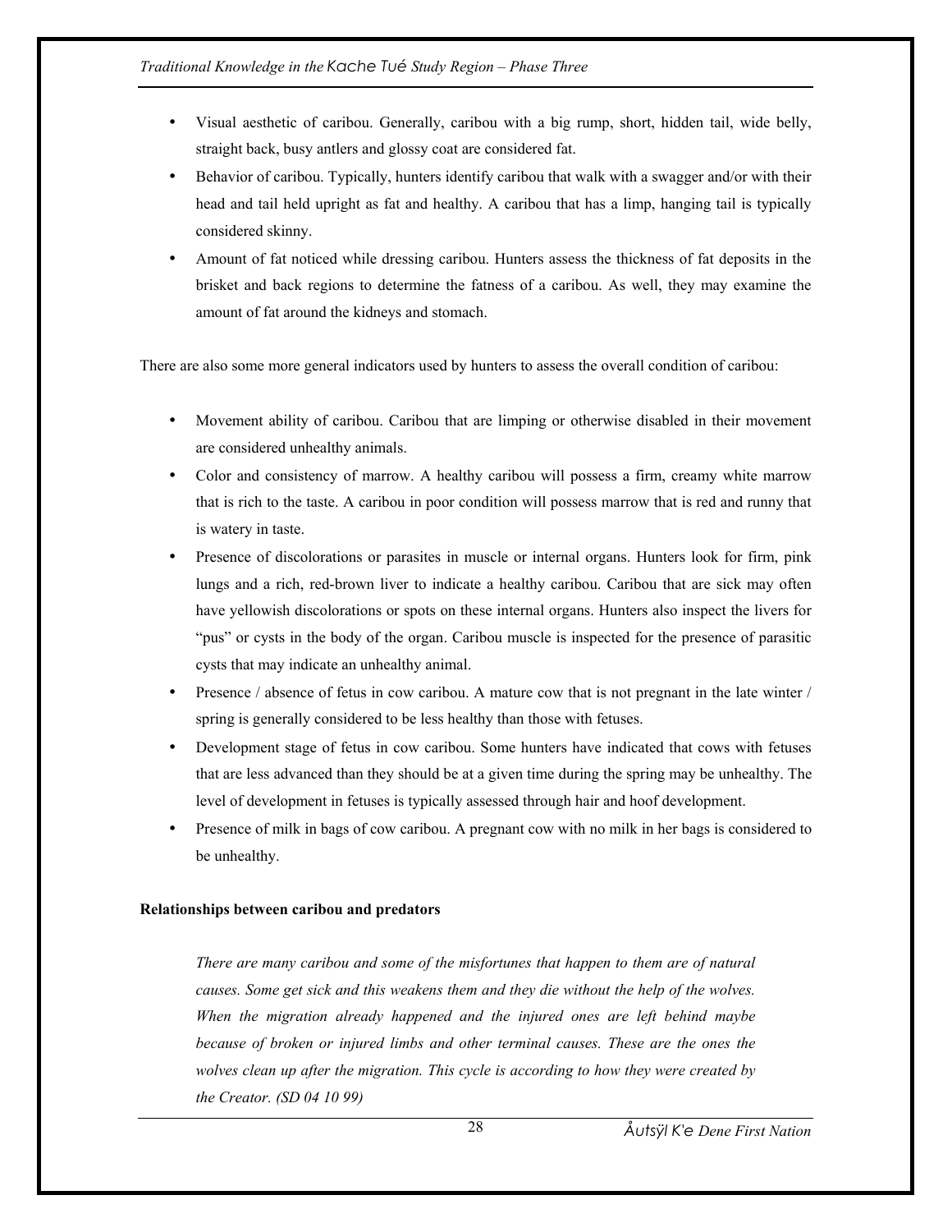- Visual aesthetic of caribou. Generally, caribou with a big rump, short, hidden tail, wide belly, straight back, busy antlers and glossy coat are considered fat.
- Behavior of caribou. Typically, hunters identify caribou that walk with a swagger and/or with their head and tail held upright as fat and healthy. A caribou that has a limp, hanging tail is typically considered skinny.
- Amount of fat noticed while dressing caribou. Hunters assess the thickness of fat deposits in the brisket and back regions to determine the fatness of a caribou. As well, they may examine the amount of fat around the kidneys and stomach.

There are also some more general indicators used by hunters to assess the overall condition of caribou:

- Movement ability of caribou. Caribou that are limping or otherwise disabled in their movement are considered unhealthy animals.
- Color and consistency of marrow. A healthy caribou will possess a firm, creamy white marrow that is rich to the taste. A caribou in poor condition will possess marrow that is red and runny that is watery in taste.
- Presence of discolorations or parasites in muscle or internal organs. Hunters look for firm, pink lungs and a rich, red-brown liver to indicate a healthy caribou. Caribou that are sick may often have yellowish discolorations or spots on these internal organs. Hunters also inspect the livers for "pus" or cysts in the body of the organ. Caribou muscle is inspected for the presence of parasitic cysts that may indicate an unhealthy animal.
- Presence / absence of fetus in cow caribou. A mature cow that is not pregnant in the late winter / spring is generally considered to be less healthy than those with fetuses.
- Development stage of fetus in cow caribou. Some hunters have indicated that cows with fetuses that are less advanced than they should be at a given time during the spring may be unhealthy. The level of development in fetuses is typically assessed through hair and hoof development.
- Presence of milk in bags of cow caribou. A pregnant cow with no milk in her bags is considered to be unhealthy.

**Relationships between caribou and predators**

> *There are many caribou and some of the misfortunes that happen to them are of natural causes. Some get sick and this weakens them and they die without the help of the wolves. When the migration already happened and the injured ones are left behind maybe because of broken or injured limbs and other terminal causes. These are the ones the wolves clean up after the migration. This cycle is according to how they were created by the Creator. (SD 04 10 99)*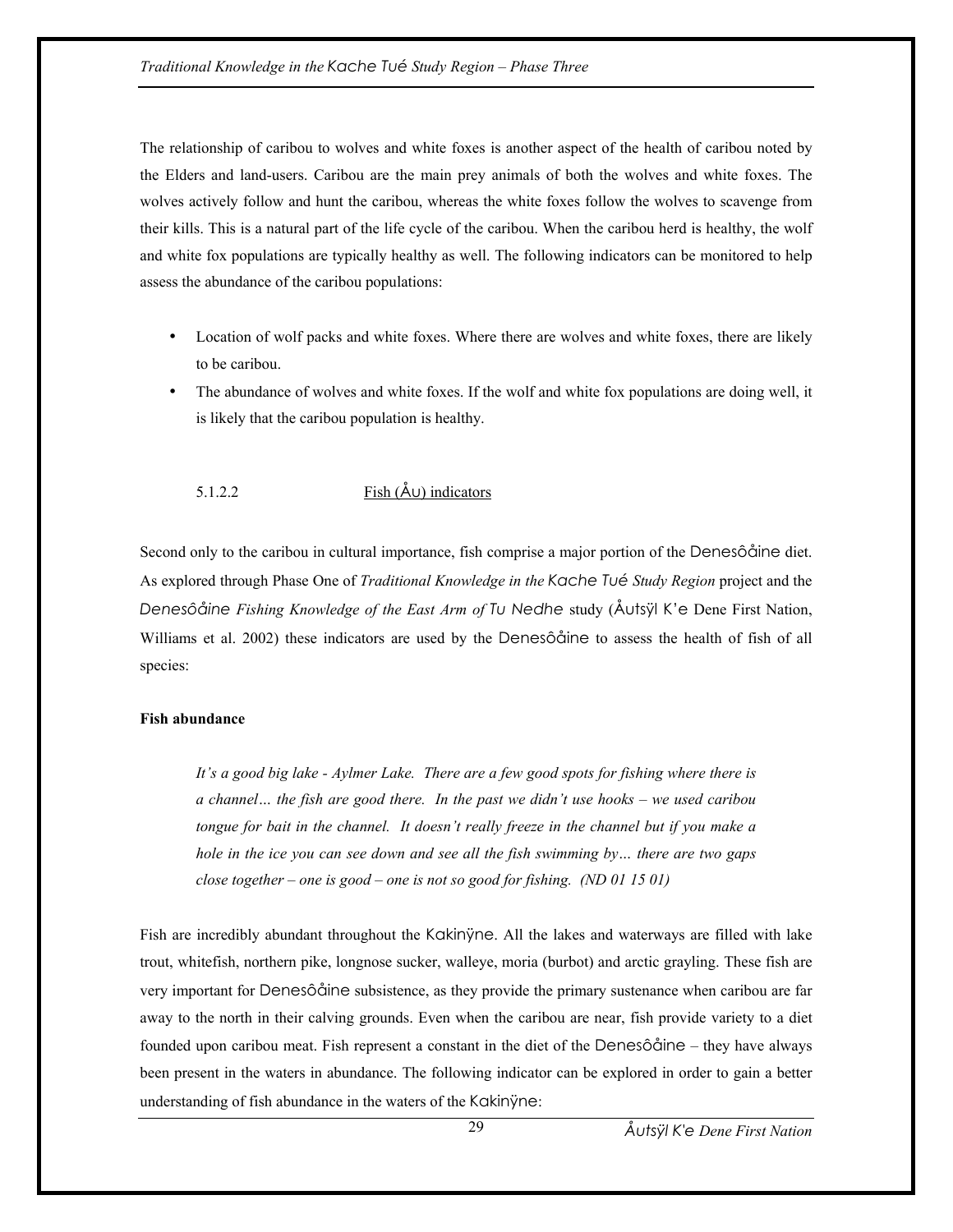The relationship of caribou to wolves and white foxes is another aspect of the health of caribou noted by the Elders and land-users. Caribou are the main prey animals of both the wolves and white foxes. The wolves actively follow and hunt the caribou, whereas the white foxes follow the wolves to scavenge from their kills. This is a natural part of the life cycle of the caribou. When the caribou herd is healthy, the wolf and white fox populations are typically healthy as well. The following indicators can be monitored to help assess the abundance of the caribou populations:

- Location of wolf packs and white foxes. Where there are wolves and white foxes, there are likely to be caribou.
- The abundance of wolves and white foxes. If the wolf and white fox populations are doing well, it is likely that the caribou population is healthy.

#### 5.1.2.2 Fish (Åʋ) indicators

Second only to the caribou in cultural importance, fish comprise a major portion of the Denesôåine diet. As explored through Phase One of *Traditional Knowledge in the Kache Tué Study Region* project and the *Denesôåine Fishing Knowledge of the East Arm of Tu Nedhe* study (Åutsÿl K'e Dene First Nation, Williams et al. 2002) these indicators are used by the Denesôåine to assess the health of fish of all species:

**Fish abundance**

> *It's a good big lake - Aylmer Lake. There are a few good spots for fishing where there is a channel… the fish are good there. In the past we didn't use hooks – we used caribou tongue for bait in the channel. It doesn't really freeze in the channel but if you make a hole in the ice you can see down and see all the fish swimming by… there are two gaps close together – one is good – one is not so good for fishing. (ND 01 15 01)*

Fish are incredibly abundant throughout the Kakinÿne. All the lakes and waterways are filled with lake trout, whitefish, northern pike, longnose sucker, walleye, moria (burbot) and arctic grayling. These fish are very important for Denesôåine subsistence, as they provide the primary sustenance when caribou are far away to the north in their calving grounds. Even when the caribou are near, fish provide variety to a diet founded upon caribou meat. Fish represent a constant in the diet of the Denesôåine – they have always been present in the waters in abundance. The following indicator can be explored in order to gain a better understanding of fish abundance in the waters of the Kakinÿne: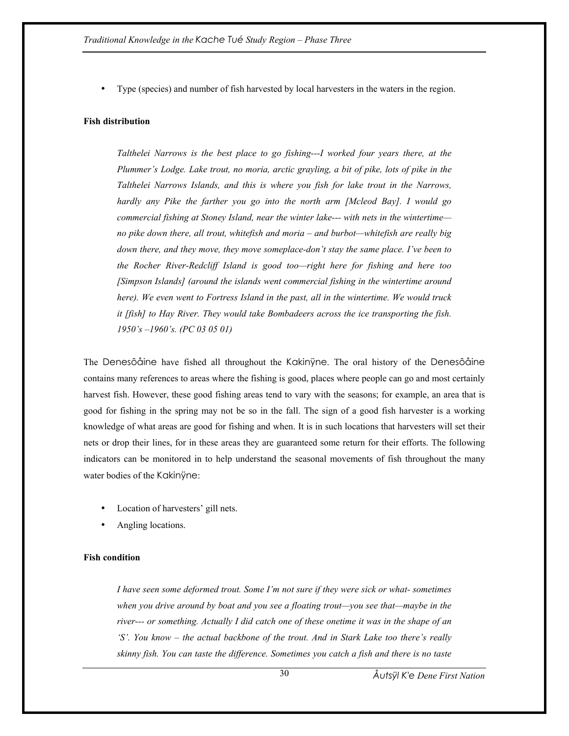- Type (species) and number of fish harvested by local harvesters in the waters in the region.

**Fish distribution**

> *Talthelei Narrows is the best place to go fishing---I worked four years there, at the Plummer's Lodge. Lake trout, no moria, arctic grayling, a bit of pike, lots of pike in the Talthelei Narrows Islands, and this is where you fish for lake trout in the Narrows, hardly any Pike the farther you go into the north arm [Mcleod Bay]. I would go commercial fishing at Stoney Island, near the winter lake--- with nets in the wintertime—no pike down there, all trout, whitefish and moria – and burbot—whitefish are really big down there, and they move, they move someplace-don't stay the same place. I've been to the Rocher River-Redcliff Island is good too—right here for fishing and here too [Simpson Islands] (around the islands went commercial fishing in the wintertime around here). We even went to Fortress Island in the past, all in the wintertime. We would truck it [fish] to Hay River. They would take Bombadeers across the ice transporting the fish. 1950's –1960's. (PC 03 05 01)*

The Denesôåine have fished all throughout the Kakinÿne. The oral history of the Denesôåine contains many references to areas where the fishing is good, places where people can go and most certainly harvest fish. However, these good fishing areas tend to vary with the seasons; for example, an area that is good for fishing in the spring may not be so in the fall. The sign of a good fish harvester is a working knowledge of what areas are good for fishing and when. It is in such locations that harvesters will set their nets or drop their lines, for in these areas they are guaranteed some return for their efforts. The following indicators can be monitored in to help understand the seasonal movements of fish throughout the many water bodies of the Kakinÿne:

- Location of harvesters' gill nets.
- Angling locations.

**Fish condition**

> *I have seen some deformed trout. Some I'm not sure if they were sick or what- sometimes when you drive around by boat and you see a floating trout—you see that—maybe in the river--- or something. Actually I did catch one of these onetime it was in the shape of an 'S'. You know – the actual backbone of the trout. And in Stark Lake too there's really skinny fish. You can taste the difference. Sometimes you catch a fish and there is no taste*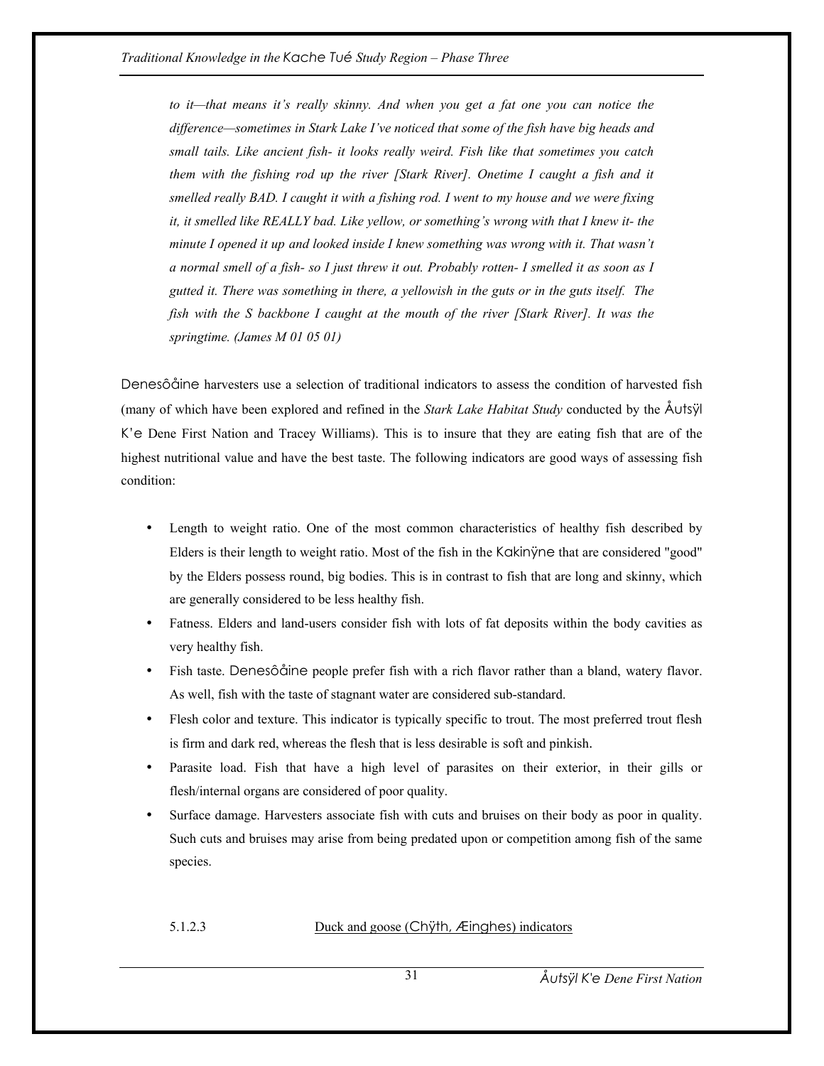*to it—that means it's really skinny. And when you get a fat one you can notice the difference—sometimes in Stark Lake I've noticed that some of the fish have big heads and small tails. Like ancient fish- it looks really weird. Fish like that sometimes you catch them with the fishing rod up the river [Stark River]. Onetime I caught a fish and it smelled really BAD. I caught it with a fishing rod. I went to my house and we were fixing it, it smelled like REALLY bad. Like yellow, or something's wrong with that I knew it- the minute I opened it up and looked inside I knew something was wrong with it. That wasn't a normal smell of a fish- so I just threw it out. Probably rotten- I smelled it as soon as I gutted it. There was something in there, a yellowish in the guts or in the guts itself. The fish with the S backbone I caught at the mouth of the river [Stark River]. It was the springtime. (James M 01 05 01)*

Denesôåine harvesters use a selection of traditional indicators to assess the condition of harvested fish (many of which have been explored and refined in the *Stark Lake Habitat Study* conducted by the Åutsÿl K'e Dene First Nation and Tracey Williams). This is to insure that they are eating fish that are of the highest nutritional value and have the best taste. The following indicators are good ways of assessing fish condition:

- Length to weight ratio. One of the most common characteristics of healthy fish described by Elders is their length to weight ratio. Most of the fish in the Kakinÿne that are considered "good" by the Elders possess round, big bodies. This is in contrast to fish that are long and skinny, which are generally considered to be less healthy fish.
- Fatness. Elders and land-users consider fish with lots of fat deposits within the body cavities as very healthy fish.
- Fish taste. Denesôåine people prefer fish with a rich flavor rather than a bland, watery flavor. As well, fish with the taste of stagnant water are considered sub-standard.
- Flesh color and texture. This indicator is typically specific to trout. The most preferred trout flesh is firm and dark red, whereas the flesh that is less desirable is soft and pinkish.
- Parasite load. Fish that have a high level of parasites on their exterior, in their gills or flesh/internal organs are considered of poor quality.
- Surface damage. Harvesters associate fish with cuts and bruises on their body as poor in quality. Such cuts and bruises may arise from being predated upon or competition among fish of the same species.

#### 5.1.2.3 Duck and goose (Chÿth, Æinghes) indicators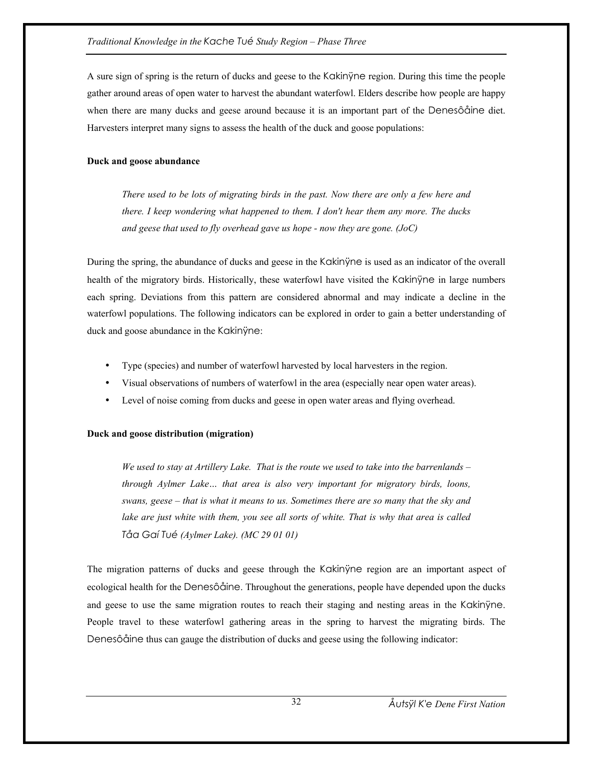A sure sign of spring is the return of ducks and geese to the Kakinÿne region. During this time the people gather around areas of open water to harvest the abundant waterfowl. Elders describe how people are happy when there are many ducks and geese around because it is an important part of the Denesôåine diet. Harvesters interpret many signs to assess the health of the duck and goose populations:

**Duck and goose abundance**

> *There used to be lots of migrating birds in the past. Now there are only a few here and there. I keep wondering what happened to them. I don't hear them any more. The ducks and geese that used to fly overhead gave us hope - now they are gone. (JoC)*

During the spring, the abundance of ducks and geese in the Kakinÿne is used as an indicator of the overall health of the migratory birds. Historically, these waterfowl have visited the Kakinÿne in large numbers each spring. Deviations from this pattern are considered abnormal and may indicate a decline in the waterfowl populations. The following indicators can be explored in order to gain a better understanding of duck and goose abundance in the Kakinÿne:

- Type (species) and number of waterfowl harvested by local harvesters in the region.
- Visual observations of numbers of waterfowl in the area (especially near open water areas).
- Level of noise coming from ducks and geese in open water areas and flying overhead.

**Duck and goose distribution (migration)**

> *We used to stay at Artillery Lake. That is the route we used to take into the barrenlands – through Aylmer Lake… that area is also very important for migratory birds, loons, swans, geese – that is what it means to us. Sometimes there are so many that the sky and lake are just white with them, you see all sorts of white. That is why that area is called Tåa Gaí Tué (Aylmer Lake). (MC 29 01 01)*

The migration patterns of ducks and geese through the Kakinÿne region are an important aspect of ecological health for the Denesôåine. Throughout the generations, people have depended upon the ducks and geese to use the same migration routes to reach their staging and nesting areas in the Kakinÿne. People travel to these waterfowl gathering areas in the spring to harvest the migrating birds. The Denesôåine thus can gauge the distribution of ducks and geese using the following indicator: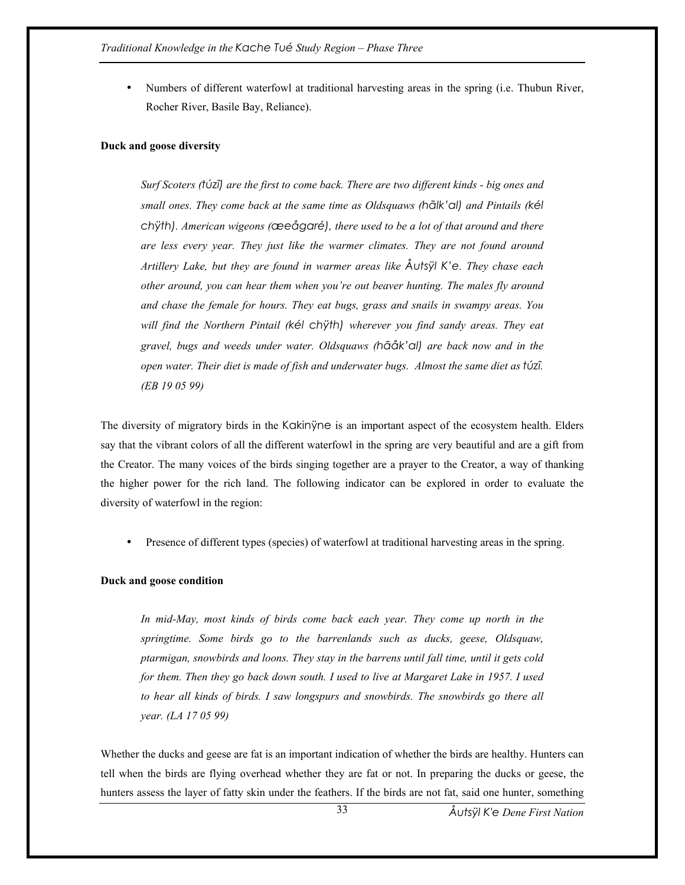- Numbers of different waterfowl at traditional harvesting areas in the spring (i.e. Thubun River, Rocher River, Basile Bay, Reliance).

**Duck and goose diversity**

> *Surf Scoters (ŧúzî) are the first to come back. There are two different kinds - big ones and small ones. They come back at the same time as Oldsquaws (hãlk'al) and Pintails (kél chÿth). American wigeons (œeågaré), there used to be a lot of that around and there are less every year. They just like the warmer climates. They are not found around Artillery Lake, but they are found in warmer areas like Åutsÿl K'e. They chase each other around, you can hear them when you're out beaver hunting. The males fly around and chase the female for hours. They eat bugs, grass and snails in swampy areas. You will find the Northern Pintail (kél chÿth) wherever you find sandy areas. They eat gravel, bugs and weeds under water. Oldsquaws (hãåk'al) are back now and in the open water. Their diet is made of fish and underwater bugs. Almost the same diet as ŧúzî. (EB 19 05 99)*

The diversity of migratory birds in the Kakinÿne is an important aspect of the ecosystem health. Elders say that the vibrant colors of all the different waterfowl in the spring are very beautiful and are a gift from the Creator. The many voices of the birds singing together are a prayer to the Creator, a way of thanking the higher power for the rich land. The following indicator can be explored in order to evaluate the diversity of waterfowl in the region:

- Presence of different types (species) of waterfowl at traditional harvesting areas in the spring.

**Duck and goose condition**

> *In mid-May, most kinds of birds come back each year. They come up north in the springtime. Some birds go to the barrenlands such as ducks, geese, Oldsquaw, ptarmigan, snowbirds and loons. They stay in the barrens until fall time, until it gets cold for them. Then they go back down south. I used to live at Margaret Lake in 1957. I used to hear all kinds of birds. I saw longspurs and snowbirds. The snowbirds go there all year. (LA 17 05 99)*

Whether the ducks and geese are fat is an important indication of whether the birds are healthy. Hunters can tell when the birds are flying overhead whether they are fat or not. In preparing the ducks or geese, the hunters assess the layer of fatty skin under the feathers. If the birds are not fat, said one hunter, something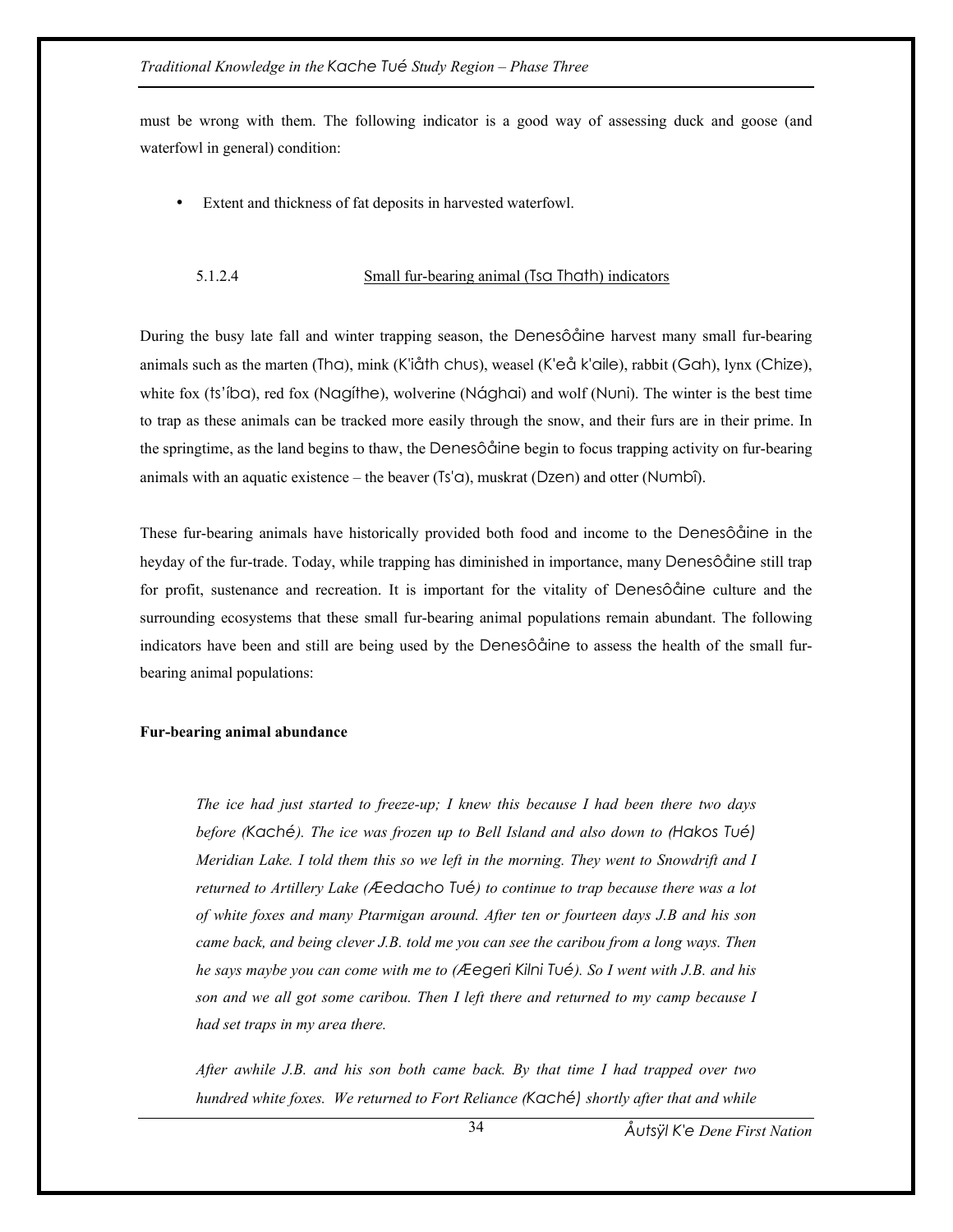must be wrong with them. The following indicator is a good way of assessing duck and goose (and waterfowl in general) condition:

- Extent and thickness of fat deposits in harvested waterfowl.

#### 5.1.2.4 Small fur-bearing animal (Tsa Thath) indicators

During the busy late fall and winter trapping season, the Denesôåine harvest many small fur-bearing animals such as the marten (Tha), mink (K'iåth chus), weasel (K'eå k'aile), rabbit (Gah), lynx (Chize), white fox (ts'íba), red fox (Nagíthe), wolverine (Nághai) and wolf (Nuni). The winter is the best time to trap as these animals can be tracked more easily through the snow, and their furs are in their prime. In the springtime, as the land begins to thaw, the Denesôåine begin to focus trapping activity on fur-bearing animals with an aquatic existence – the beaver (Ts'a), muskrat (Dzen) and otter (Numbî).

These fur-bearing animals have historically provided both food and income to the Denesôåine in the heyday of the fur-trade. Today, while trapping has diminished in importance, many Denesôåine still trap for profit, sustenance and recreation. It is important for the vitality of Denesôåine culture and the surrounding ecosystems that these small fur-bearing animal populations remain abundant. The following indicators have been and still are being used by the Denesôåine to assess the health of the small fur-bearing animal populations:

**Fur-bearing animal abundance**

> *The ice had just started to freeze-up; I knew this because I had been there two days before (Kaché). The ice was frozen up to Bell Island and also down to (Hakos Tué) Meridian Lake. I told them this so we left in the morning. They went to Snowdrift and I returned to Artillery Lake (Æedacho Tué) to continue to trap because there was a lot of white foxes and many Ptarmigan around. After ten or fourteen days J.B and his son came back, and being clever J.B. told me you can see the caribou from a long ways. Then he says maybe you can come with me to (Æegeri Kilni Tué). So I went with J.B. and his son and we all got some caribou. Then I left there and returned to my camp because I had set traps in my area there.*
>
> *After awhile J.B. and his son both came back. By that time I had trapped over two hundred white foxes. We returned to Fort Reliance (Kaché) shortly after that and while*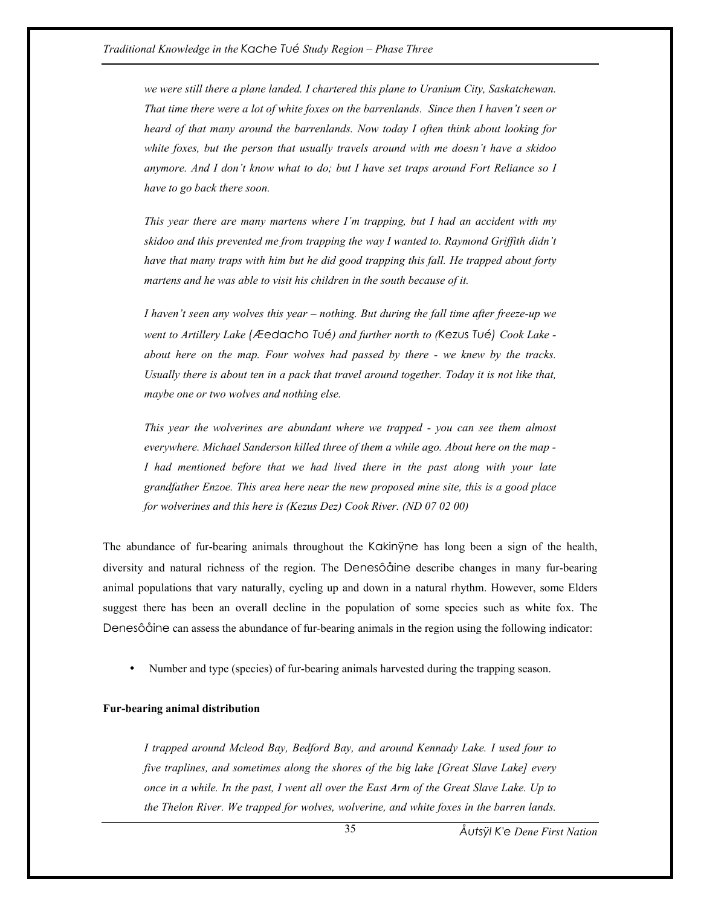*we were still there a plane landed. I chartered this plane to Uranium City, Saskatchewan. That time there were a lot of white foxes on the barrenlands. Since then I haven't seen or heard of that many around the barrenlands. Now today I often think about looking for white foxes, but the person that usually travels around with me doesn't have a skidoo anymore. And I don't know what to do; but I have set traps around Fort Reliance so I have to go back there soon.*

*This year there are many martens where I'm trapping, but I had an accident with my skidoo and this prevented me from trapping the way I wanted to. Raymond Griffith didn't have that many traps with him but he did good trapping this fall. He trapped about forty martens and he was able to visit his children in the south because of it.*

*I haven't seen any wolves this year – nothing. But during the fall time after freeze-up we went to Artillery Lake (Æedacho Tué) and further north to (Kezus Tué) Cook Lake - about here on the map. Four wolves had passed by there - we knew by the tracks. Usually there is about ten in a pack that travel around together. Today it is not like that, maybe one or two wolves and nothing else.*

*This year the wolverines are abundant where we trapped - you can see them almost everywhere. Michael Sanderson killed three of them a while ago. About here on the map - I had mentioned before that we had lived there in the past along with your late grandfather Enzoe. This area here near the new proposed mine site, this is a good place for wolverines and this here is (Kezus Dez) Cook River. (ND 07 02 00)*

The abundance of fur-bearing animals throughout the Kakinÿne has long been a sign of the health, diversity and natural richness of the region. The Denesôåine describe changes in many fur-bearing animal populations that vary naturally, cycling up and down in a natural rhythm. However, some Elders suggest there has been an overall decline in the population of some species such as white fox. The Denesôåine can assess the abundance of fur-bearing animals in the region using the following indicator:

- Number and type (species) of fur-bearing animals harvested during the trapping season.

**Fur-bearing animal distribution**

*I trapped around Mcleod Bay, Bedford Bay, and around Kennady Lake. I used four to five traplines, and sometimes along the shores of the big lake [Great Slave Lake] every once in a while. In the past, I went all over the East Arm of the Great Slave Lake. Up to the Thelon River. We trapped for wolves, wolverine, and white foxes in the barren lands.*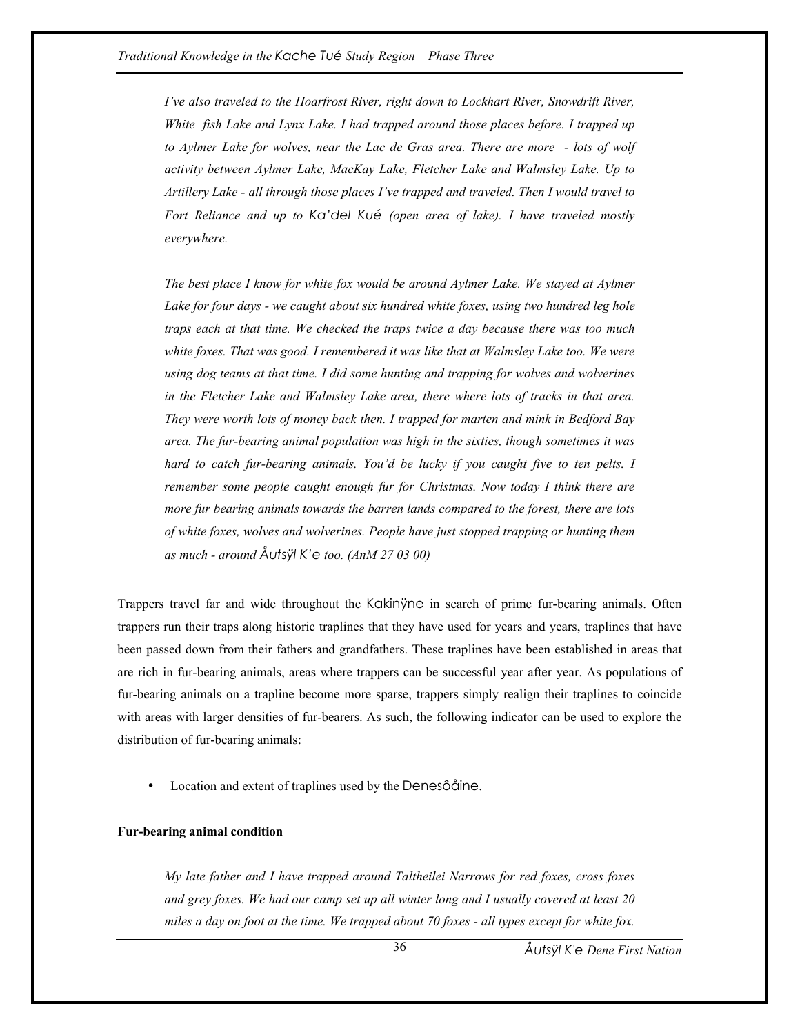*I've also traveled to the Hoarfrost River, right down to Lockhart River, Snowdrift River, White fish Lake and Lynx Lake. I had trapped around those places before. I trapped up to Aylmer Lake for wolves, near the Lac de Gras area. There are more - lots of wolf activity between Aylmer Lake, MacKay Lake, Fletcher Lake and Walmsley Lake. Up to Artillery Lake - all through those places I've trapped and traveled. Then I would travel to Fort Reliance and up to Ka'del Kué (open area of lake). I have traveled mostly everywhere.*

*The best place I know for white fox would be around Aylmer Lake. We stayed at Aylmer Lake for four days - we caught about six hundred white foxes, using two hundred leg hole traps each at that time. We checked the traps twice a day because there was too much white foxes. That was good. I remembered it was like that at Walmsley Lake too. We were using dog teams at that time. I did some hunting and trapping for wolves and wolverines in the Fletcher Lake and Walmsley Lake area, there where lots of tracks in that area. They were worth lots of money back then. I trapped for marten and mink in Bedford Bay area. The fur-bearing animal population was high in the sixties, though sometimes it was hard to catch fur-bearing animals. You'd be lucky if you caught five to ten pelts. I remember some people caught enough fur for Christmas. Now today I think there are more fur bearing animals towards the barren lands compared to the forest, there are lots of white foxes, wolves and wolverines. People have just stopped trapping or hunting them as much - around Åutsÿl K'e too. (AnM 27 03 00)*

Trappers travel far and wide throughout the Kakinÿne in search of prime fur-bearing animals. Often trappers run their traps along historic traplines that they have used for years and years, traplines that have been passed down from their fathers and grandfathers. These traplines have been established in areas that are rich in fur-bearing animals, areas where trappers can be successful year after year. As populations of fur-bearing animals on a trapline become more sparse, trappers simply realign their traplines to coincide with areas with larger densities of fur-bearers. As such, the following indicator can be used to explore the distribution of fur-bearing animals:

- Location and extent of traplines used by the Denesôåine.

**Fur-bearing animal condition**

*My late father and I have trapped around Taltheilei Narrows for red foxes, cross foxes and grey foxes. We had our camp set up all winter long and I usually covered at least 20 miles a day on foot at the time. We trapped about 70 foxes - all types except for white fox.*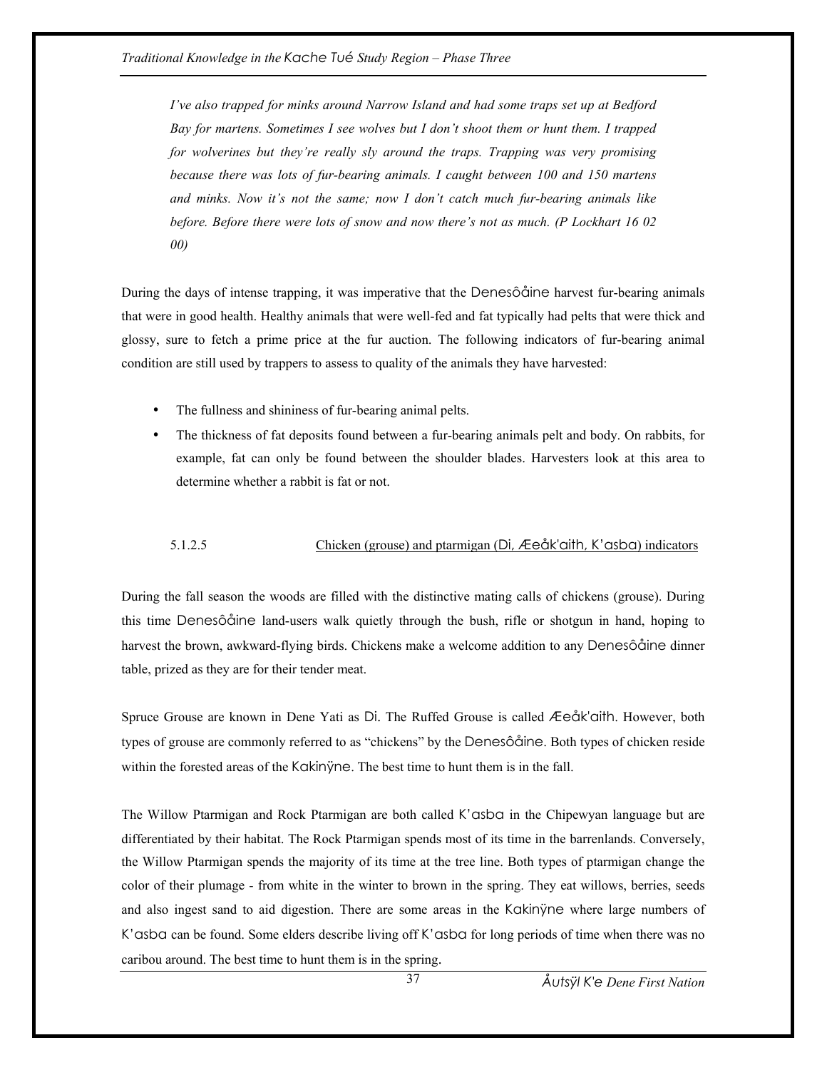*I've also trapped for minks around Narrow Island and had some traps set up at Bedford Bay for martens. Sometimes I see wolves but I don't shoot them or hunt them. I trapped for wolverines but they're really sly around the traps. Trapping was very promising because there was lots of fur-bearing animals. I caught between 100 and 150 martens and minks. Now it's not the same; now I don't catch much fur-bearing animals like before. Before there were lots of snow and now there's not as much. (P Lockhart 16 02 00)*

During the days of intense trapping, it was imperative that the Denesôåine harvest fur-bearing animals that were in good health. Healthy animals that were well-fed and fat typically had pelts that were thick and glossy, sure to fetch a prime price at the fur auction. The following indicators of fur-bearing animal condition are still used by trappers to assess to quality of the animals they have harvested:

- The fullness and shininess of fur-bearing animal pelts.
- The thickness of fat deposits found between a fur-bearing animals pelt and body. On rabbits, for example, fat can only be found between the shoulder blades. Harvesters look at this area to determine whether a rabbit is fat or not.

#### 5.1.2.5 Chicken (grouse) and ptarmigan (Di, Æeåk'aith, K'asba) indicators

During the fall season the woods are filled with the distinctive mating calls of chickens (grouse). During this time Denesôåine land-users walk quietly through the bush, rifle or shotgun in hand, hoping to harvest the brown, awkward-flying birds. Chickens make a welcome addition to any Denesôåine dinner table, prized as they are for their tender meat.

Spruce Grouse are known in Dene Yati as Di. The Ruffed Grouse is called Æeåk'aith. However, both types of grouse are commonly referred to as "chickens" by the Denesôåine. Both types of chicken reside within the forested areas of the Kakinÿne. The best time to hunt them is in the fall.

The Willow Ptarmigan and Rock Ptarmigan are both called K'asba in the Chipewyan language but are differentiated by their habitat. The Rock Ptarmigan spends most of its time in the barrenlands. Conversely, the Willow Ptarmigan spends the majority of its time at the tree line. Both types of ptarmigan change the color of their plumage - from white in the winter to brown in the spring. They eat willows, berries, seeds and also ingest sand to aid digestion. There are some areas in the Kakinÿne where large numbers of K'asba can be found. Some elders describe living off K'asba for long periods of time when there was no caribou around. The best time to hunt them is in the spring.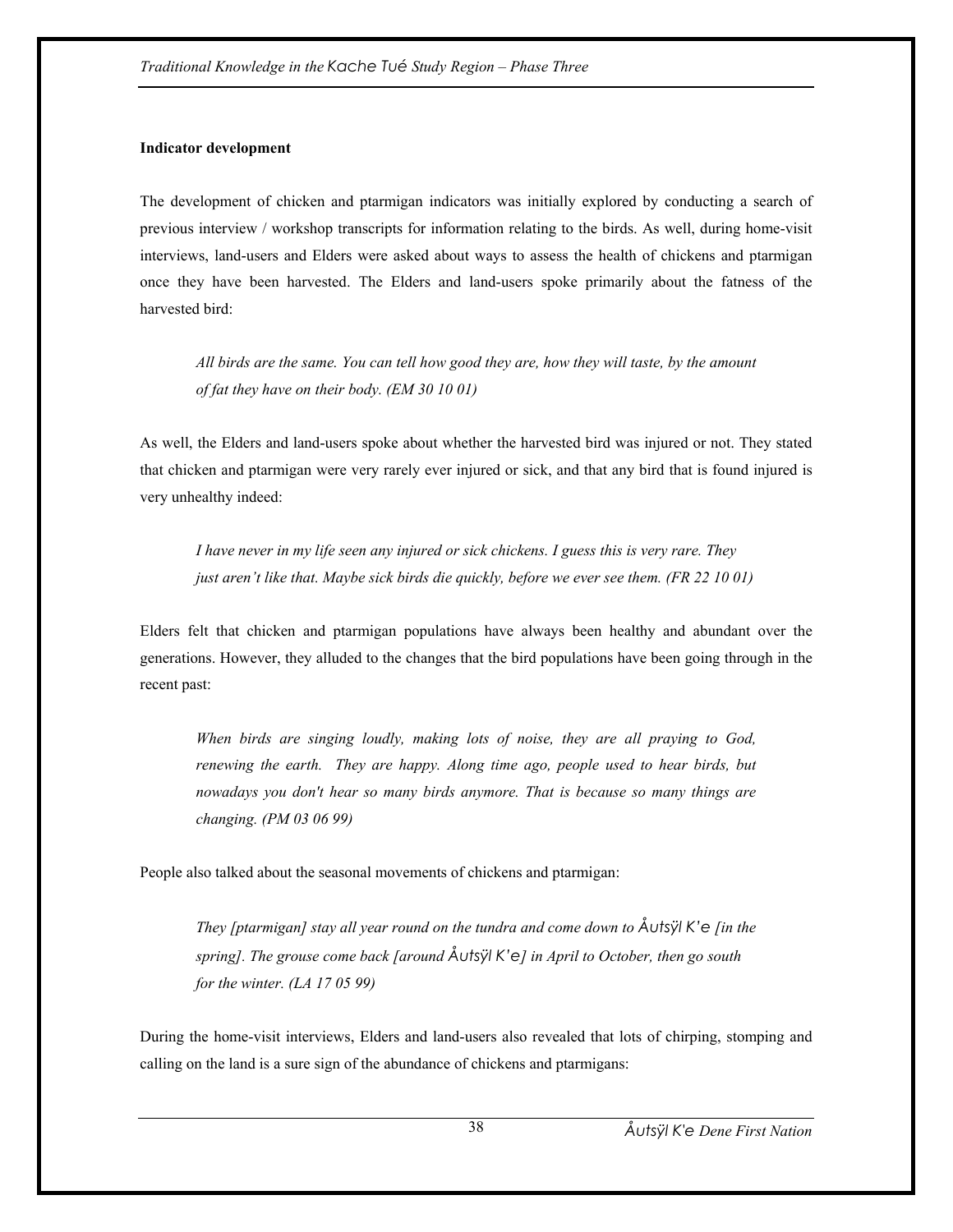**Indicator development**

The development of chicken and ptarmigan indicators was initially explored by conducting a search of previous interview / workshop transcripts for information relating to the birds. As well, during home-visit interviews, land-users and Elders were asked about ways to assess the health of chickens and ptarmigan once they have been harvested. The Elders and land-users spoke primarily about the fatness of the harvested bird:

> *All birds are the same. You can tell how good they are, how they will taste, by the amount of fat they have on their body. (EM 30 10 01)*

As well, the Elders and land-users spoke about whether the harvested bird was injured or not. They stated that chicken and ptarmigan were very rarely ever injured or sick, and that any bird that is found injured is very unhealthy indeed:

> *I have never in my life seen any injured or sick chickens. I guess this is very rare. They just aren't like that. Maybe sick birds die quickly, before we ever see them. (FR 22 10 01)*

Elders felt that chicken and ptarmigan populations have always been healthy and abundant over the generations. However, they alluded to the changes that the bird populations have been going through in the recent past:

> *When birds are singing loudly, making lots of noise, they are all praying to God, renewing the earth. They are happy. Along time ago, people used to hear birds, but nowadays you don't hear so many birds anymore. That is because so many things are changing. (PM 03 06 99)*

People also talked about the seasonal movements of chickens and ptarmigan:

> *They [ptarmigan] stay all year round on the tundra and come down to Åutsÿl K'e [in the spring]. The grouse come back [around Åutsÿl K'e] in April to October, then go south for the winter. (LA 17 05 99)*

During the home-visit interviews, Elders and land-users also revealed that lots of chirping, stomping and calling on the land is a sure sign of the abundance of chickens and ptarmigans: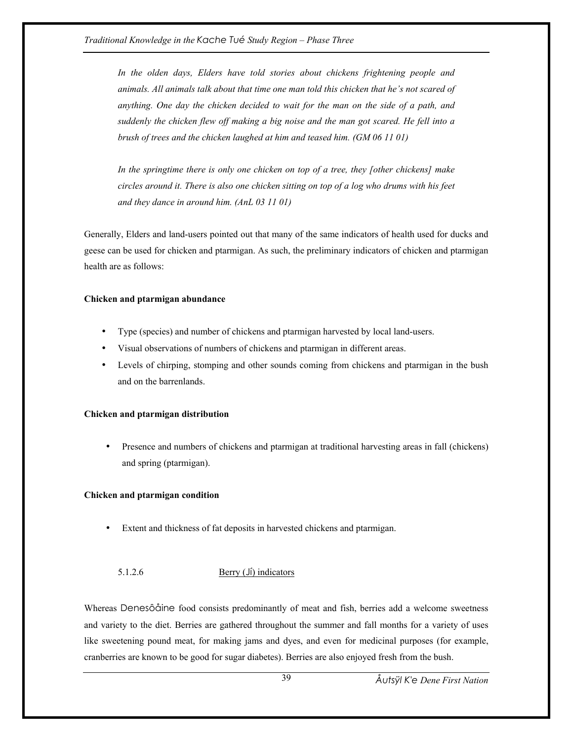*In the olden days, Elders have told stories about chickens frightening people and animals. All animals talk about that time one man told this chicken that he's not scared of anything. One day the chicken decided to wait for the man on the side of a path, and suddenly the chicken flew off making a big noise and the man got scared. He fell into a brush of trees and the chicken laughed at him and teased him. (GM 06 11 01)*

*In the springtime there is only one chicken on top of a tree, they [other chickens] make circles around it. There is also one chicken sitting on top of a log who drums with his feet and they dance in around him. (AnL 03 11 01)*

Generally, Elders and land-users pointed out that many of the same indicators of health used for ducks and geese can be used for chicken and ptarmigan. As such, the preliminary indicators of chicken and ptarmigan health are as follows:

**Chicken and ptarmigan abundance**

- Type (species) and number of chickens and ptarmigan harvested by local land-users.
- Visual observations of numbers of chickens and ptarmigan in different areas.
- Levels of chirping, stomping and other sounds coming from chickens and ptarmigan in the bush and on the barrenlands.

**Chicken and ptarmigan distribution**

- Presence and numbers of chickens and ptarmigan at traditional harvesting areas in fall (chickens) and spring (ptarmigan).

**Chicken and ptarmigan condition**

- Extent and thickness of fat deposits in harvested chickens and ptarmigan.

#### 5.1.2.6 Berry (Jí) indicators

Whereas Denesôåine food consists predominantly of meat and fish, berries add a welcome sweetness and variety to the diet. Berries are gathered throughout the summer and fall months for a variety of uses like sweetening pound meat, for making jams and dyes, and even for medicinal purposes (for example, cranberries are known to be good for sugar diabetes). Berries are also enjoyed fresh from the bush.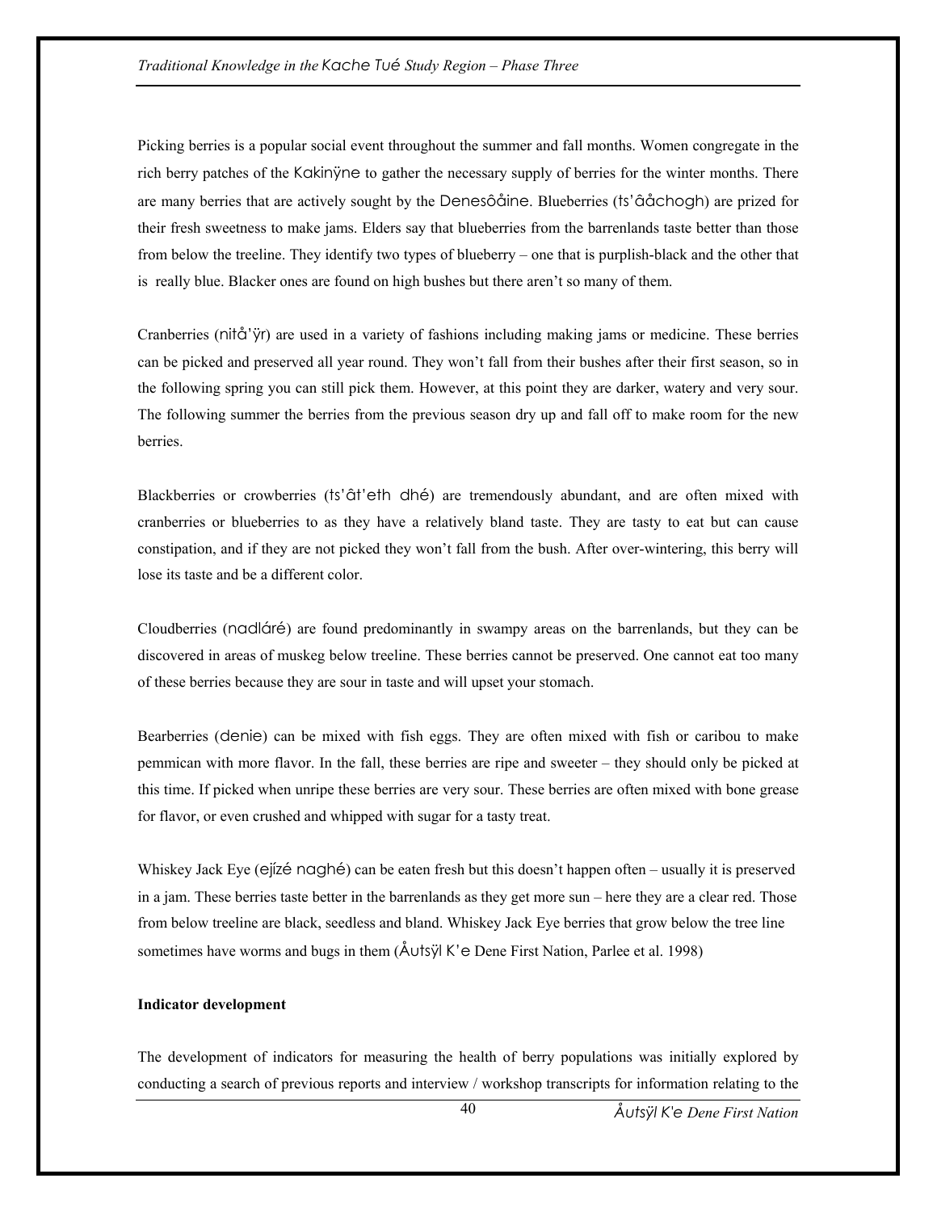Picking berries is a popular social event throughout the summer and fall months. Women congregate in the rich berry patches of the Kakinÿne to gather the necessary supply of berries for the winter months. There are many berries that are actively sought by the Denesôåine. Blueberries (ts'âåchogh) are prized for their fresh sweetness to make jams. Elders say that blueberries from the barrenlands taste better than those from below the treeline. They identify two types of blueberry – one that is purplish-black and the other that is really blue. Blacker ones are found on high bushes but there aren't so many of them.

Cranberries (nitå'ÿr) are used in a variety of fashions including making jams or medicine. These berries can be picked and preserved all year round. They won't fall from their bushes after their first season, so in the following spring you can still pick them. However, at this point they are darker, watery and very sour. The following summer the berries from the previous season dry up and fall off to make room for the new berries.

Blackberries or crowberries (ts'ât'eth dhé) are tremendously abundant, and are often mixed with cranberries or blueberries to as they have a relatively bland taste. They are tasty to eat but can cause constipation, and if they are not picked they won't fall from the bush. After over-wintering, this berry will lose its taste and be a different color.

Cloudberries (nadláré) are found predominantly in swampy areas on the barrenlands, but they can be discovered in areas of muskeg below treeline. These berries cannot be preserved. One cannot eat too many of these berries because they are sour in taste and will upset your stomach.

Bearberries (denie) can be mixed with fish eggs. They are often mixed with fish or caribou to make pemmican with more flavor. In the fall, these berries are ripe and sweeter – they should only be picked at this time. If picked when unripe these berries are very sour. These berries are often mixed with bone grease for flavor, or even crushed and whipped with sugar for a tasty treat.

Whiskey Jack Eye (ejízé naghé) can be eaten fresh but this doesn't happen often – usually it is preserved in a jam. These berries taste better in the barrenlands as they get more sun – here they are a clear red. Those from below treeline are black, seedless and bland. Whiskey Jack Eye berries that grow below the tree line sometimes have worms and bugs in them (Åutsÿl K'e Dene First Nation, Parlee et al. 1998)

**Indicator development**

The development of indicators for measuring the health of berry populations was initially explored by conducting a search of previous reports and interview / workshop transcripts for information relating to the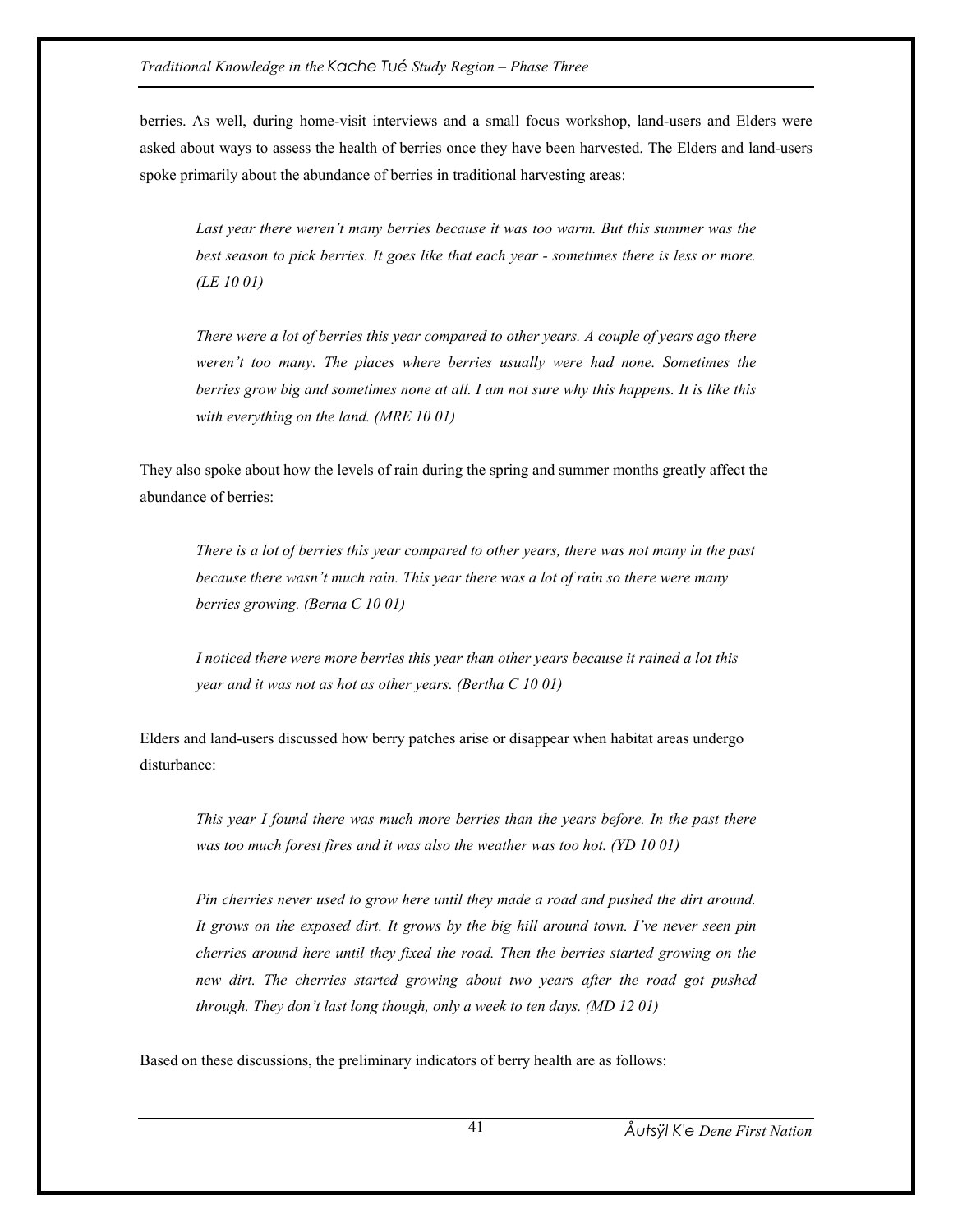berries. As well, during home-visit interviews and a small focus workshop, land-users and Elders were asked about ways to assess the health of berries once they have been harvested. The Elders and land-users spoke primarily about the abundance of berries in traditional harvesting areas:

> *Last year there weren't many berries because it was too warm. But this summer was the best season to pick berries. It goes like that each year - sometimes there is less or more. (LE 10 01)*

> *There were a lot of berries this year compared to other years. A couple of years ago there weren't too many. The places where berries usually were had none. Sometimes the berries grow big and sometimes none at all. I am not sure why this happens. It is like this with everything on the land. (MRE 10 01)*

They also spoke about how the levels of rain during the spring and summer months greatly affect the abundance of berries:

> *There is a lot of berries this year compared to other years, there was not many in the past because there wasn't much rain. This year there was a lot of rain so there were many berries growing. (Berna C 10 01)*

> *I noticed there were more berries this year than other years because it rained a lot this year and it was not as hot as other years. (Bertha C 10 01)*

Elders and land-users discussed how berry patches arise or disappear when habitat areas undergo disturbance:

> *This year I found there was much more berries than the years before. In the past there was too much forest fires and it was also the weather was too hot. (YD 10 01)*

> *Pin cherries never used to grow here until they made a road and pushed the dirt around. It grows on the exposed dirt. It grows by the big hill around town. I've never seen pin cherries around here until they fixed the road. Then the berries started growing on the new dirt. The cherries started growing about two years after the road got pushed through. They don't last long though, only a week to ten days. (MD 12 01)*

Based on these discussions, the preliminary indicators of berry health are as follows: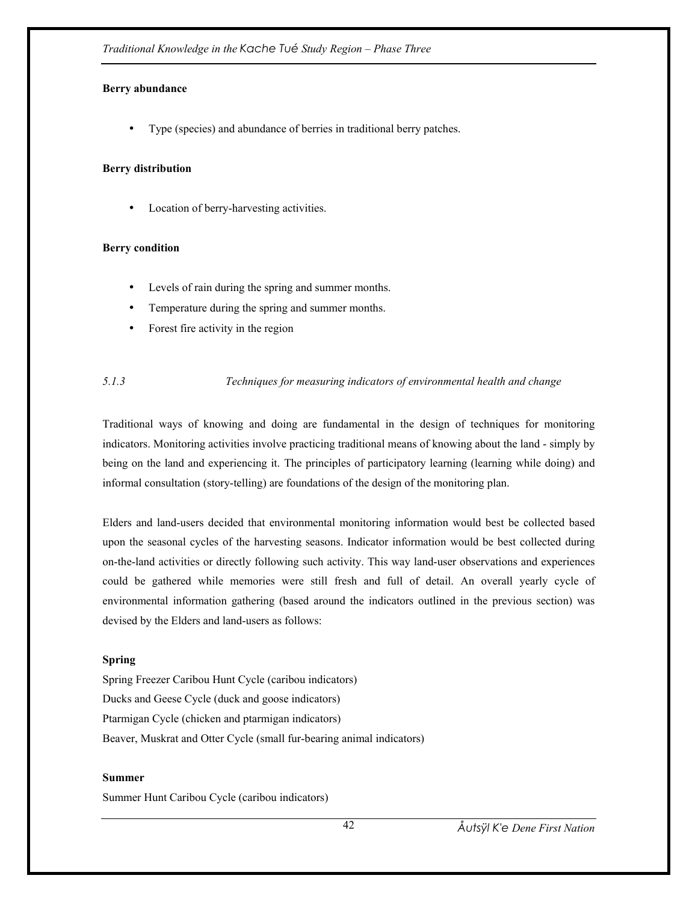**Berry abundance**

- Type (species) and abundance of berries in traditional berry patches.

**Berry distribution**

- Location of berry-harvesting activities.

**Berry condition**

- Levels of rain during the spring and summer months.
- Temperature during the spring and summer months.
- Forest fire activity in the region

### *5.1.3 Techniques for measuring indicators of environmental health and change*

Traditional ways of knowing and doing are fundamental in the design of techniques for monitoring indicators. Monitoring activities involve practicing traditional means of knowing about the land - simply by being on the land and experiencing it. The principles of participatory learning (learning while doing) and informal consultation (story-telling) are foundations of the design of the monitoring plan.

Elders and land-users decided that environmental monitoring information would best be collected based upon the seasonal cycles of the harvesting seasons. Indicator information would be best collected during on-the-land activities or directly following such activity. This way land-user observations and experiences could be gathered while memories were still fresh and full of detail. An overall yearly cycle of environmental information gathering (based around the indicators outlined in the previous section) was devised by the Elders and land-users as follows:

**Spring**

Spring Freezer Caribou Hunt Cycle (caribou indicators)
Ducks and Geese Cycle (duck and goose indicators)
Ptarmigan Cycle (chicken and ptarmigan indicators)
Beaver, Muskrat and Otter Cycle (small fur-bearing animal indicators)

**Summer**

Summer Hunt Caribou Cycle (caribou indicators)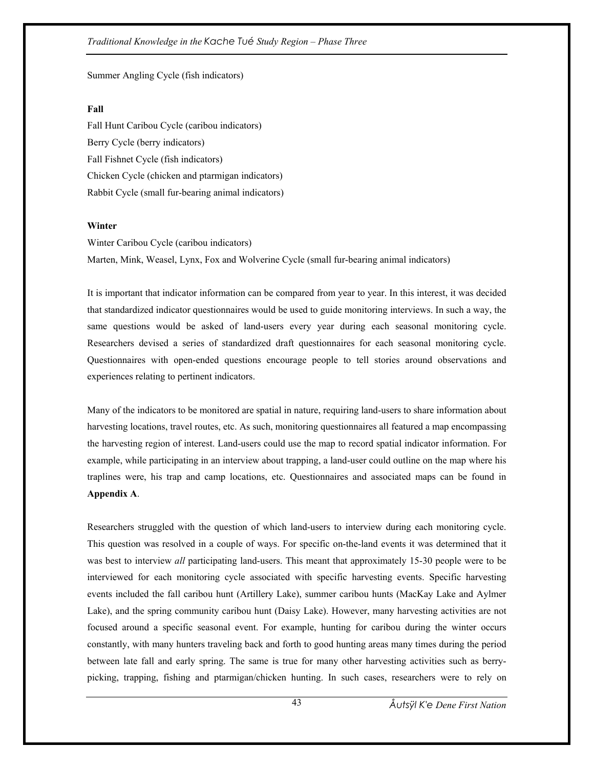Summer Angling Cycle (fish indicators)

**Fall**

Fall Hunt Caribou Cycle (caribou indicators)
Berry Cycle (berry indicators)
Fall Fishnet Cycle (fish indicators)
Chicken Cycle (chicken and ptarmigan indicators)
Rabbit Cycle (small fur-bearing animal indicators)

**Winter**

Winter Caribou Cycle (caribou indicators)
Marten, Mink, Weasel, Lynx, Fox and Wolverine Cycle (small fur-bearing animal indicators)

It is important that indicator information can be compared from year to year. In this interest, it was decided that standardized indicator questionnaires would be used to guide monitoring interviews. In such a way, the same questions would be asked of land-users every year during each seasonal monitoring cycle. Researchers devised a series of standardized draft questionnaires for each seasonal monitoring cycle. Questionnaires with open-ended questions encourage people to tell stories around observations and experiences relating to pertinent indicators.

Many of the indicators to be monitored are spatial in nature, requiring land-users to share information about harvesting locations, travel routes, etc. As such, monitoring questionnaires all featured a map encompassing the harvesting region of interest. Land-users could use the map to record spatial indicator information. For example, while participating in an interview about trapping, a land-user could outline on the map where his traplines were, his trap and camp locations, etc. Questionnaires and associated maps can be found in **Appendix A**.

Researchers struggled with the question of which land-users to interview during each monitoring cycle. This question was resolved in a couple of ways. For specific on-the-land events it was determined that it was best to interview *all* participating land-users. This meant that approximately 15-30 people were to be interviewed for each monitoring cycle associated with specific harvesting events. Specific harvesting events included the fall caribou hunt (Artillery Lake), summer caribou hunts (MacKay Lake and Aylmer Lake), and the spring community caribou hunt (Daisy Lake). However, many harvesting activities are not focused around a specific seasonal event. For example, hunting for caribou during the winter occurs constantly, with many hunters traveling back and forth to good hunting areas many times during the period between late fall and early spring. The same is true for many other harvesting activities such as berry-picking, trapping, fishing and ptarmigan/chicken hunting. In such cases, researchers were to rely on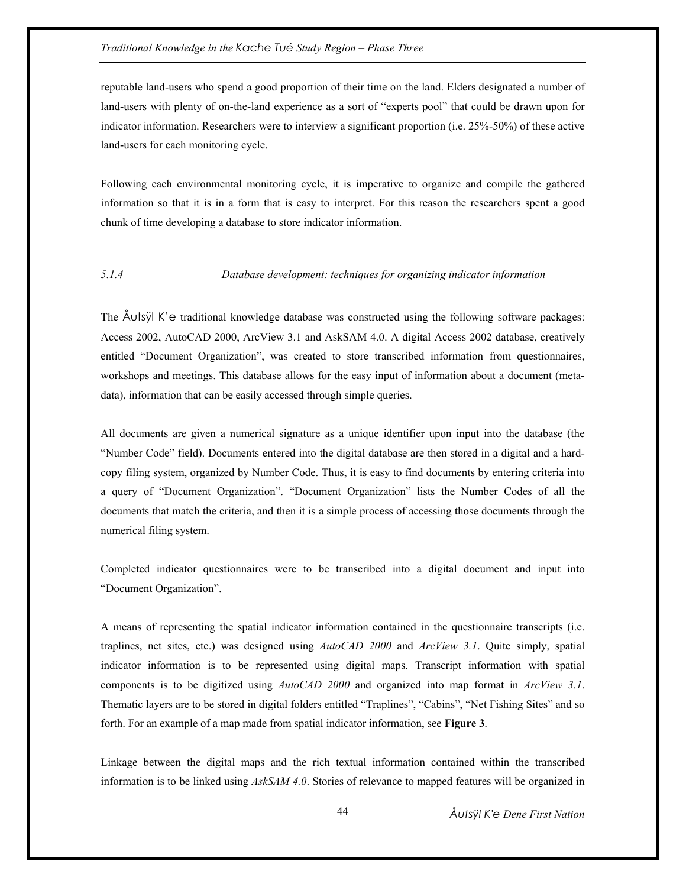reputable land-users who spend a good proportion of their time on the land. Elders designated a number of land-users with plenty of on-the-land experience as a sort of "experts pool" that could be drawn upon for indicator information. Researchers were to interview a significant proportion (i.e. 25%-50%) of these active land-users for each monitoring cycle.

Following each environmental monitoring cycle, it is imperative to organize and compile the gathered information so that it is in a form that is easy to interpret. For this reason the researchers spent a good chunk of time developing a database to store indicator information.

### *5.1.4 Database development: techniques for organizing indicator information*

The Åutsÿl K'e traditional knowledge database was constructed using the following software packages: Access 2002, AutoCAD 2000, ArcView 3.1 and AskSAM 4.0. A digital Access 2002 database, creatively entitled "Document Organization", was created to store transcribed information from questionnaires, workshops and meetings. This database allows for the easy input of information about a document (meta-data), information that can be easily accessed through simple queries.

All documents are given a numerical signature as a unique identifier upon input into the database (the "Number Code" field). Documents entered into the digital database are then stored in a digital and a hard-copy filing system, organized by Number Code. Thus, it is easy to find documents by entering criteria into a query of "Document Organization". "Document Organization" lists the Number Codes of all the documents that match the criteria, and then it is a simple process of accessing those documents through the numerical filing system.

Completed indicator questionnaires were to be transcribed into a digital document and input into "Document Organization".

A means of representing the spatial indicator information contained in the questionnaire transcripts (i.e. traplines, net sites, etc.) was designed using *AutoCAD 2000* and *ArcView 3.1*. Quite simply, spatial indicator information is to be represented using digital maps. Transcript information with spatial components is to be digitized using *AutoCAD 2000* and organized into map format in *ArcView 3.1*. Thematic layers are to be stored in digital folders entitled "Traplines", "Cabins", "Net Fishing Sites" and so forth. For an example of a map made from spatial indicator information, see **Figure 3**.

Linkage between the digital maps and the rich textual information contained within the transcribed information is to be linked using *AskSAM 4.0*. Stories of relevance to mapped features will be organized in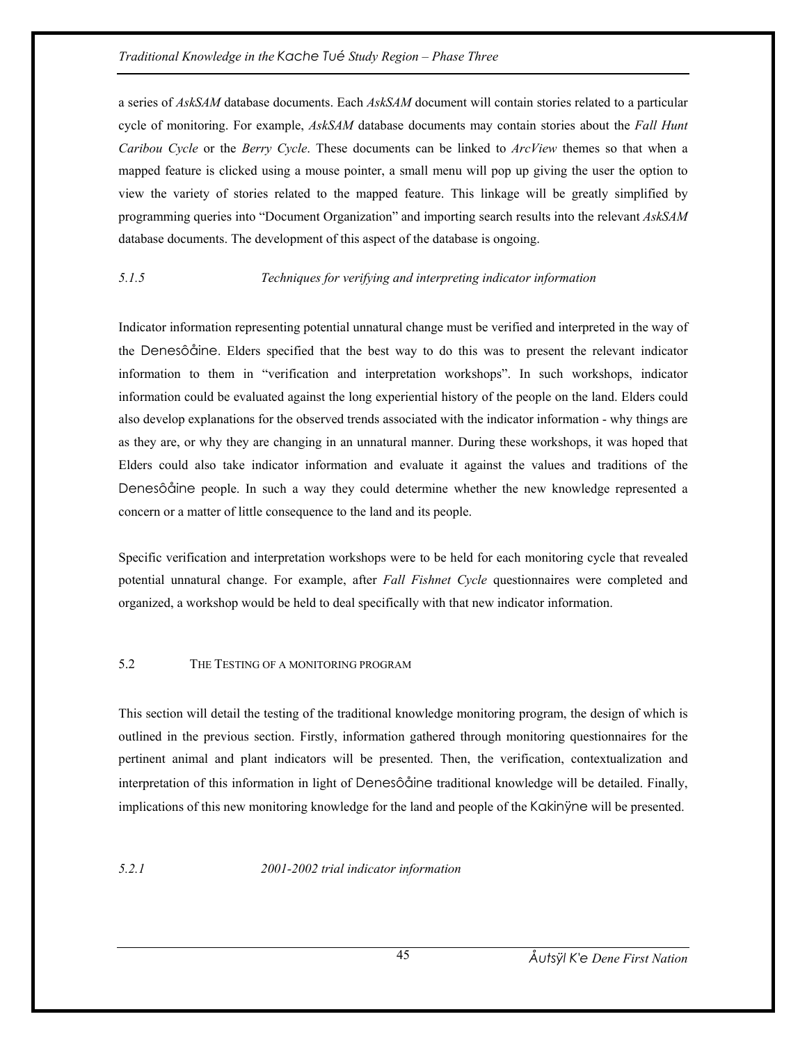a series of *AskSAM* database documents. Each *AskSAM* document will contain stories related to a particular cycle of monitoring. For example, *AskSAM* database documents may contain stories about the *Fall Hunt Caribou Cycle* or the *Berry Cycle*. These documents can be linked to *ArcView* themes so that when a mapped feature is clicked using a mouse pointer, a small menu will pop up giving the user the option to view the variety of stories related to the mapped feature. This linkage will be greatly simplified by programming queries into "Document Organization" and importing search results into the relevant *AskSAM* database documents. The development of this aspect of the database is ongoing.

### *5.1.5 Techniques for verifying and interpreting indicator information*

Indicator information representing potential unnatural change must be verified and interpreted in the way of the Denesôåine. Elders specified that the best way to do this was to present the relevant indicator information to them in "verification and interpretation workshops". In such workshops, indicator information could be evaluated against the long experiential history of the people on the land. Elders could also develop explanations for the observed trends associated with the indicator information - why things are as they are, or why they are changing in an unnatural manner. During these workshops, it was hoped that Elders could also take indicator information and evaluate it against the values and traditions of the Denesôåine people. In such a way they could determine whether the new knowledge represented a concern or a matter of little consequence to the land and its people.

Specific verification and interpretation workshops were to be held for each monitoring cycle that revealed potential unnatural change. For example, after *Fall Fishnet Cycle* questionnaires were completed and organized, a workshop would be held to deal specifically with that new indicator information.

## 5.2 THE TESTING OF A MONITORING PROGRAM

This section will detail the testing of the traditional knowledge monitoring program, the design of which is outlined in the previous section. Firstly, information gathered through monitoring questionnaires for the pertinent animal and plant indicators will be presented. Then, the verification, contextualization and interpretation of this information in light of Denesôåine traditional knowledge will be detailed. Finally, implications of this new monitoring knowledge for the land and people of the Kakinÿne will be presented.

### *5.2.1 2001-2002 trial indicator information*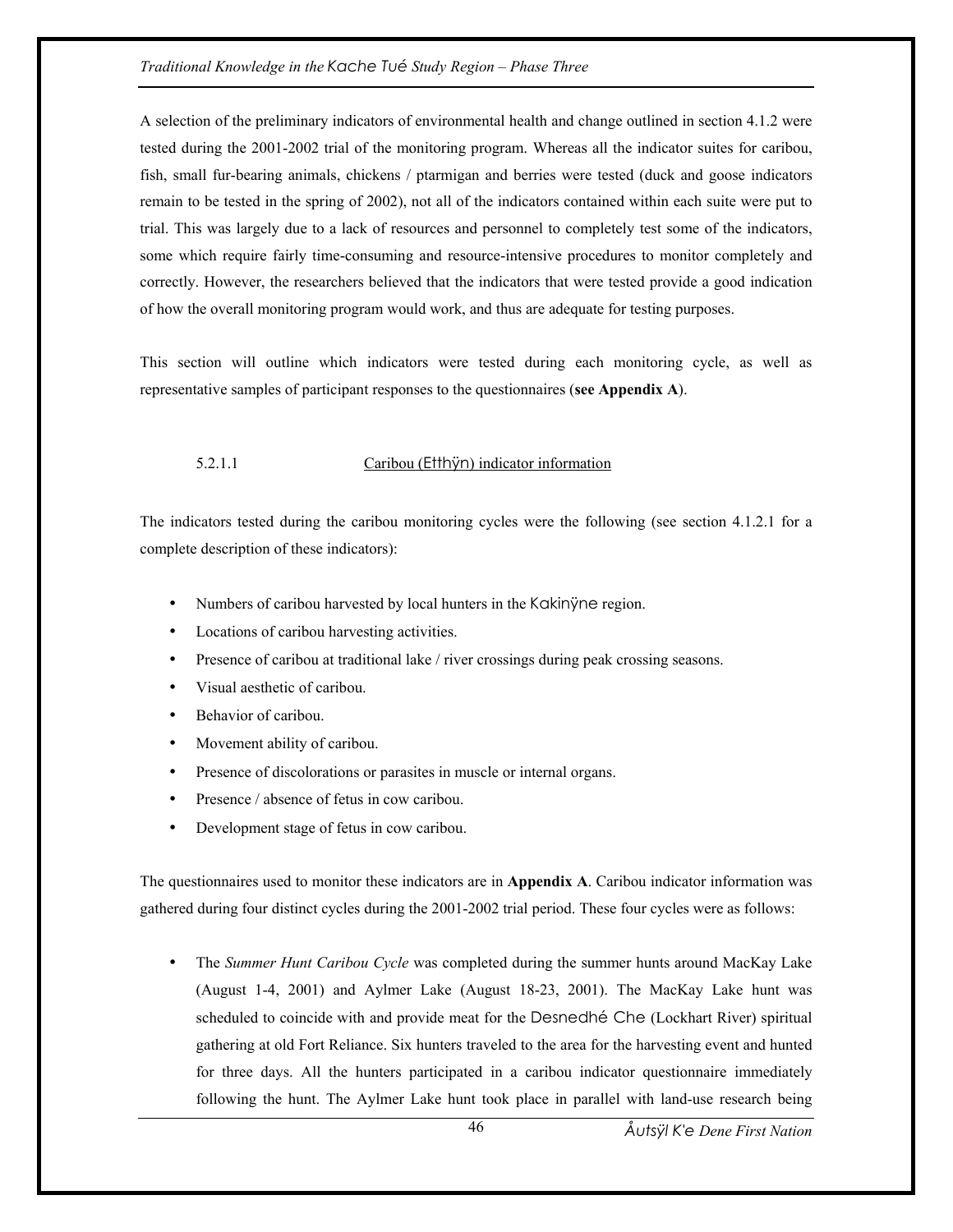A selection of the preliminary indicators of environmental health and change outlined in section 4.1.2 were tested during the 2001-2002 trial of the monitoring program. Whereas all the indicator suites for caribou, fish, small fur-bearing animals, chickens / ptarmigan and berries were tested (duck and goose indicators remain to be tested in the spring of 2002), not all of the indicators contained within each suite were put to trial. This was largely due to a lack of resources and personnel to completely test some of the indicators, some which require fairly time-consuming and resource-intensive procedures to monitor completely and correctly. However, the researchers believed that the indicators that were tested provide a good indication of how the overall monitoring program would work, and thus are adequate for testing purposes.

This section will outline which indicators were tested during each monitoring cycle, as well as representative samples of participant responses to the questionnaires (**see Appendix A**).

#### 5.2.1.1 Caribou (Etthÿn) indicator information

The indicators tested during the caribou monitoring cycles were the following (see section 4.1.2.1 for a complete description of these indicators):

- Numbers of caribou harvested by local hunters in the Kakinÿne region.
- Locations of caribou harvesting activities.
- Presence of caribou at traditional lake / river crossings during peak crossing seasons.
- Visual aesthetic of caribou.
- Behavior of caribou.
- Movement ability of caribou.
- Presence of discolorations or parasites in muscle or internal organs.
- Presence / absence of fetus in cow caribou.
- Development stage of fetus in cow caribou.

The questionnaires used to monitor these indicators are in **Appendix A**. Caribou indicator information was gathered during four distinct cycles during the 2001-2002 trial period. These four cycles were as follows:

- The *Summer Hunt Caribou Cycle* was completed during the summer hunts around MacKay Lake (August 1-4, 2001) and Aylmer Lake (August 18-23, 2001). The MacKay Lake hunt was scheduled to coincide with and provide meat for the Desnedhé Che (Lockhart River) spiritual gathering at old Fort Reliance. Six hunters traveled to the area for the harvesting event and hunted for three days. All the hunters participated in a caribou indicator questionnaire immediately following the hunt. The Aylmer Lake hunt took place in parallel with land-use research being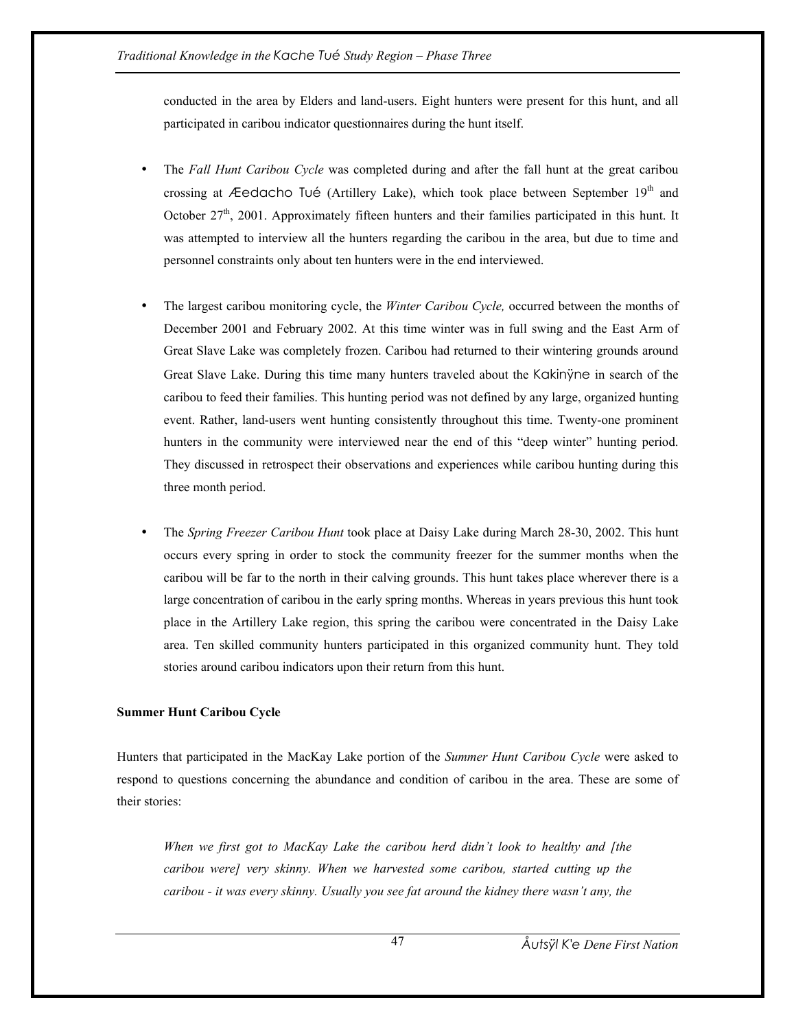conducted in the area by Elders and land-users. Eight hunters were present for this hunt, and all participated in caribou indicator questionnaires during the hunt itself.

- The *Fall Hunt Caribou Cycle* was completed during and after the fall hunt at the great caribou crossing at Æedacho Tué (Artillery Lake), which took place between September 19th and October 27th, 2001. Approximately fifteen hunters and their families participated in this hunt. It was attempted to interview all the hunters regarding the caribou in the area, but due to time and personnel constraints only about ten hunters were in the end interviewed.

- The largest caribou monitoring cycle, the *Winter Caribou Cycle,* occurred between the months of December 2001 and February 2002. At this time winter was in full swing and the East Arm of Great Slave Lake was completely frozen. Caribou had returned to their wintering grounds around Great Slave Lake. During this time many hunters traveled about the Kakinÿne in search of the caribou to feed their families. This hunting period was not defined by any large, organized hunting event. Rather, land-users went hunting consistently throughout this time. Twenty-one prominent hunters in the community were interviewed near the end of this "deep winter" hunting period. They discussed in retrospect their observations and experiences while caribou hunting during this three month period.

- The *Spring Freezer Caribou Hunt* took place at Daisy Lake during March 28-30, 2002. This hunt occurs every spring in order to stock the community freezer for the summer months when the caribou will be far to the north in their calving grounds. This hunt takes place wherever there is a large concentration of caribou in the early spring months. Whereas in years previous this hunt took place in the Artillery Lake region, this spring the caribou were concentrated in the Daisy Lake area. Ten skilled community hunters participated in this organized community hunt. They told stories around caribou indicators upon their return from this hunt.

**Summer Hunt Caribou Cycle**

Hunters that participated in the MacKay Lake portion of the *Summer Hunt Caribou Cycle* were asked to respond to questions concerning the abundance and condition of caribou in the area. These are some of their stories:

> *When we first got to MacKay Lake the caribou herd didn't look to healthy and [the caribou were] very skinny. When we harvested some caribou, started cutting up the caribou - it was every skinny. Usually you see fat around the kidney there wasn't any, the*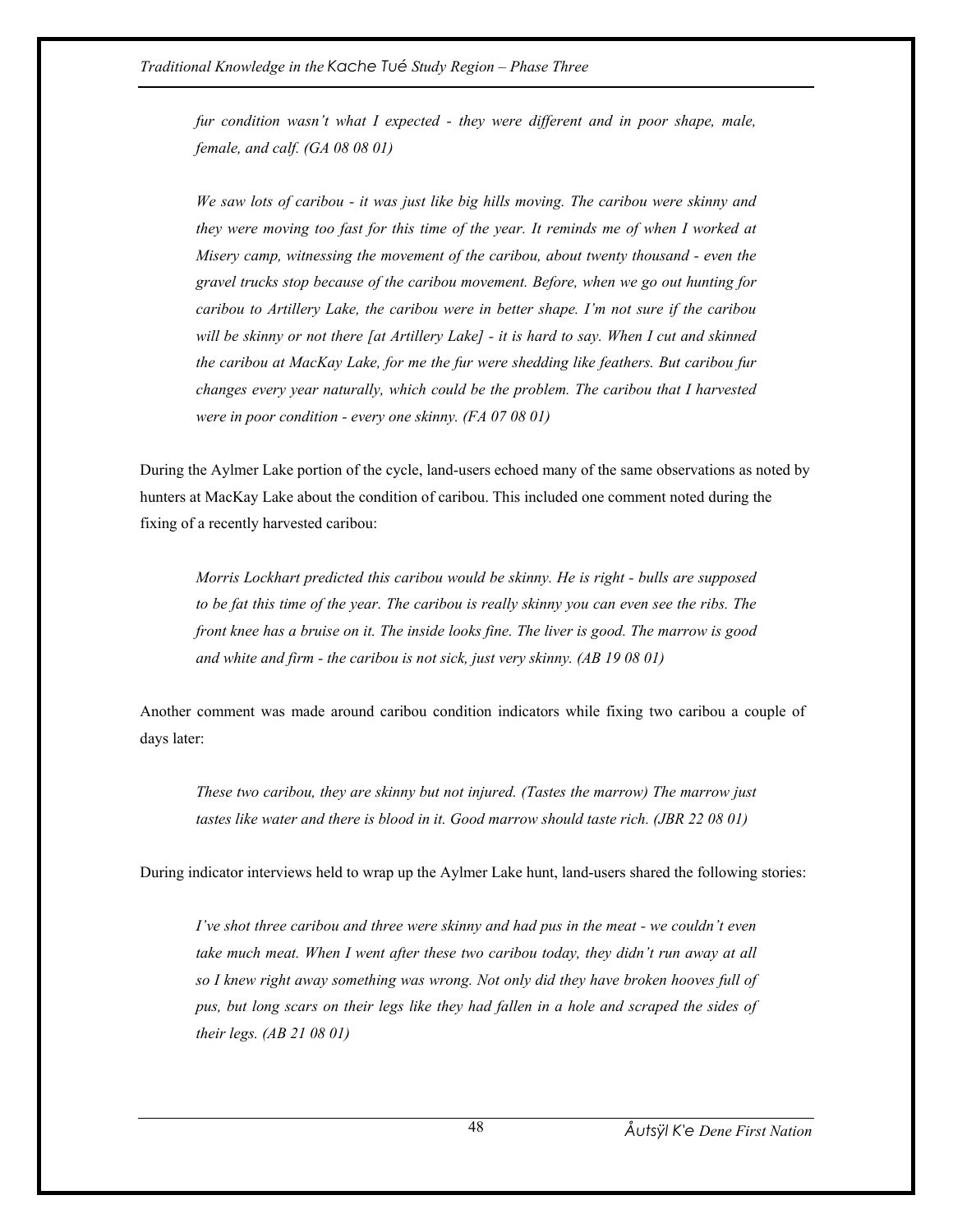*fur condition wasn't what I expected - they were different and in poor shape, male, female, and calf. (GA 08 08 01)*

*We saw lots of caribou - it was just like big hills moving. The caribou were skinny and they were moving too fast for this time of the year. It reminds me of when I worked at Misery camp, witnessing the movement of the caribou, about twenty thousand - even the gravel trucks stop because of the caribou movement. Before, when we go out hunting for caribou to Artillery Lake, the caribou were in better shape. I'm not sure if the caribou will be skinny or not there [at Artillery Lake] - it is hard to say. When I cut and skinned the caribou at MacKay Lake, for me the fur were shedding like feathers. But caribou fur changes every year naturally, which could be the problem. The caribou that I harvested were in poor condition - every one skinny. (FA 07 08 01)*

During the Aylmer Lake portion of the cycle, land-users echoed many of the same observations as noted by hunters at MacKay Lake about the condition of caribou. This included one comment noted during the fixing of a recently harvested caribou:

*Morris Lockhart predicted this caribou would be skinny. He is right - bulls are supposed to be fat this time of the year. The caribou is really skinny you can even see the ribs. The front knee has a bruise on it. The inside looks fine. The liver is good. The marrow is good and white and firm - the caribou is not sick, just very skinny. (AB 19 08 01)*

Another comment was made around caribou condition indicators while fixing two caribou a couple of days later:

*These two caribou, they are skinny but not injured. (Tastes the marrow) The marrow just tastes like water and there is blood in it. Good marrow should taste rich. (JBR 22 08 01)*

During indicator interviews held to wrap up the Aylmer Lake hunt, land-users shared the following stories:

*I've shot three caribou and three were skinny and had pus in the meat - we couldn't even take much meat. When I went after these two caribou today, they didn't run away at all so I knew right away something was wrong. Not only did they have broken hooves full of pus, but long scars on their legs like they had fallen in a hole and scraped the sides of their legs. (AB 21 08 01)*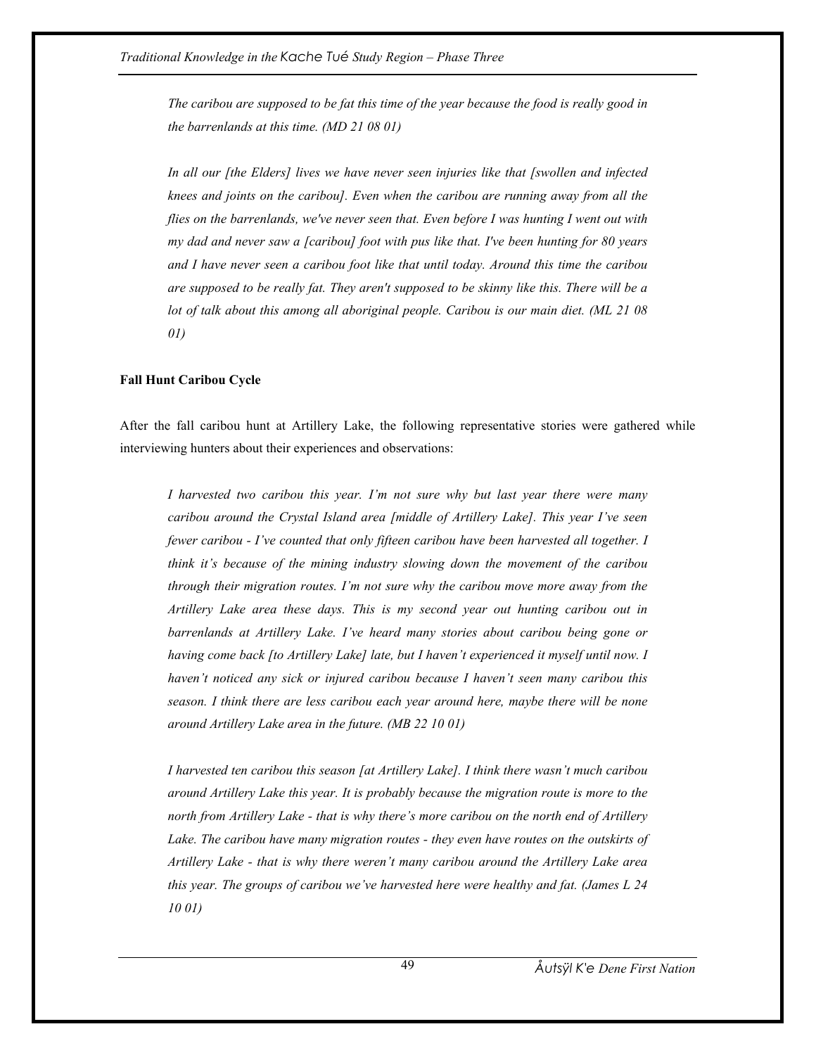*The caribou are supposed to be fat this time of the year because the food is really good in the barrenlands at this time. (MD 21 08 01)*

*In all our [the Elders] lives we have never seen injuries like that [swollen and infected knees and joints on the caribou]. Even when the caribou are running away from all the flies on the barrenlands, we've never seen that. Even before I was hunting I went out with my dad and never saw a [caribou] foot with pus like that. I've been hunting for 80 years and I have never seen a caribou foot like that until today. Around this time the caribou are supposed to be really fat. They aren't supposed to be skinny like this. There will be a lot of talk about this among all aboriginal people. Caribou is our main diet. (ML 21 08 01)*

**Fall Hunt Caribou Cycle**

After the fall caribou hunt at Artillery Lake, the following representative stories were gathered while interviewing hunters about their experiences and observations:

*I harvested two caribou this year. I'm not sure why but last year there were many caribou around the Crystal Island area [middle of Artillery Lake]. This year I've seen fewer caribou - I've counted that only fifteen caribou have been harvested all together. I think it's because of the mining industry slowing down the movement of the caribou through their migration routes. I'm not sure why the caribou move more away from the Artillery Lake area these days. This is my second year out hunting caribou out in barrenlands at Artillery Lake. I've heard many stories about caribou being gone or having come back [to Artillery Lake] late, but I haven't experienced it myself until now. I haven't noticed any sick or injured caribou because I haven't seen many caribou this season. I think there are less caribou each year around here, maybe there will be none around Artillery Lake area in the future. (MB 22 10 01)*

*I harvested ten caribou this season [at Artillery Lake]. I think there wasn't much caribou around Artillery Lake this year. It is probably because the migration route is more to the north from Artillery Lake - that is why there's more caribou on the north end of Artillery Lake. The caribou have many migration routes - they even have routes on the outskirts of Artillery Lake - that is why there weren't many caribou around the Artillery Lake area this year. The groups of caribou we've harvested here were healthy and fat. (James L 24 10 01)*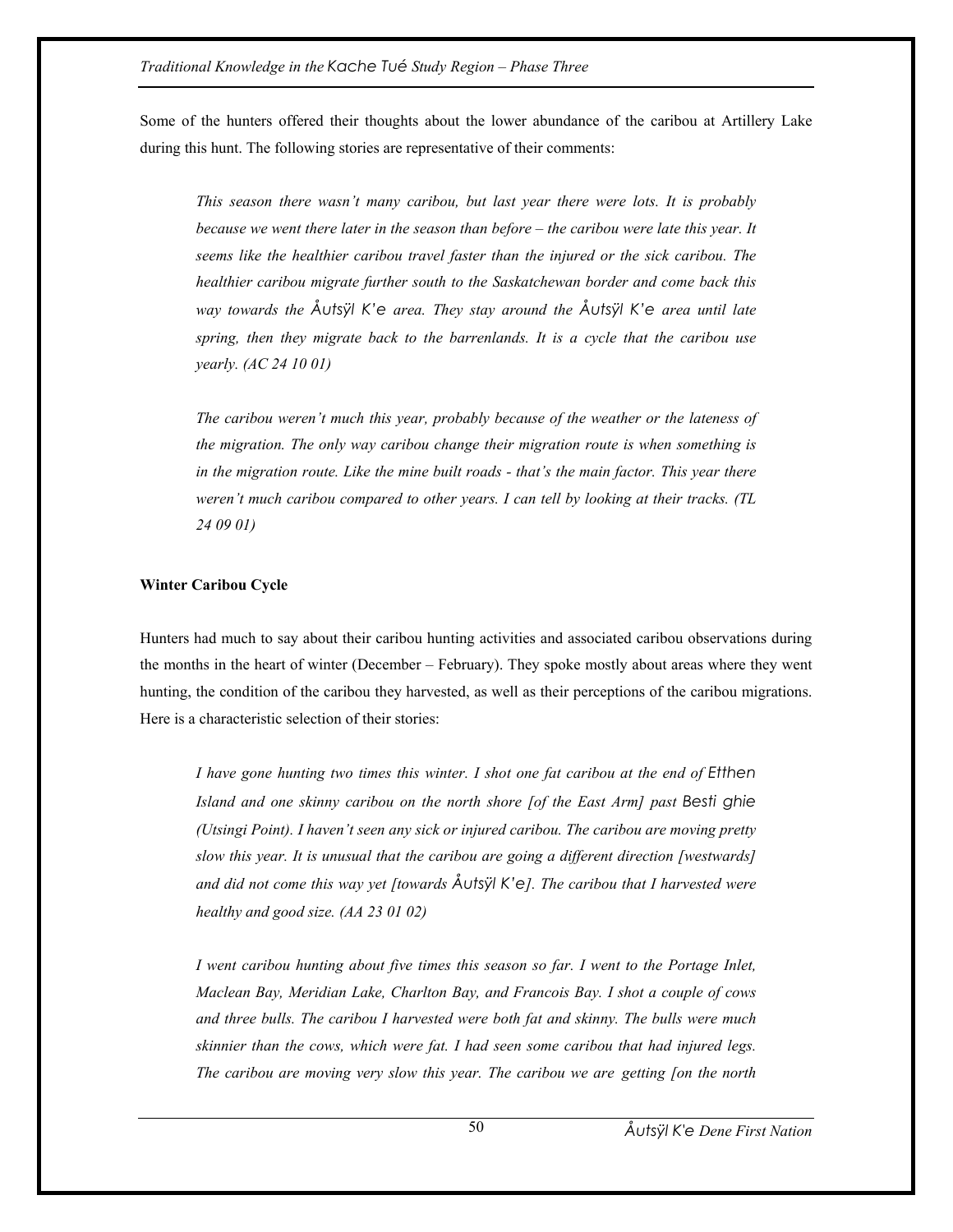Some of the hunters offered their thoughts about the lower abundance of the caribou at Artillery Lake during this hunt. The following stories are representative of their comments:

> *This season there wasn't many caribou, but last year there were lots. It is probably because we went there later in the season than before – the caribou were late this year. It seems like the healthier caribou travel faster than the injured or the sick caribou. The healthier caribou migrate further south to the Saskatchewan border and come back this way towards the Åutsÿl K'e area. They stay around the Åutsÿl K'e area until late spring, then they migrate back to the barrenlands. It is a cycle that the caribou use yearly. (AC 24 10 01)*

> *The caribou weren't much this year, probably because of the weather or the lateness of the migration. The only way caribou change their migration route is when something is in the migration route. Like the mine built roads - that's the main factor. This year there weren't much caribou compared to other years. I can tell by looking at their tracks. (TL 24 09 01)*

**Winter Caribou Cycle**

Hunters had much to say about their caribou hunting activities and associated caribou observations during the months in the heart of winter (December – February). They spoke mostly about areas where they went hunting, the condition of the caribou they harvested, as well as their perceptions of the caribou migrations. Here is a characteristic selection of their stories:

> *I have gone hunting two times this winter. I shot one fat caribou at the end of Etthen Island and one skinny caribou on the north shore [of the East Arm] past Besti ghie (Utsingi Point). I haven't seen any sick or injured caribou. The caribou are moving pretty slow this year. It is unusual that the caribou are going a different direction [westwards] and did not come this way yet [towards Åutsÿl K'e]. The caribou that I harvested were healthy and good size. (AA 23 01 02)*

> *I went caribou hunting about five times this season so far. I went to the Portage Inlet, Maclean Bay, Meridian Lake, Charlton Bay, and Francois Bay. I shot a couple of cows and three bulls. The caribou I harvested were both fat and skinny. The bulls were much skinnier than the cows, which were fat. I had seen some caribou that had injured legs. The caribou are moving very slow this year. The caribou we are getting [on the north*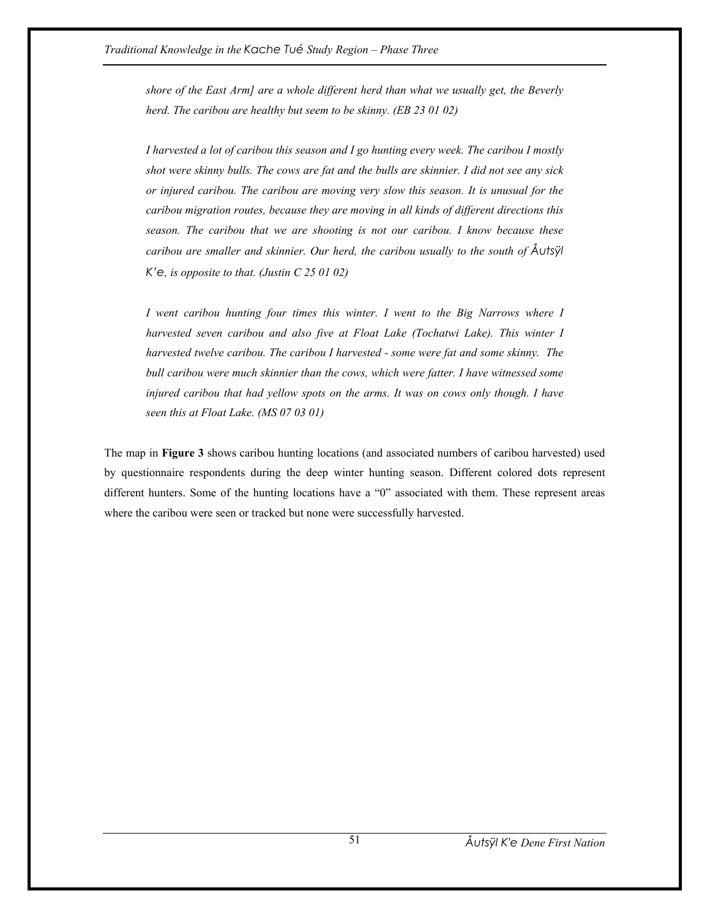*shore of the East Arm] are a whole different herd than what we usually get, the Beverly herd. The caribou are healthy but seem to be skinny. (EB 23 01 02)*

*I harvested a lot of caribou this season and I go hunting every week. The caribou I mostly shot were skinny bulls. The cows are fat and the bulls are skinnier. I did not see any sick or injured caribou. The caribou are moving very slow this season. It is unusual for the caribou migration routes, because they are moving in all kinds of different directions this season. The caribou that we are shooting is not our caribou. I know because these caribou are smaller and skinnier. Our herd, the caribou usually to the south of Åutsÿl K'e, is opposite to that. (Justin C 25 01 02)*

*I went caribou hunting four times this winter. I went to the Big Narrows where I harvested seven caribou and also five at Float Lake (Tochatwi Lake). This winter I harvested twelve caribou. The caribou I harvested - some were fat and some skinny. The bull caribou were much skinnier than the cows, which were fatter. I have witnessed some injured caribou that had yellow spots on the arms. It was on cows only though. I have seen this at Float Lake. (MS 07 03 01)*

The map in **Figure 3** shows caribou hunting locations (and associated numbers of caribou harvested) used by questionnaire respondents during the deep winter hunting season. Different colored dots represent different hunters. Some of the hunting locations have a "0" associated with them. These represent areas where the caribou were seen or tracked but none were successfully harvested.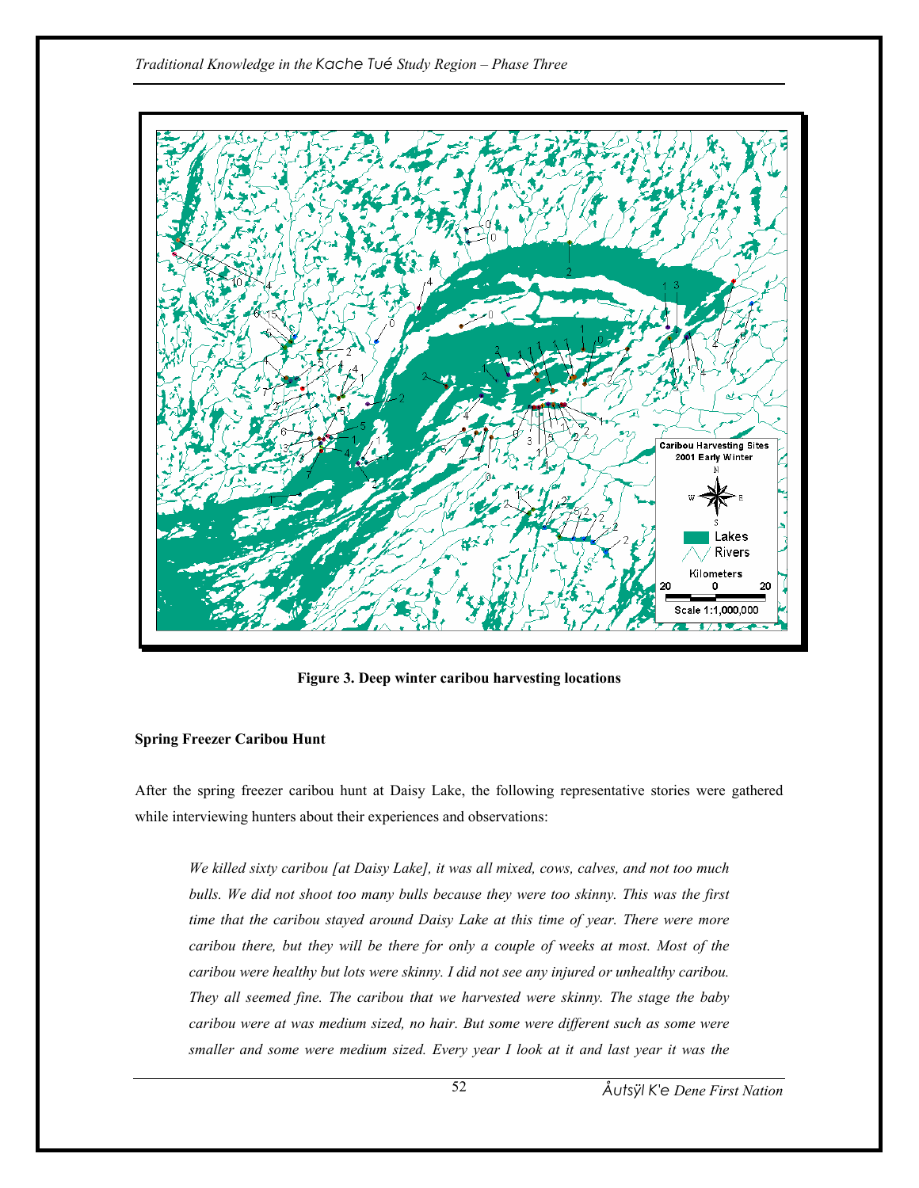Figure 3. Deep winter caribou harvesting locations

**Spring Freezer Caribou Hunt**

After the spring freezer caribou hunt at Daisy Lake, the following representative stories were gathered while interviewing hunters about their experiences and observations:

> *We killed sixty caribou [at Daisy Lake], it was all mixed, cows, calves, and not too much bulls. We did not shoot too many bulls because they were too skinny. This was the first time that the caribou stayed around Daisy Lake at this time of year. There were more caribou there, but they will be there for only a couple of weeks at most. Most of the caribou were healthy but lots were skinny. I did not see any injured or unhealthy caribou. They all seemed fine. The caribou that we harvested were skinny. The stage the baby caribou were at was medium sized, no hair. But some were different such as some were smaller and some were medium sized. Every year I look at it and last year it was the*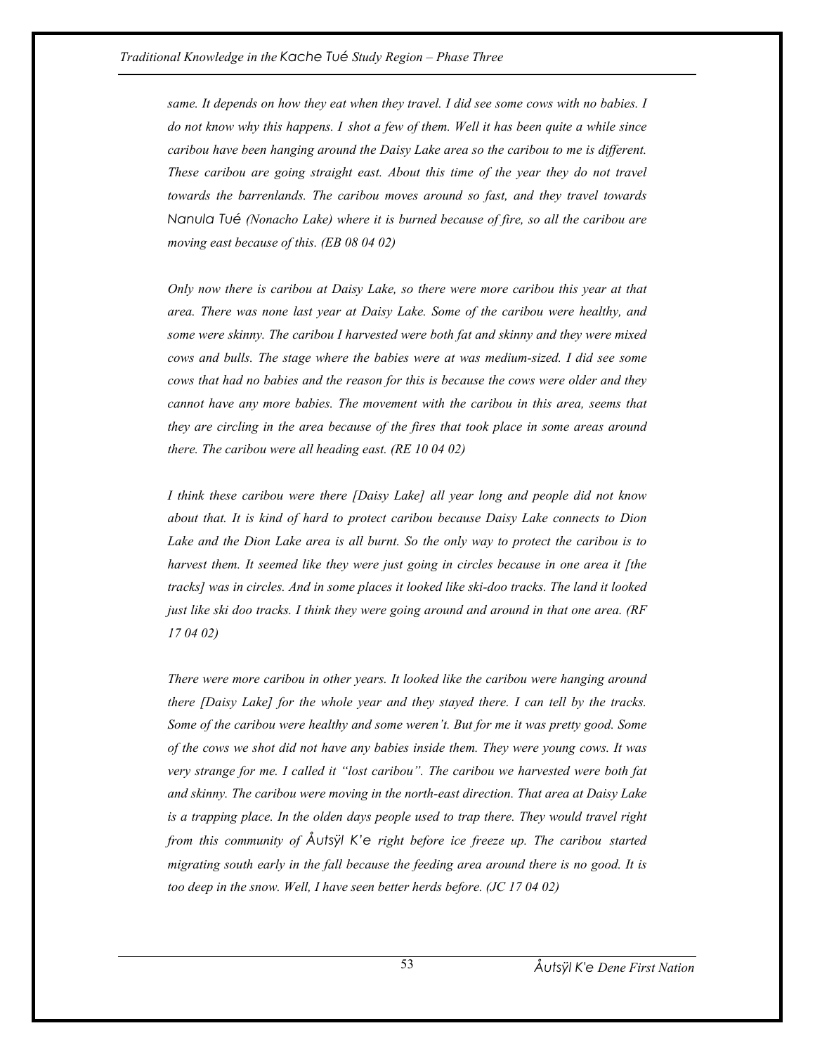*same. It depends on how they eat when they travel. I did see some cows with no babies. I do not know why this happens. I shot a few of them. Well it has been quite a while since caribou have been hanging around the Daisy Lake area so the caribou to me is different. These caribou are going straight east. About this time of the year they do not travel towards the barrenlands. The caribou moves around so fast, and they travel towards Nanula Tué (Nonacho Lake) where it is burned because of fire, so all the caribou are moving east because of this. (EB 08 04 02)*

*Only now there is caribou at Daisy Lake, so there were more caribou this year at that area. There was none last year at Daisy Lake. Some of the caribou were healthy, and some were skinny. The caribou I harvested were both fat and skinny and they were mixed cows and bulls. The stage where the babies were at was medium-sized. I did see some cows that had no babies and the reason for this is because the cows were older and they cannot have any more babies. The movement with the caribou in this area, seems that they are circling in the area because of the fires that took place in some areas around there. The caribou were all heading east. (RE 10 04 02)*

*I think these caribou were there [Daisy Lake] all year long and people did not know about that. It is kind of hard to protect caribou because Daisy Lake connects to Dion Lake and the Dion Lake area is all burnt. So the only way to protect the caribou is to harvest them. It seemed like they were just going in circles because in one area it [the tracks] was in circles. And in some places it looked like ski-doo tracks. The land it looked just like ski doo tracks. I think they were going around and around in that one area. (RF 17 04 02)*

*There were more caribou in other years. It looked like the caribou were hanging around there [Daisy Lake] for the whole year and they stayed there. I can tell by the tracks. Some of the caribou were healthy and some weren't. But for me it was pretty good. Some of the cows we shot did not have any babies inside them. They were young cows. It was very strange for me. I called it "lost caribou". The caribou we harvested were both fat and skinny. The caribou were moving in the north-east direction. That area at Daisy Lake is a trapping place. In the olden days people used to trap there. They would travel right from this community of Åutsÿl K'e right before ice freeze up. The caribou started migrating south early in the fall because the feeding area around there is no good. It is too deep in the snow. Well, I have seen better herds before. (JC 17 04 02)*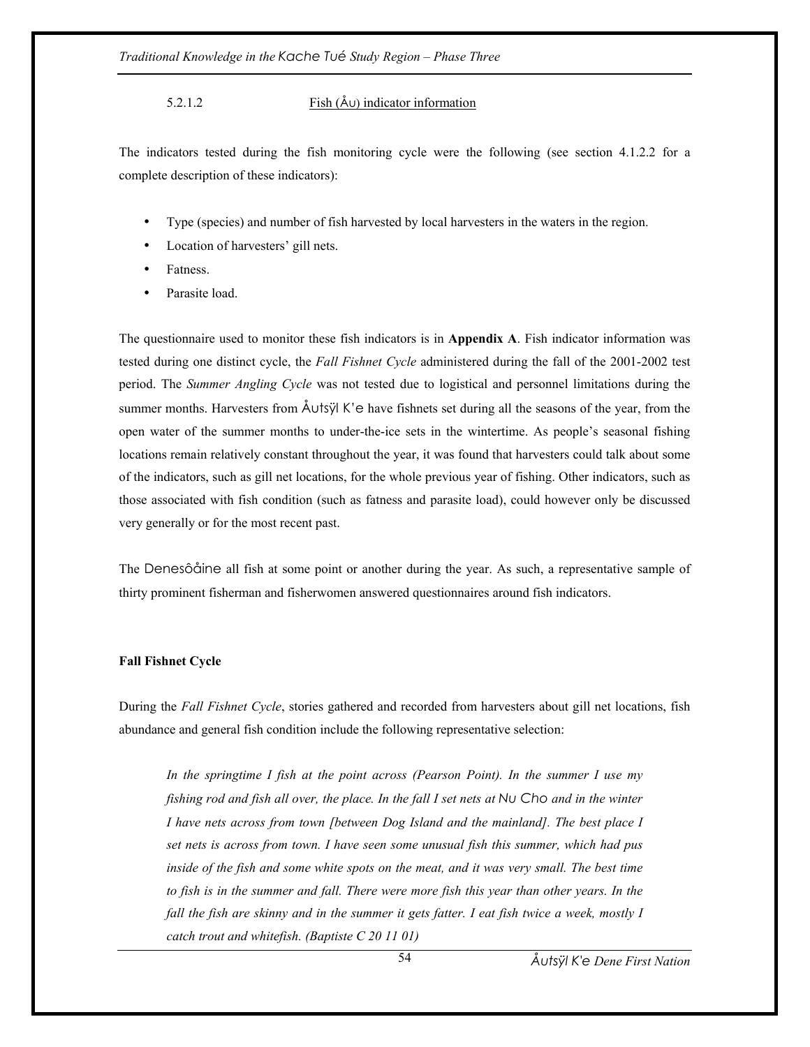#### 5.2.1.2 Fish (Åυ) indicator information

The indicators tested during the fish monitoring cycle were the following (see section 4.1.2.2 for a complete description of these indicators):

- Type (species) and number of fish harvested by local harvesters in the waters in the region.
- Location of harvesters' gill nets.
- Fatness.
- Parasite load.

The questionnaire used to monitor these fish indicators is in **Appendix A**. Fish indicator information was tested during one distinct cycle, the *Fall Fishnet Cycle* administered during the fall of the 2001-2002 test period. The *Summer Angling Cycle* was not tested due to logistical and personnel limitations during the summer months. Harvesters from Åυtsÿl K'e have fishnets set during all the seasons of the year, from the open water of the summer months to under-the-ice sets in the wintertime. As people's seasonal fishing locations remain relatively constant throughout the year, it was found that harvesters could talk about some of the indicators, such as gill net locations, for the whole previous year of fishing. Other indicators, such as those associated with fish condition (such as fatness and parasite load), could however only be discussed very generally or for the most recent past.

The Denesôåine all fish at some point or another during the year. As such, a representative sample of thirty prominent fisherman and fisherwomen answered questionnaires around fish indicators.

**Fall Fishnet Cycle**

During the *Fall Fishnet Cycle*, stories gathered and recorded from harvesters about gill net locations, fish abundance and general fish condition include the following representative selection:

> *In the springtime I fish at the point across (Pearson Point). In the summer I use my fishing rod and fish all over, the place. In the fall I set nets at Nυ Cho and in the winter I have nets across from town [between Dog Island and the mainland]. The best place I set nets is across from town. I have seen some unusual fish this summer, which had pus inside of the fish and some white spots on the meat, and it was very small. The best time to fish is in the summer and fall. There were more fish this year than other years. In the fall the fish are skinny and in the summer it gets fatter. I eat fish twice a week, mostly I catch trout and whitefish. (Baptiste C 20 11 01)*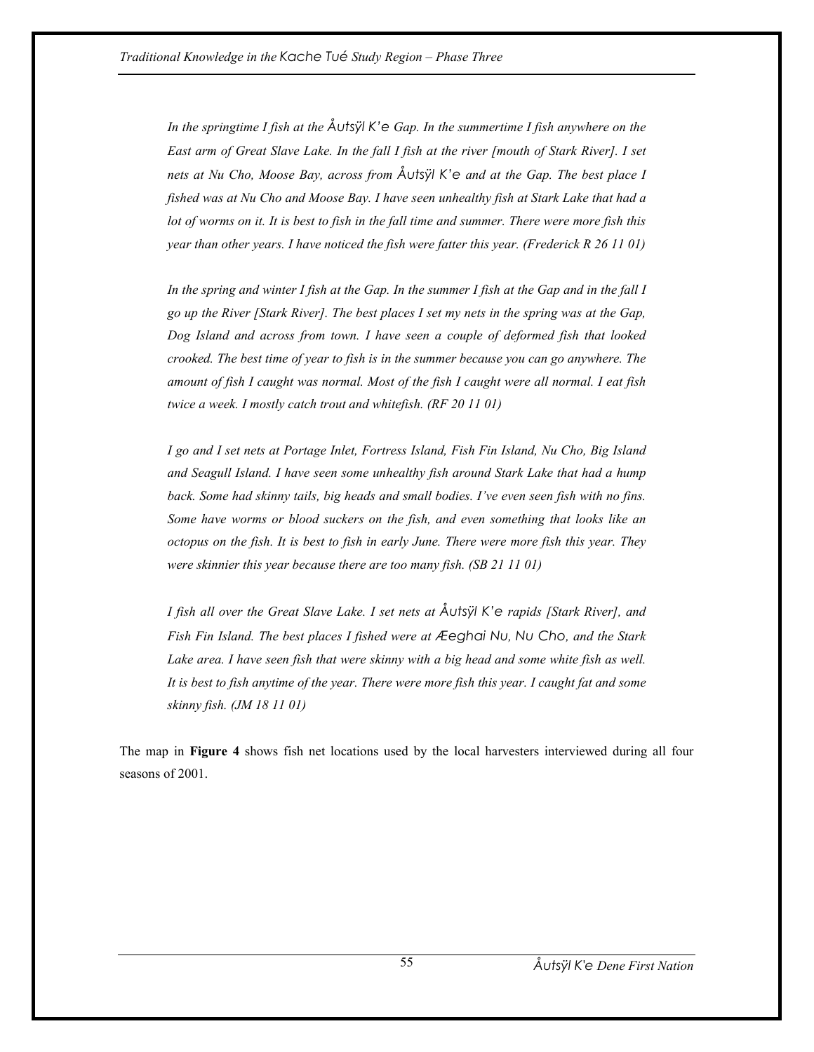*In the springtime I fish at the Åutsÿl K'e Gap. In the summertime I fish anywhere on the East arm of Great Slave Lake. In the fall I fish at the river [mouth of Stark River]. I set nets at Nu Cho, Moose Bay, across from Åutsÿl K'e and at the Gap. The best place I fished was at Nu Cho and Moose Bay. I have seen unhealthy fish at Stark Lake that had a lot of worms on it. It is best to fish in the fall time and summer. There were more fish this year than other years. I have noticed the fish were fatter this year. (Frederick R 26 11 01)*

*In the spring and winter I fish at the Gap. In the summer I fish at the Gap and in the fall I go up the River [Stark River]. The best places I set my nets in the spring was at the Gap, Dog Island and across from town. I have seen a couple of deformed fish that looked crooked. The best time of year to fish is in the summer because you can go anywhere. The amount of fish I caught was normal. Most of the fish I caught were all normal. I eat fish twice a week. I mostly catch trout and whitefish. (RF 20 11 01)*

*I go and I set nets at Portage Inlet, Fortress Island, Fish Fin Island, Nu Cho, Big Island and Seagull Island. I have seen some unhealthy fish around Stark Lake that had a hump back. Some had skinny tails, big heads and small bodies. I've even seen fish with no fins. Some have worms or blood suckers on the fish, and even something that looks like an octopus on the fish. It is best to fish in early June. There were more fish this year. They were skinnier this year because there are too many fish. (SB 21 11 01)*

*I fish all over the Great Slave Lake. I set nets at Åutsÿl K'e rapids [Stark River], and Fish Fin Island. The best places I fished were at Æeghai Nu, Nu Cho, and the Stark Lake area. I have seen fish that were skinny with a big head and some white fish as well. It is best to fish anytime of the year. There were more fish this year. I caught fat and some skinny fish. (JM 18 11 01)*

The map in **Figure 4** shows fish net locations used by the local harvesters interviewed during all four seasons of 2001.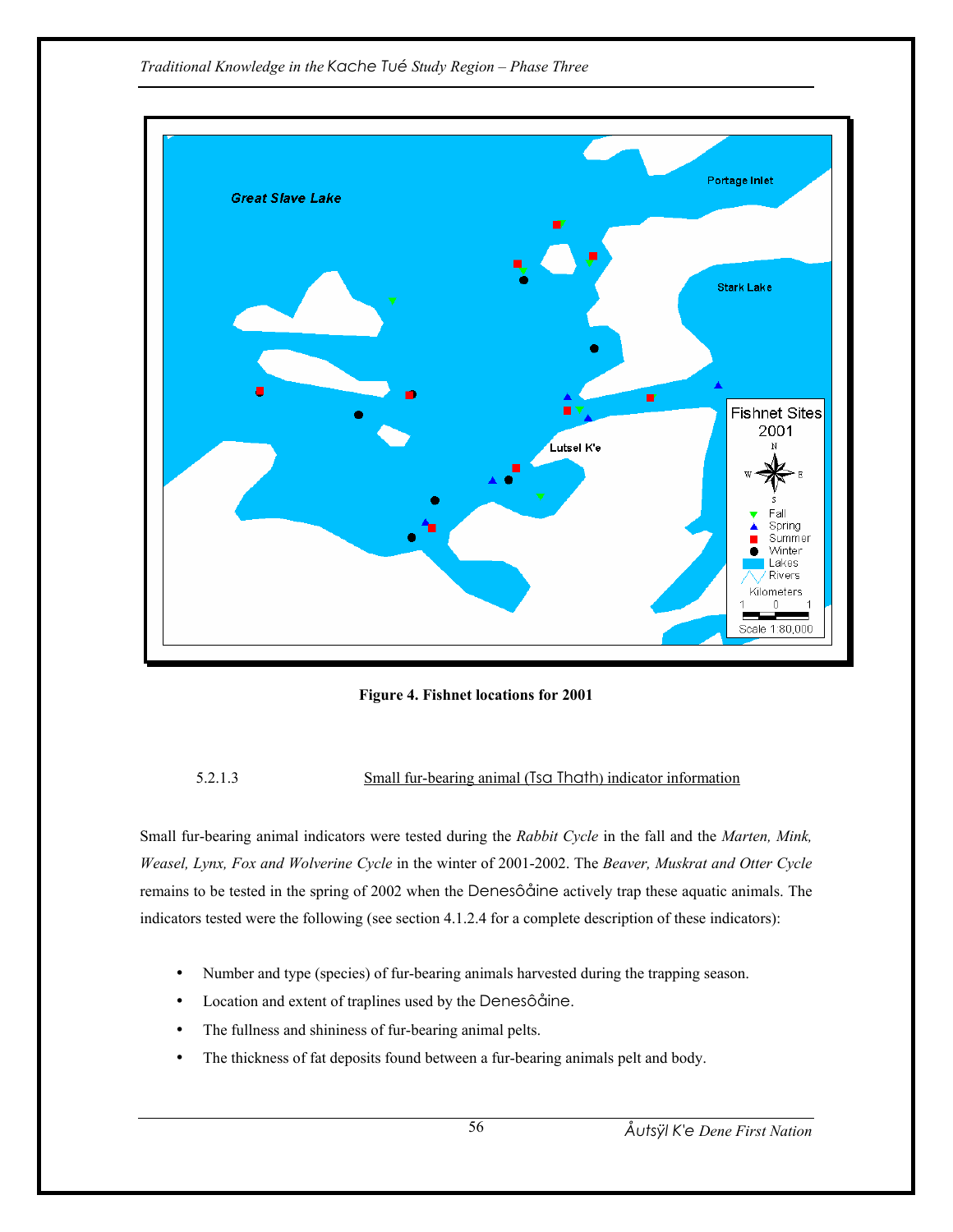Figure 4. Fishnet locations for 2001

5.2.1.3 Small fur-bearing animal (Tsa Thath) indicator information

Small fur-bearing animal indicators were tested during the *Rabbit Cycle* in the fall and the *Marten, Mink, Weasel, Lynx, Fox and Wolverine Cycle* in the winter of 2001-2002. The *Beaver, Muskrat and Otter Cycle* remains to be tested in the spring of 2002 when the Denesôåine actively trap these aquatic animals. The indicators tested were the following (see section 4.1.2.4 for a complete description of these indicators):

- Number and type (species) of fur-bearing animals harvested during the trapping season.
- Location and extent of traplines used by the Denesôåine.
- The fullness and shininess of fur-bearing animal pelts.
- The thickness of fat deposits found between a fur-bearing animals pelt and body.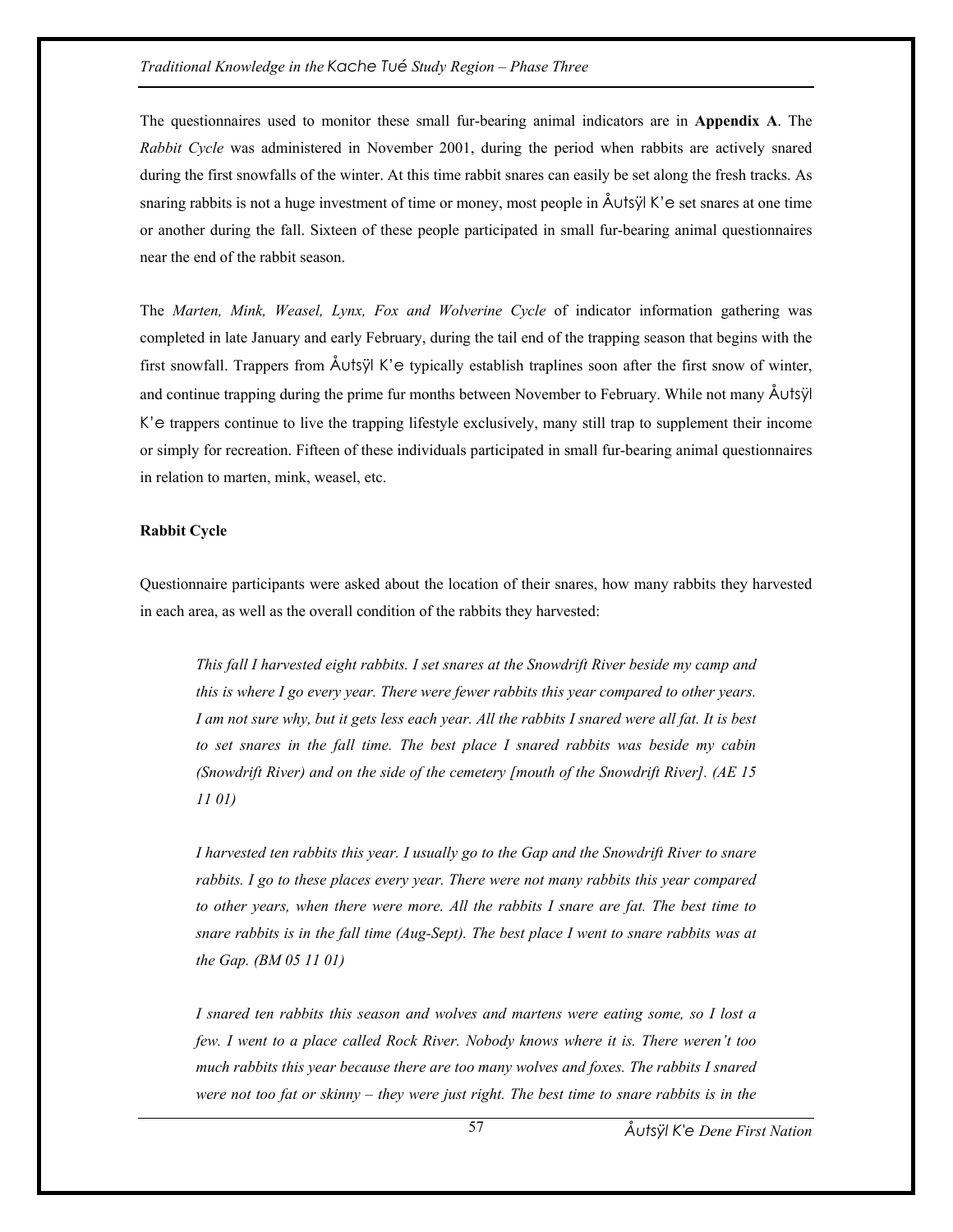The questionnaires used to monitor these small fur-bearing animal indicators are in **Appendix A**. The *Rabbit Cycle* was administered in November 2001, during the period when rabbits are actively snared during the first snowfalls of the winter. At this time rabbit snares can easily be set along the fresh tracks. As snaring rabbits is not a huge investment of time or money, most people in Åutsÿl K'e set snares at one time or another during the fall. Sixteen of these people participated in small fur-bearing animal questionnaires near the end of the rabbit season.

The *Marten, Mink, Weasel, Lynx, Fox and Wolverine Cycle* of indicator information gathering was completed in late January and early February, during the tail end of the trapping season that begins with the first snowfall. Trappers from Åutsÿl K'e typically establish traplines soon after the first snow of winter, and continue trapping during the prime fur months between November to February. While not many Åutsÿl K'e trappers continue to live the trapping lifestyle exclusively, many still trap to supplement their income or simply for recreation. Fifteen of these individuals participated in small fur-bearing animal questionnaires in relation to marten, mink, weasel, etc.

**Rabbit Cycle**

Questionnaire participants were asked about the location of their snares, how many rabbits they harvested in each area, as well as the overall condition of the rabbits they harvested:

> *This fall I harvested eight rabbits. I set snares at the Snowdrift River beside my camp and this is where I go every year. There were fewer rabbits this year compared to other years. I am not sure why, but it gets less each year. All the rabbits I snared were all fat. It is best to set snares in the fall time. The best place I snared rabbits was beside my cabin (Snowdrift River) and on the side of the cemetery [mouth of the Snowdrift River]. (AE 15 11 01)*

> *I harvested ten rabbits this year. I usually go to the Gap and the Snowdrift River to snare rabbits. I go to these places every year. There were not many rabbits this year compared to other years, when there were more. All the rabbits I snare are fat. The best time to snare rabbits is in the fall time (Aug-Sept). The best place I went to snare rabbits was at the Gap. (BM 05 11 01)*

> *I snared ten rabbits this season and wolves and martens were eating some, so I lost a few. I went to a place called Rock River. Nobody knows where it is. There weren't too much rabbits this year because there are too many wolves and foxes. The rabbits I snared were not too fat or skinny – they were just right. The best time to snare rabbits is in the*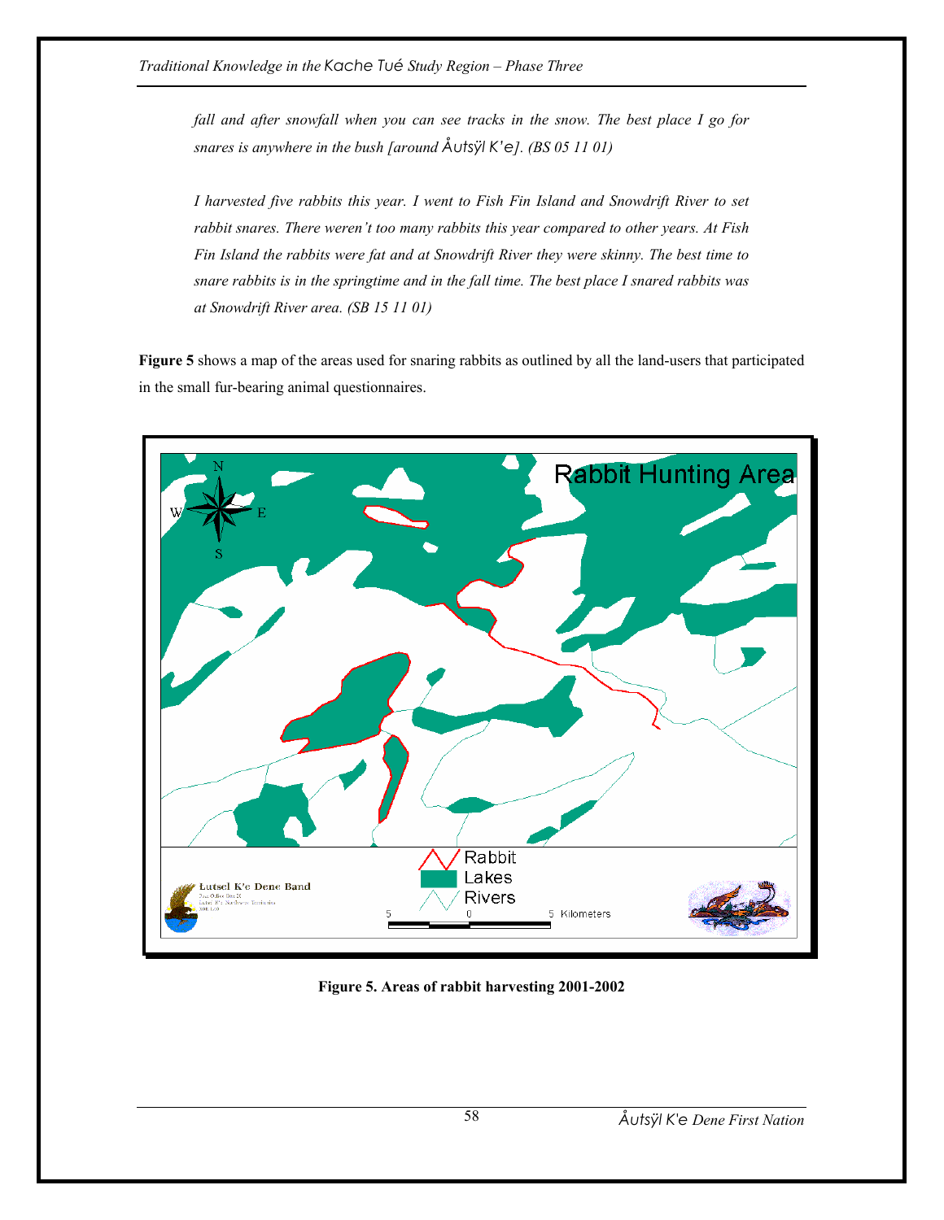*fall and after snowfall when you can see tracks in the snow. The best place I go for snares is anywhere in the bush [around Åutsÿl K'e]. (BS 05 11 01)*

*I harvested five rabbits this year. I went to Fish Fin Island and Snowdrift River to set rabbit snares. There weren't too many rabbits this year compared to other years. At Fish Fin Island the rabbits were fat and at Snowdrift River they were skinny. The best time to snare rabbits is in the springtime and in the fall time. The best place I snared rabbits was at Snowdrift River area. (SB 15 11 01)*

**Figure 5** shows a map of the areas used for snaring rabbits as outlined by all the land-users that participated in the small fur-bearing animal questionnaires.

**Figure 5. Areas of rabbit harvesting 2001-2002**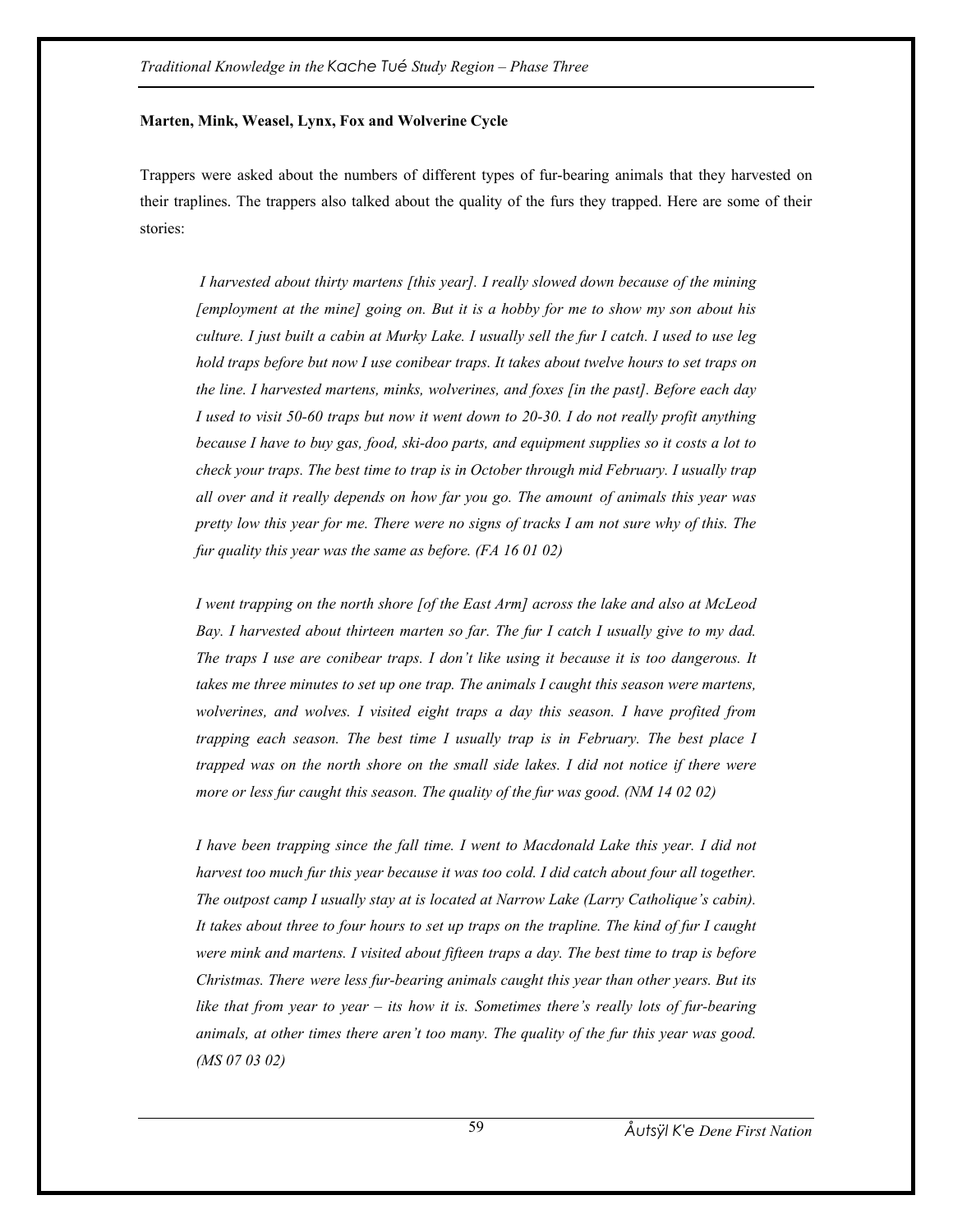**Marten, Mink, Weasel, Lynx, Fox and Wolverine Cycle**

Trappers were asked about the numbers of different types of fur-bearing animals that they harvested on their traplines. The trappers also talked about the quality of the furs they trapped. Here are some of their stories:

> *I harvested about thirty martens [this year]. I really slowed down because of the mining [employment at the mine] going on. But it is a hobby for me to show my son about his culture. I just built a cabin at Murky Lake. I usually sell the fur I catch. I used to use leg hold traps before but now I use conibear traps. It takes about twelve hours to set traps on the line. I harvested martens, minks, wolverines, and foxes [in the past]. Before each day I used to visit 50-60 traps but now it went down to 20-30. I do not really profit anything because I have to buy gas, food, ski-doo parts, and equipment supplies so it costs a lot to check your traps. The best time to trap is in October through mid February. I usually trap all over and it really depends on how far you go. The amount of animals this year was pretty low this year for me. There were no signs of tracks I am not sure why of this. The fur quality this year was the same as before. (FA 16 01 02)*

> *I went trapping on the north shore [of the East Arm] across the lake and also at McLeod Bay. I harvested about thirteen marten so far. The fur I catch I usually give to my dad. The traps I use are conibear traps. I don't like using it because it is too dangerous. It takes me three minutes to set up one trap. The animals I caught this season were martens, wolverines, and wolves. I visited eight traps a day this season. I have profited from trapping each season. The best time I usually trap is in February. The best place I trapped was on the north shore on the small side lakes. I did not notice if there were more or less fur caught this season. The quality of the fur was good. (NM 14 02 02)*

> *I have been trapping since the fall time. I went to Macdonald Lake this year. I did not harvest too much fur this year because it was too cold. I did catch about four all together. The outpost camp I usually stay at is located at Narrow Lake (Larry Catholique's cabin). It takes about three to four hours to set up traps on the trapline. The kind of fur I caught were mink and martens. I visited about fifteen traps a day. The best time to trap is before Christmas. There were less fur-bearing animals caught this year than other years. But its like that from year to year – its how it is. Sometimes there's really lots of fur-bearing animals, at other times there aren't too many. The quality of the fur this year was good. (MS 07 03 02)*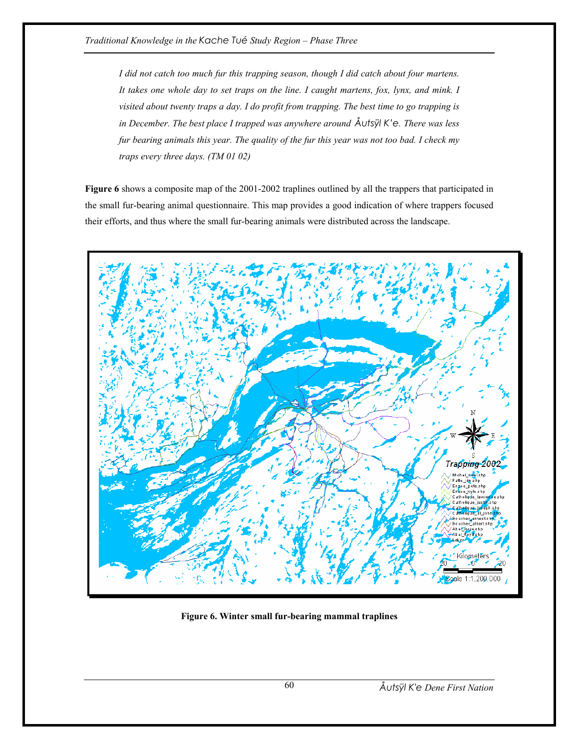*I did not catch too much fur this trapping season, though I did catch about four martens. It takes one whole day to set traps on the line. I caught martens, fox, lynx, and mink. I visited about twenty traps a day. I do profit from trapping. The best time to go trapping is in December. The best place I trapped was anywhere around Åutsÿl K'e. There was less fur bearing animals this year. The quality of the fur this year was not too bad. I check my traps every three days. (TM 01 02)*

**Figure 6** shows a composite map of the 2001-2002 traplines outlined by all the trappers that participated in the small fur-bearing animal questionnaire. This map provides a good indication of where trappers focused their efforts, and thus where the small fur-bearing animals were distributed across the landscape.

**Figure 6. Winter small fur-bearing mammal traplines**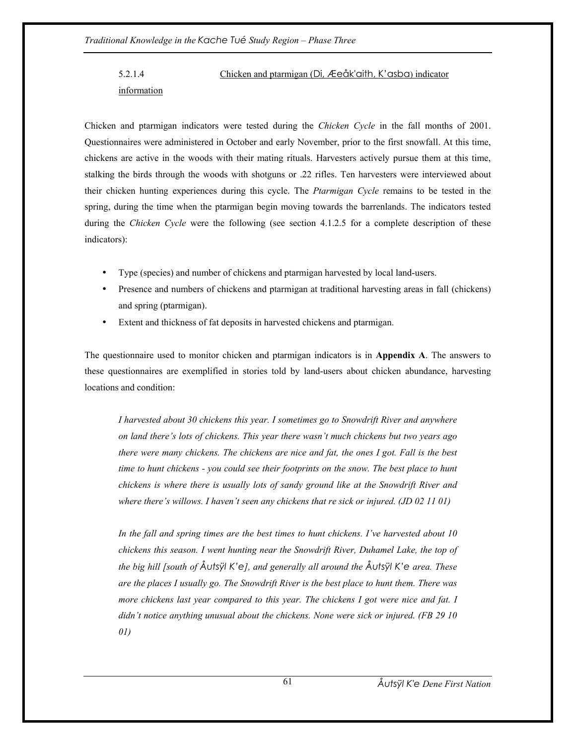#### 5.2.1.4 Chicken and ptarmigan (Di, Æeåk'aith, K'asba) indicator information

Chicken and ptarmigan indicators were tested during the *Chicken Cycle* in the fall months of 2001. Questionnaires were administered in October and early November, prior to the first snowfall. At this time, chickens are active in the woods with their mating rituals. Harvesters actively pursue them at this time, stalking the birds through the woods with shotguns or .22 rifles. Ten harvesters were interviewed about their chicken hunting experiences during this cycle. The *Ptarmigan Cycle* remains to be tested in the spring, during the time when the ptarmigan begin moving towards the barrenlands. The indicators tested during the *Chicken Cycle* were the following (see section 4.1.2.5 for a complete description of these indicators):

- Type (species) and number of chickens and ptarmigan harvested by local land-users.
- Presence and numbers of chickens and ptarmigan at traditional harvesting areas in fall (chickens) and spring (ptarmigan).
- Extent and thickness of fat deposits in harvested chickens and ptarmigan.

The questionnaire used to monitor chicken and ptarmigan indicators is in **Appendix A**. The answers to these questionnaires are exemplified in stories told by land-users about chicken abundance, harvesting locations and condition:

> *I harvested about 30 chickens this year. I sometimes go to Snowdrift River and anywhere on land there's lots of chickens. This year there wasn't much chickens but two years ago there were many chickens. The chickens are nice and fat, the ones I got. Fall is the best time to hunt chickens - you could see their footprints on the snow. The best place to hunt chickens is where there is usually lots of sandy ground like at the Snowdrift River and where there's willows. I haven't seen any chickens that re sick or injured. (JD 02 11 01)*

> *In the fall and spring times are the best times to hunt chickens. I've harvested about 10 chickens this season. I went hunting near the Snowdrift River, Duhamel Lake, the top of the big hill [south of Åutsÿl K'e], and generally all around the Åutsÿl K'e area. These are the places I usually go. The Snowdrift River is the best place to hunt them. There was more chickens last year compared to this year. The chickens I got were nice and fat. I didn't notice anything unusual about the chickens. None were sick or injured. (FB 29 10 01)*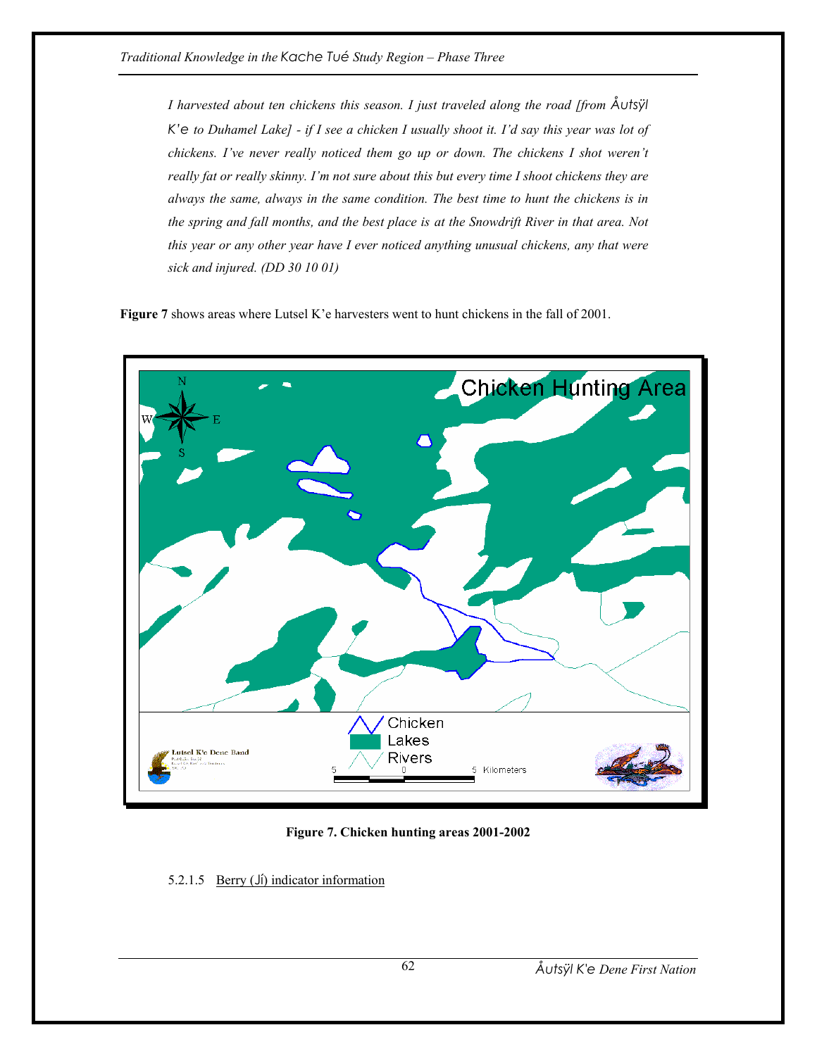*I harvested about ten chickens this season. I just traveled along the road [from Åutsÿl K'e to Duhamel Lake] - if I see a chicken I usually shoot it. I'd say this year was lot of chickens. I've never really noticed them go up or down. The chickens I shot weren't really fat or really skinny. I'm not sure about this but every time I shoot chickens they are always the same, always in the same condition. The best time to hunt the chickens is in the spring and fall months, and the best place is at the Snowdrift River in that area. Not this year or any other year have I ever noticed anything unusual chickens, any that were sick and injured. (DD 30 10 01)*

**Figure 7** shows areas where Lutsel K'e harvesters went to hunt chickens in the fall of 2001.

**Figure 7. Chicken hunting areas 2001-2002**

5.2.1.5 Berry (Jí) indicator information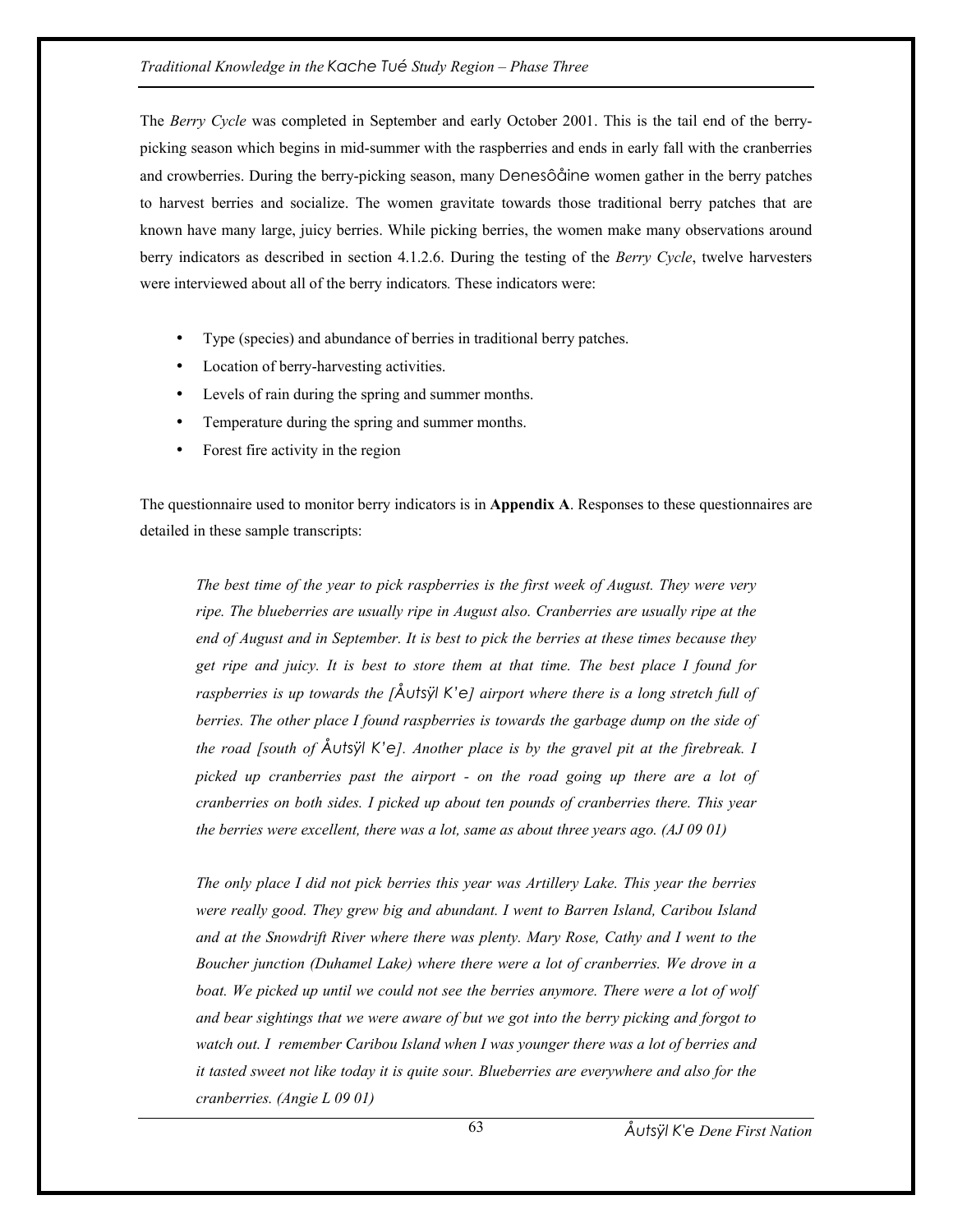The *Berry Cycle* was completed in September and early October 2001. This is the tail end of the berry-picking season which begins in mid-summer with the raspberries and ends in early fall with the cranberries and crowberries. During the berry-picking season, many Denesôåine women gather in the berry patches to harvest berries and socialize. The women gravitate towards those traditional berry patches that are known have many large, juicy berries. While picking berries, the women make many observations around berry indicators as described in section 4.1.2.6. During the testing of the *Berry Cycle*, twelve harvesters were interviewed about all of the berry indicators*.* These indicators were:

- Type (species) and abundance of berries in traditional berry patches.
- Location of berry-harvesting activities.
- Levels of rain during the spring and summer months.
- Temperature during the spring and summer months.
- Forest fire activity in the region

The questionnaire used to monitor berry indicators is in **Appendix A**. Responses to these questionnaires are detailed in these sample transcripts:

> *The best time of the year to pick raspberries is the first week of August. They were very ripe. The blueberries are usually ripe in August also. Cranberries are usually ripe at the end of August and in September. It is best to pick the berries at these times because they get ripe and juicy. It is best to store them at that time. The best place I found for raspberries is up towards the [Åutsÿl K'e] airport where there is a long stretch full of berries. The other place I found raspberries is towards the garbage dump on the side of the road [south of Åutsÿl K'e]. Another place is by the gravel pit at the firebreak. I picked up cranberries past the airport - on the road going up there are a lot of cranberries on both sides. I picked up about ten pounds of cranberries there. This year the berries were excellent, there was a lot, same as about three years ago. (AJ 09 01)*

> *The only place I did not pick berries this year was Artillery Lake. This year the berries were really good. They grew big and abundant. I went to Barren Island, Caribou Island and at the Snowdrift River where there was plenty. Mary Rose, Cathy and I went to the Boucher junction (Duhamel Lake) where there were a lot of cranberries. We drove in a boat. We picked up until we could not see the berries anymore. There were a lot of wolf and bear sightings that we were aware of but we got into the berry picking and forgot to watch out. I remember Caribou Island when I was younger there was a lot of berries and it tasted sweet not like today it is quite sour. Blueberries are everywhere and also for the cranberries. (Angie L 09 01)*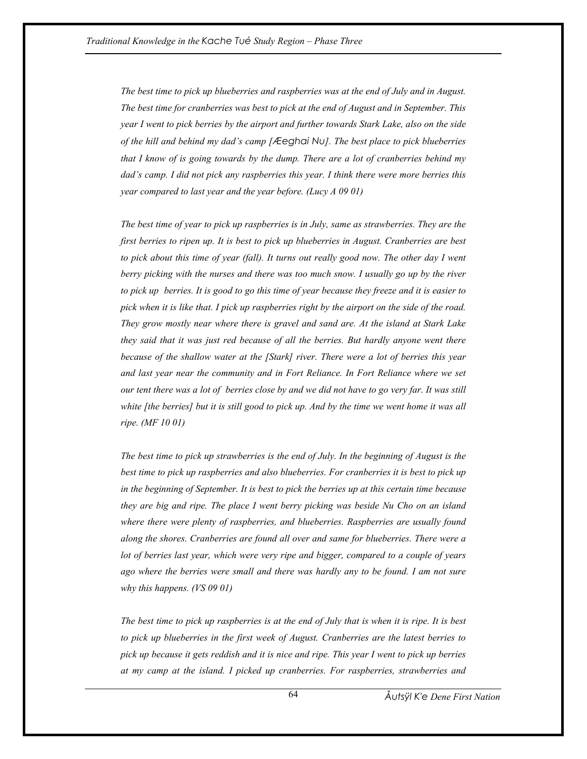*The best time to pick up blueberries and raspberries was at the end of July and in August. The best time for cranberries was best to pick at the end of August and in September. This year I went to pick berries by the airport and further towards Stark Lake, also on the side of the hill and behind my dad's camp [Æeghai Nu]. The best place to pick blueberries that I know of is going towards by the dump. There are a lot of cranberries behind my dad's camp. I did not pick any raspberries this year. I think there were more berries this year compared to last year and the year before. (Lucy A 09 01)*

*The best time of year to pick up raspberries is in July, same as strawberries. They are the first berries to ripen up. It is best to pick up blueberries in August. Cranberries are best to pick about this time of year (fall). It turns out really good now. The other day I went berry picking with the nurses and there was too much snow. I usually go up by the river to pick up berries. It is good to go this time of year because they freeze and it is easier to pick when it is like that. I pick up raspberries right by the airport on the side of the road. They grow mostly near where there is gravel and sand are. At the island at Stark Lake they said that it was just red because of all the berries. But hardly anyone went there because of the shallow water at the [Stark] river. There were a lot of berries this year and last year near the community and in Fort Reliance. In Fort Reliance where we set our tent there was a lot of berries close by and we did not have to go very far. It was still white [the berries] but it is still good to pick up. And by the time we went home it was all ripe. (MF 10 01)*

*The best time to pick up strawberries is the end of July. In the beginning of August is the best time to pick up raspberries and also blueberries. For cranberries it is best to pick up in the beginning of September. It is best to pick the berries up at this certain time because they are big and ripe. The place I went berry picking was beside Nu Cho on an island where there were plenty of raspberries, and blueberries. Raspberries are usually found along the shores. Cranberries are found all over and same for blueberries. There were a lot of berries last year, which were very ripe and bigger, compared to a couple of years ago where the berries were small and there was hardly any to be found. I am not sure why this happens. (VS 09 01)*

*The best time to pick up raspberries is at the end of July that is when it is ripe. It is best to pick up blueberries in the first week of August. Cranberries are the latest berries to pick up because it gets reddish and it is nice and ripe. This year I went to pick up berries at my camp at the island. I picked up cranberries. For raspberries, strawberries and*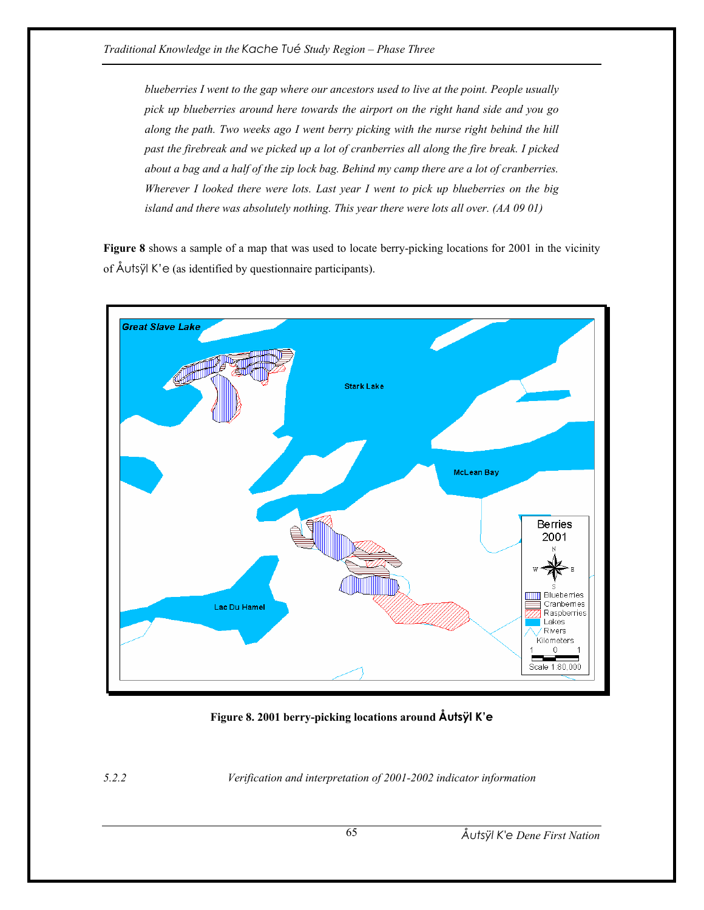*blueberries I went to the gap where our ancestors used to live at the point. People usually pick up blueberries around here towards the airport on the right hand side and you go along the path. Two weeks ago I went berry picking with the nurse right behind the hill past the firebreak and we picked up a lot of cranberries all along the fire break. I picked about a bag and a half of the zip lock bag. Behind my camp there are a lot of cranberries. Wherever I looked there were lots. Last year I went to pick up blueberries on the big island and there was absolutely nothing. This year there were lots all over. (AA 09 01)*

**Figure 8** shows a sample of a map that was used to locate berry-picking locations for 2001 in the vicinity of Åutsÿl K'e (as identified by questionnaire participants).

**Figure 8. 2001 berry-picking locations around Åutsÿl K'e**

*5.2.2 Verification and interpretation of 2001-2002 indicator information*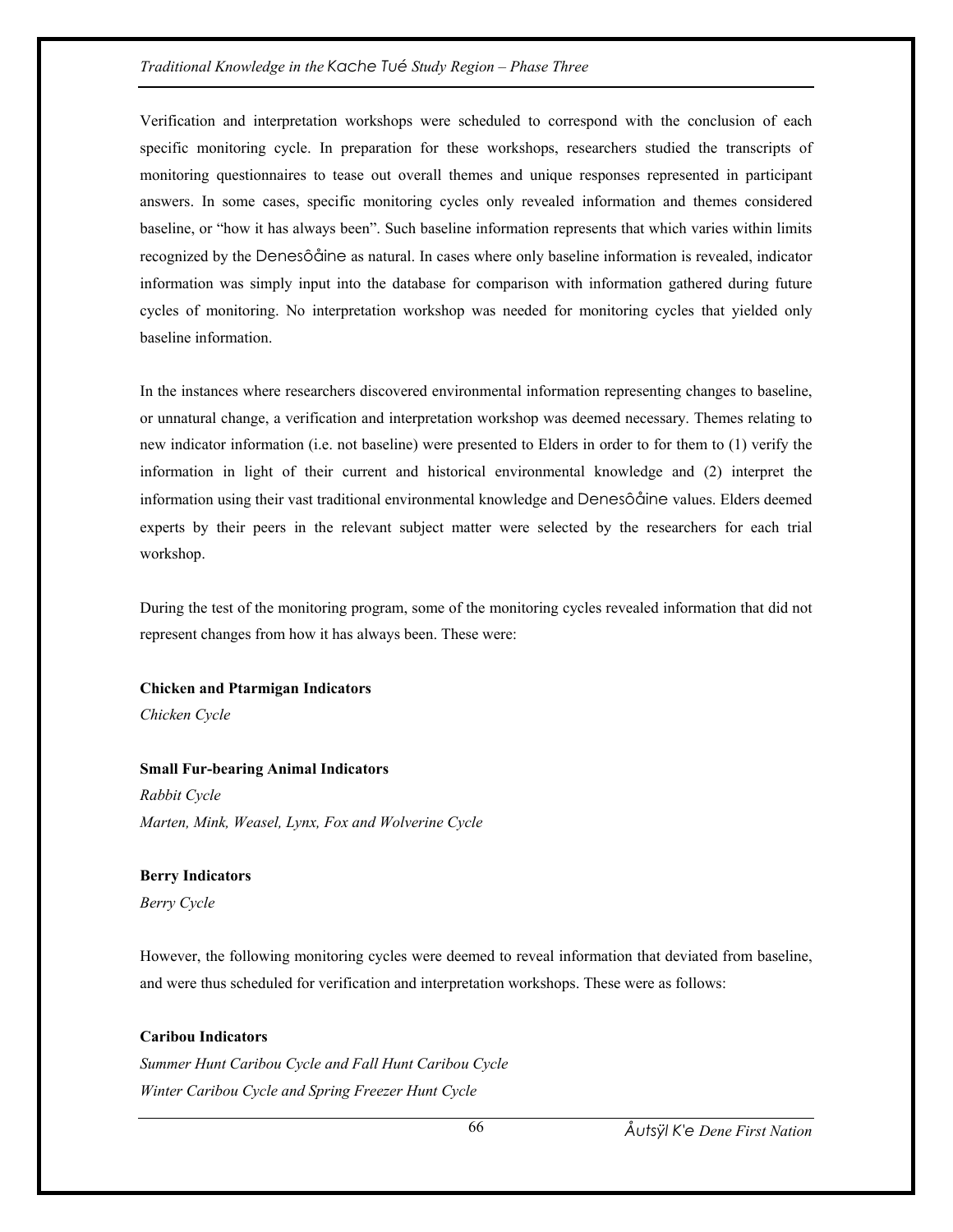Verification and interpretation workshops were scheduled to correspond with the conclusion of each specific monitoring cycle. In preparation for these workshops, researchers studied the transcripts of monitoring questionnaires to tease out overall themes and unique responses represented in participant answers. In some cases, specific monitoring cycles only revealed information and themes considered baseline, or "how it has always been". Such baseline information represents that which varies within limits recognized by the Denesôåine as natural. In cases where only baseline information is revealed, indicator information was simply input into the database for comparison with information gathered during future cycles of monitoring. No interpretation workshop was needed for monitoring cycles that yielded only baseline information.

In the instances where researchers discovered environmental information representing changes to baseline, or unnatural change, a verification and interpretation workshop was deemed necessary. Themes relating to new indicator information (i.e. not baseline) were presented to Elders in order to for them to (1) verify the information in light of their current and historical environmental knowledge and (2) interpret the information using their vast traditional environmental knowledge and Denesôåine values. Elders deemed experts by their peers in the relevant subject matter were selected by the researchers for each trial workshop.

During the test of the monitoring program, some of the monitoring cycles revealed information that did not represent changes from how it has always been. These were:

**Chicken and Ptarmigan Indicators**
*Chicken Cycle*

**Small Fur-bearing Animal Indicators**
*Rabbit Cycle*
*Marten, Mink, Weasel, Lynx, Fox and Wolverine Cycle*

**Berry Indicators**
*Berry Cycle*

However, the following monitoring cycles were deemed to reveal information that deviated from baseline, and were thus scheduled for verification and interpretation workshops. These were as follows:

**Caribou Indicators**
*Summer Hunt Caribou Cycle and Fall Hunt Caribou Cycle*
*Winter Caribou Cycle and Spring Freezer Hunt Cycle*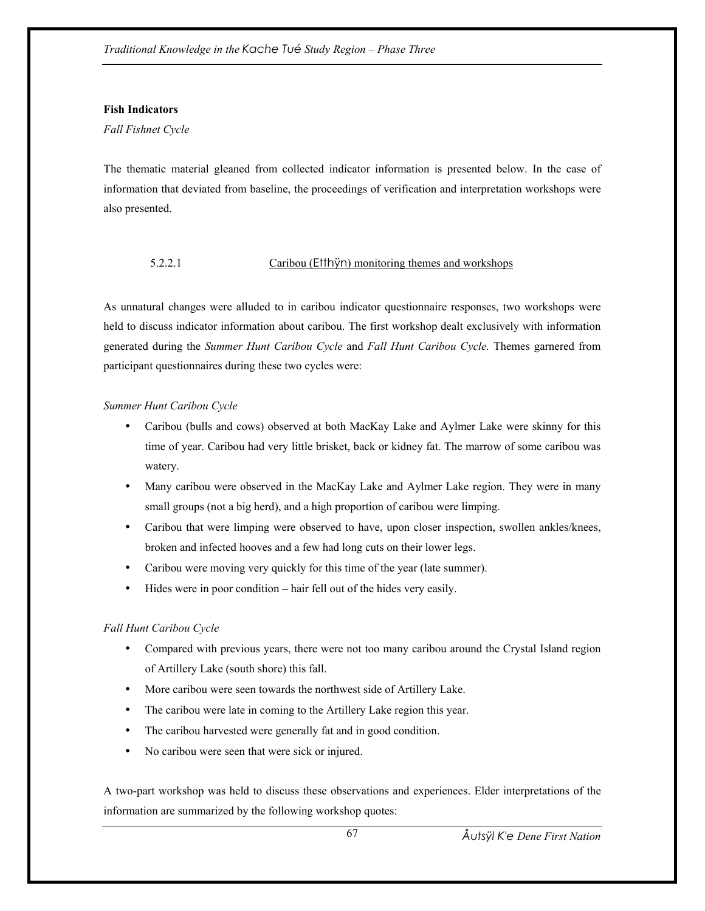**Fish Indicators**

*Fall Fishnet Cycle*

The thematic material gleaned from collected indicator information is presented below. In the case of information that deviated from baseline, the proceedings of verification and interpretation workshops were also presented.

5.2.2.1 Caribou (Etthÿn) monitoring themes and workshops

As unnatural changes were alluded to in caribou indicator questionnaire responses, two workshops were held to discuss indicator information about caribou. The first workshop dealt exclusively with information generated during the *Summer Hunt Caribou Cycle* and *Fall Hunt Caribou Cycle.* Themes garnered from participant questionnaires during these two cycles were:

*Summer Hunt Caribou Cycle*

- Caribou (bulls and cows) observed at both MacKay Lake and Aylmer Lake were skinny for this time of year. Caribou had very little brisket, back or kidney fat. The marrow of some caribou was watery.
- Many caribou were observed in the MacKay Lake and Aylmer Lake region. They were in many small groups (not a big herd), and a high proportion of caribou were limping.
- Caribou that were limping were observed to have, upon closer inspection, swollen ankles/knees, broken and infected hooves and a few had long cuts on their lower legs.
- Caribou were moving very quickly for this time of the year (late summer).
- Hides were in poor condition – hair fell out of the hides very easily.

*Fall Hunt Caribou Cycle*

- Compared with previous years, there were not too many caribou around the Crystal Island region of Artillery Lake (south shore) this fall.
- More caribou were seen towards the northwest side of Artillery Lake.
- The caribou were late in coming to the Artillery Lake region this year.
- The caribou harvested were generally fat and in good condition.
- No caribou were seen that were sick or injured.

A two-part workshop was held to discuss these observations and experiences. Elder interpretations of the information are summarized by the following workshop quotes: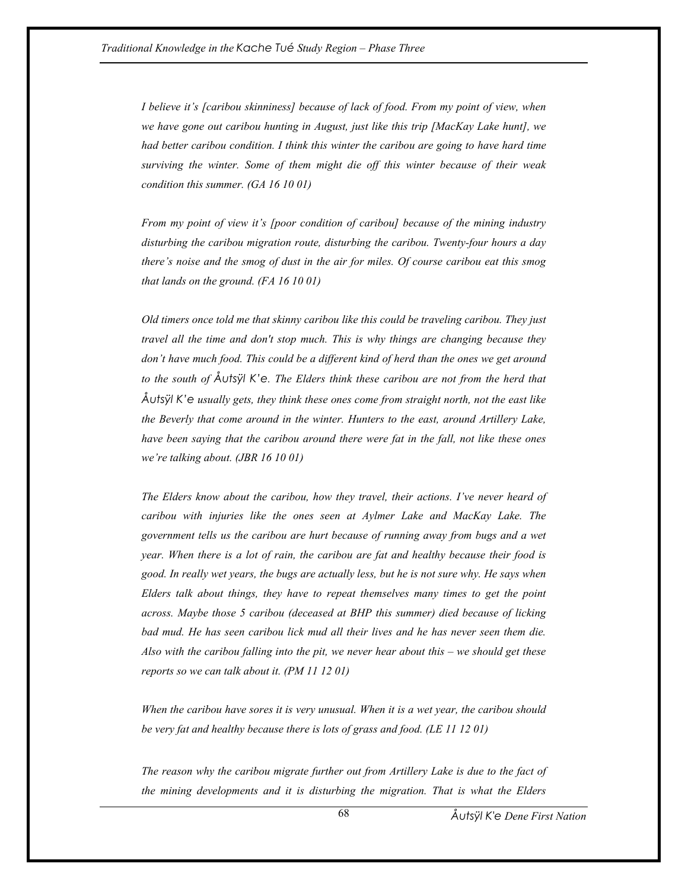*I believe it's [caribou skinniness] because of lack of food. From my point of view, when we have gone out caribou hunting in August, just like this trip [MacKay Lake hunt], we had better caribou condition. I think this winter the caribou are going to have hard time surviving the winter. Some of them might die off this winter because of their weak condition this summer. (GA 16 10 01)*

*From my point of view it's [poor condition of caribou] because of the mining industry disturbing the caribou migration route, disturbing the caribou. Twenty-four hours a day there's noise and the smog of dust in the air for miles. Of course caribou eat this smog that lands on the ground. (FA 16 10 01)*

*Old timers once told me that skinny caribou like this could be traveling caribou. They just travel all the time and don't stop much. This is why things are changing because they don't have much food. This could be a different kind of herd than the ones we get around to the south of Åutsÿl K'e. The Elders think these caribou are not from the herd that Åutsÿl K'e usually gets, they think these ones come from straight north, not the east like the Beverly that come around in the winter. Hunters to the east, around Artillery Lake, have been saying that the caribou around there were fat in the fall, not like these ones we're talking about. (JBR 16 10 01)*

*The Elders know about the caribou, how they travel, their actions. I've never heard of caribou with injuries like the ones seen at Aylmer Lake and MacKay Lake. The government tells us the caribou are hurt because of running away from bugs and a wet year. When there is a lot of rain, the caribou are fat and healthy because their food is good. In really wet years, the bugs are actually less, but he is not sure why. He says when Elders talk about things, they have to repeat themselves many times to get the point across. Maybe those 5 caribou (deceased at BHP this summer) died because of licking bad mud. He has seen caribou lick mud all their lives and he has never seen them die. Also with the caribou falling into the pit, we never hear about this – we should get these reports so we can talk about it. (PM 11 12 01)*

*When the caribou have sores it is very unusual. When it is a wet year, the caribou should be very fat and healthy because there is lots of grass and food. (LE 11 12 01)*

*The reason why the caribou migrate further out from Artillery Lake is due to the fact of the mining developments and it is disturbing the migration. That is what the Elders*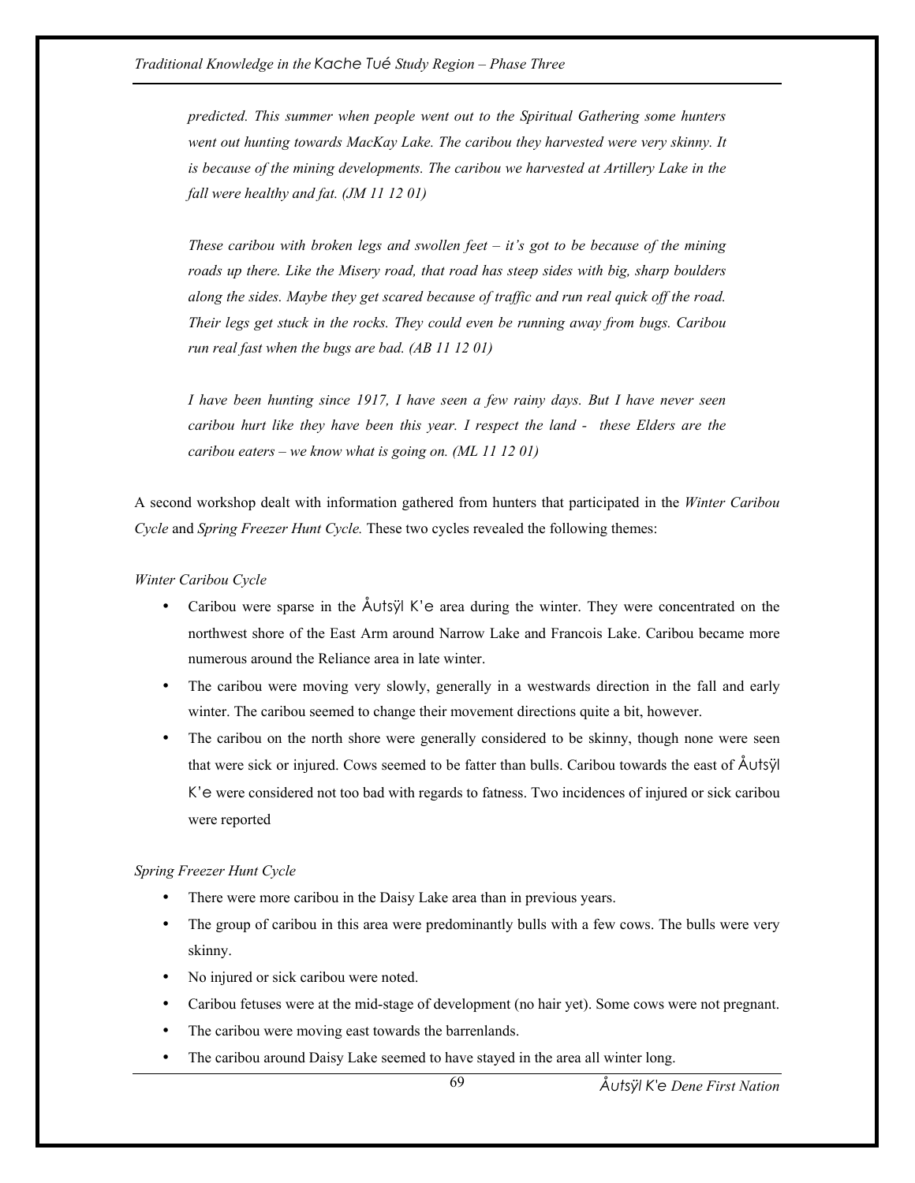*predicted. This summer when people went out to the Spiritual Gathering some hunters went out hunting towards MacKay Lake. The caribou they harvested were very skinny. It is because of the mining developments. The caribou we harvested at Artillery Lake in the fall were healthy and fat. (JM 11 12 01)*

*These caribou with broken legs and swollen feet – it's got to be because of the mining roads up there. Like the Misery road, that road has steep sides with big, sharp boulders along the sides. Maybe they get scared because of traffic and run real quick off the road. Their legs get stuck in the rocks. They could even be running away from bugs. Caribou run real fast when the bugs are bad. (AB 11 12 01)*

*I have been hunting since 1917, I have seen a few rainy days. But I have never seen caribou hurt like they have been this year. I respect the land - these Elders are the caribou eaters – we know what is going on. (ML 11 12 01)*

A second workshop dealt with information gathered from hunters that participated in the *Winter Caribou Cycle* and *Spring Freezer Hunt Cycle.* These two cycles revealed the following themes:

*Winter Caribou Cycle*

- Caribou were sparse in the Åutsÿl K'e area during the winter. They were concentrated on the northwest shore of the East Arm around Narrow Lake and Francois Lake. Caribou became more numerous around the Reliance area in late winter.
- The caribou were moving very slowly, generally in a westwards direction in the fall and early winter. The caribou seemed to change their movement directions quite a bit, however.
- The caribou on the north shore were generally considered to be skinny, though none were seen that were sick or injured. Cows seemed to be fatter than bulls. Caribou towards the east of Åutsÿl K'e were considered not too bad with regards to fatness. Two incidences of injured or sick caribou were reported

*Spring Freezer Hunt Cycle*

- There were more caribou in the Daisy Lake area than in previous years.
- The group of caribou in this area were predominantly bulls with a few cows. The bulls were very skinny.
- No injured or sick caribou were noted.
- Caribou fetuses were at the mid-stage of development (no hair yet). Some cows were not pregnant.
- The caribou were moving east towards the barrenlands.
- The caribou around Daisy Lake seemed to have stayed in the area all winter long.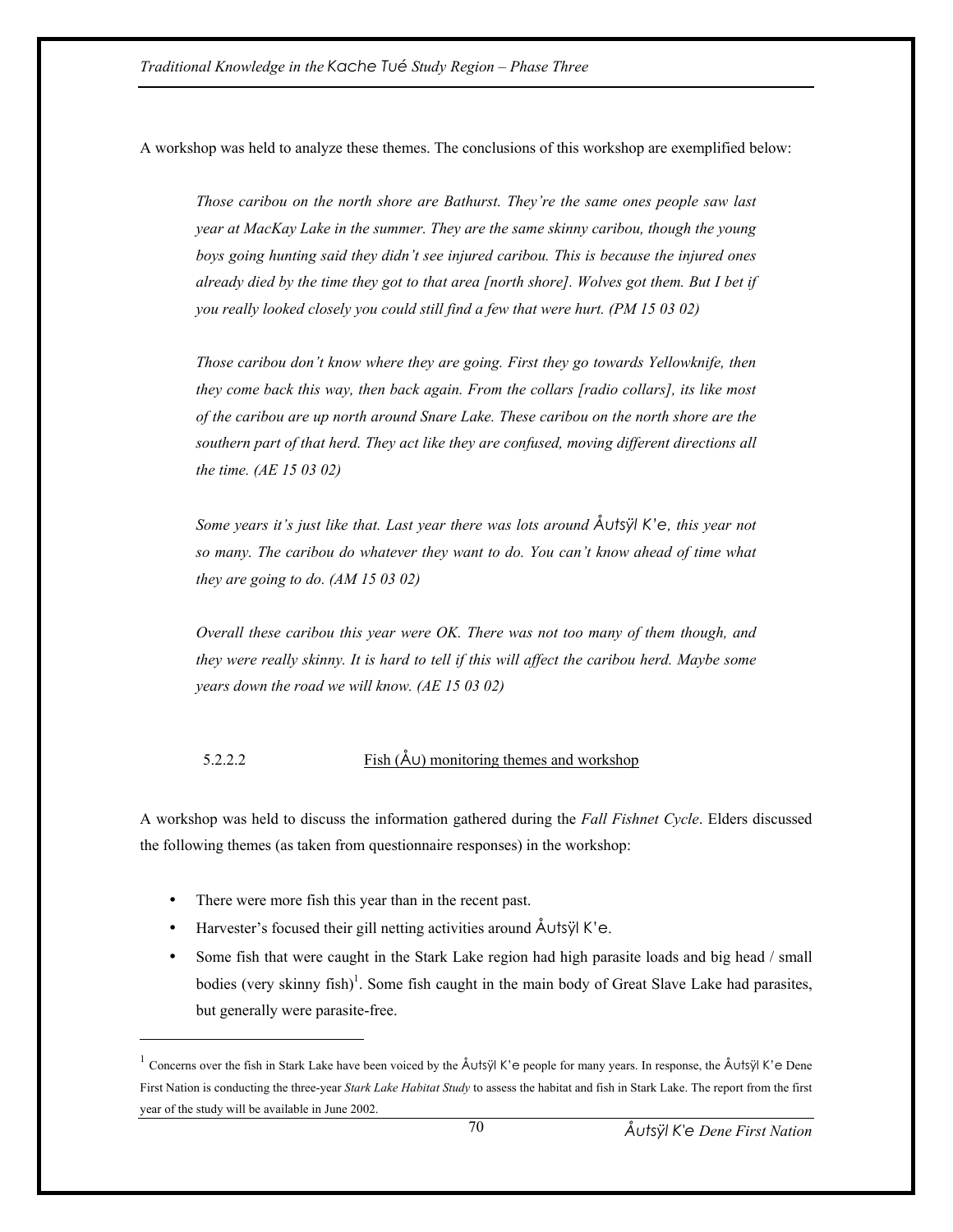A workshop was held to analyze these themes. The conclusions of this workshop are exemplified below:

> *Those caribou on the north shore are Bathurst. They're the same ones people saw last year at MacKay Lake in the summer. They are the same skinny caribou, though the young boys going hunting said they didn't see injured caribou. This is because the injured ones already died by the time they got to that area [north shore]. Wolves got them. But I bet if you really looked closely you could still find a few that were hurt. (PM 15 03 02)*
>
> *Those caribou don't know where they are going. First they go towards Yellowknife, then they come back this way, then back again. From the collars [radio collars], its like most of the caribou are up north around Snare Lake. These caribou on the north shore are the southern part of that herd. They act like they are confused, moving different directions all the time. (AE 15 03 02)*
>
> *Some years it's just like that. Last year there was lots around Åutsÿl K'e, this year not so many. The caribou do whatever they want to do. You can't know ahead of time what they are going to do. (AM 15 03 02)*
>
> *Overall these caribou this year were OK. There was not too many of them though, and they were really skinny. It is hard to tell if this will affect the caribou herd. Maybe some years down the road we will know. (AE 15 03 02)*

#### 5.2.2.2 Fish (Åu) monitoring themes and workshop

A workshop was held to discuss the information gathered during the *Fall Fishnet Cycle*. Elders discussed the following themes (as taken from questionnaire responses) in the workshop:

- There were more fish this year than in the recent past.
- Harvester's focused their gill netting activities around Åutsÿl K'e.
- Some fish that were caught in the Stark Lake region had high parasite loads and big head / small bodies (very skinny fish)[1]. Some fish caught in the main body of Great Slave Lake had parasites, but generally were parasite-free.

[1] Concerns over the fish in Stark Lake have been voiced by the Åutsÿl K'e people for many years. In response, the Åutsÿl K'e Dene First Nation is conducting the three-year *Stark Lake Habitat Study* to assess the habitat and fish in Stark Lake. The report from the first year of the study will be available in June 2002.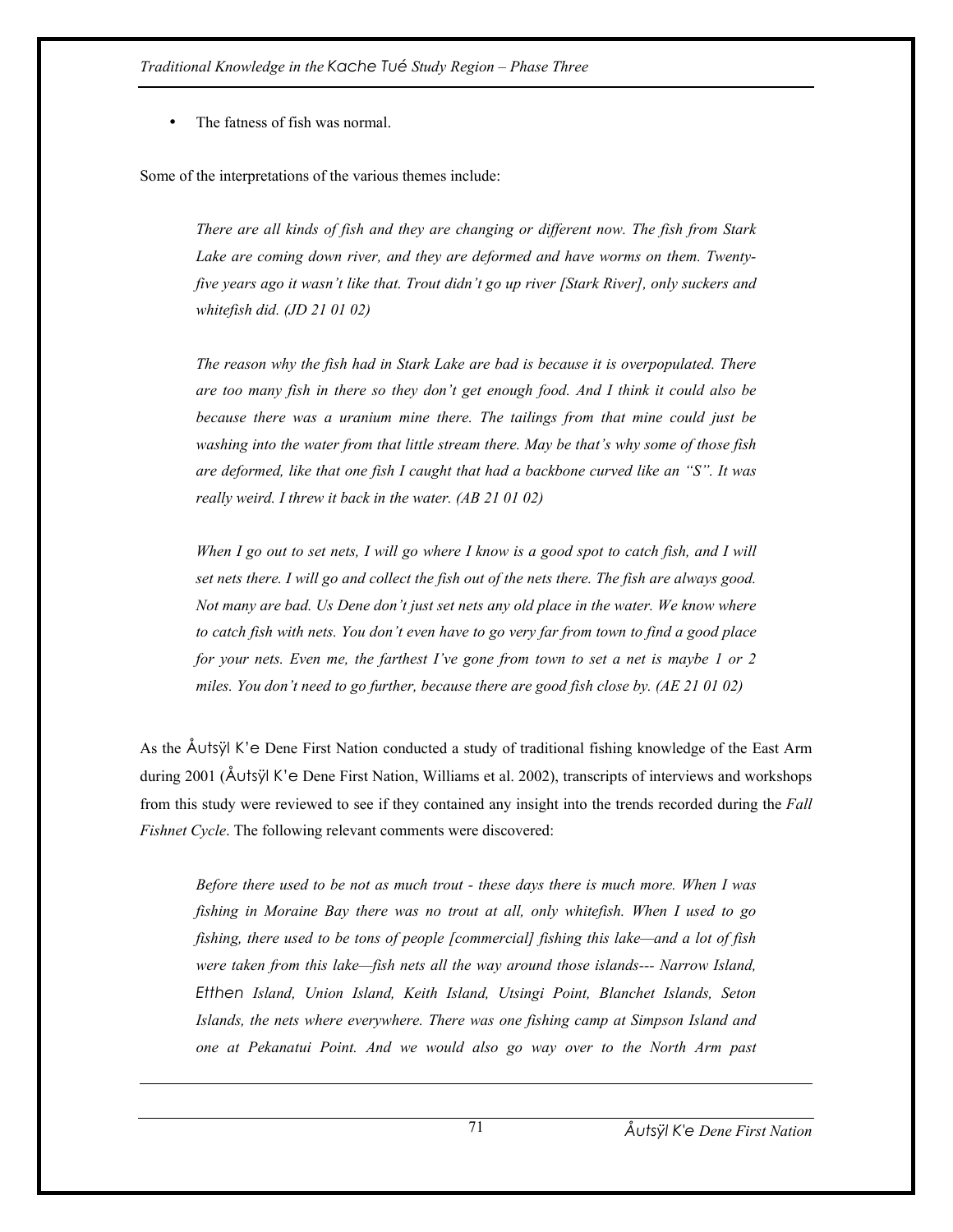- The fatness of fish was normal.

Some of the interpretations of the various themes include:

> *There are all kinds of fish and they are changing or different now. The fish from Stark Lake are coming down river, and they are deformed and have worms on them. Twenty-five years ago it wasn't like that. Trout didn't go up river [Stark River], only suckers and whitefish did. (JD 21 01 02)*

> *The reason why the fish had in Stark Lake are bad is because it is overpopulated. There are too many fish in there so they don't get enough food. And I think it could also be because there was a uranium mine there. The tailings from that mine could just be washing into the water from that little stream there. May be that's why some of those fish are deformed, like that one fish I caught that had a backbone curved like an "S". It was really weird. I threw it back in the water. (AB 21 01 02)*

> *When I go out to set nets, I will go where I know is a good spot to catch fish, and I will set nets there. I will go and collect the fish out of the nets there. The fish are always good. Not many are bad. Us Dene don't just set nets any old place in the water. We know where to catch fish with nets. You don't even have to go very far from town to find a good place for your nets. Even me, the farthest I've gone from town to set a net is maybe 1 or 2 miles. You don't need to go further, because there are good fish close by. (AE 21 01 02)*

As the Łutsël K'e Dene First Nation conducted a study of traditional fishing knowledge of the East Arm during 2001 (Łutsël K'e Dene First Nation, Williams et al. 2002), transcripts of interviews and workshops from this study were reviewed to see if they contained any insight into the trends recorded during the *Fall Fishnet Cycle*. The following relevant comments were discovered:

> *Before there used to be not as much trout - these days there is much more. When I was fishing in Moraine Bay there was no trout at all, only whitefish. When I used to go fishing, there used to be tons of people [commercial] fishing this lake—and a lot of fish were taken from this lake—fish nets all the way around those islands--- Narrow Island, Etthen Island, Union Island, Keith Island, Utsingi Point, Blanchet Islands, Seton Islands, the nets where everywhere. There was one fishing camp at Simpson Island and one at Pekanatui Point. And we would also go way over to the North Arm past*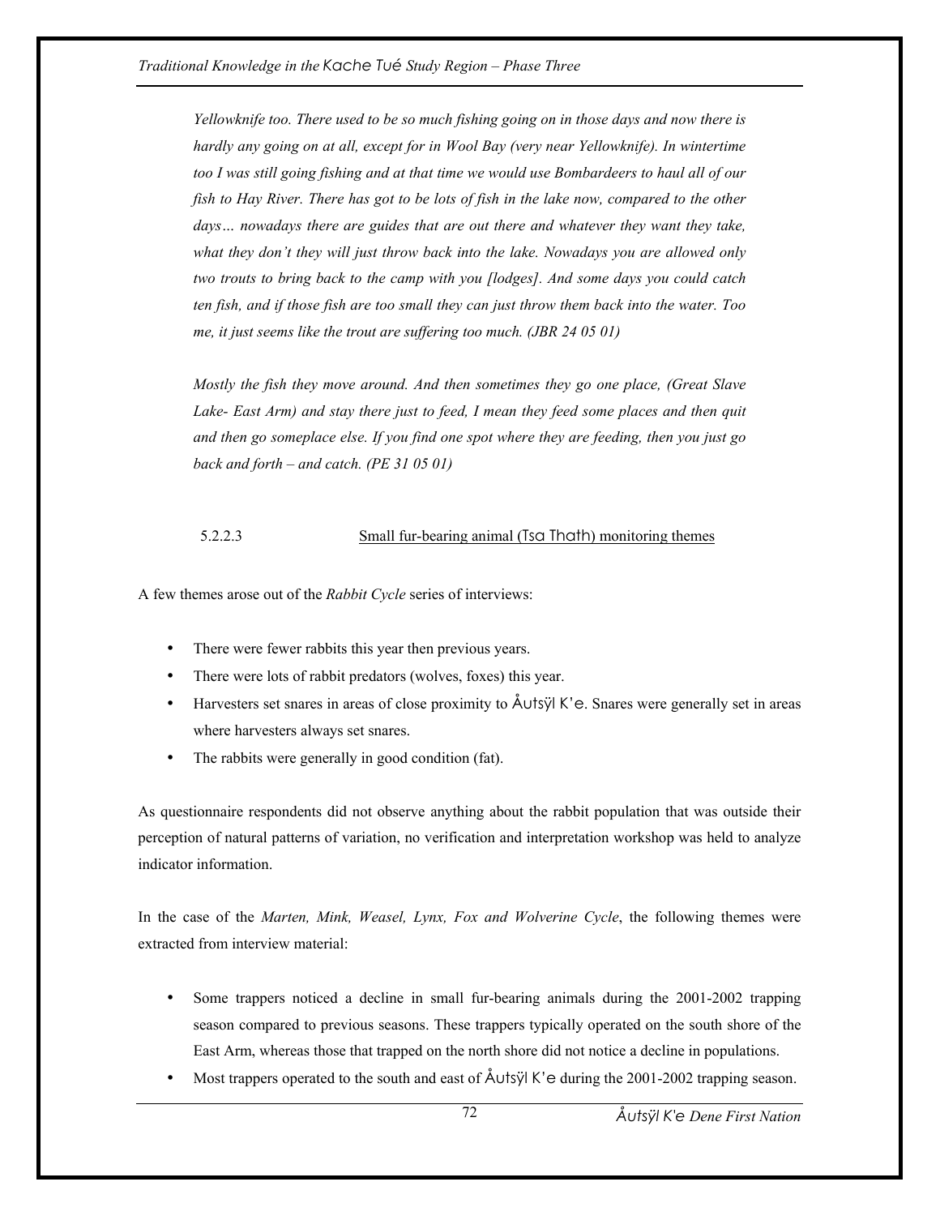*Yellowknife too. There used to be so much fishing going on in those days and now there is hardly any going on at all, except for in Wool Bay (very near Yellowknife). In wintertime too I was still going fishing and at that time we would use Bombardeers to haul all of our fish to Hay River. There has got to be lots of fish in the lake now, compared to the other days… nowadays there are guides that are out there and whatever they want they take, what they don't they will just throw back into the lake. Nowadays you are allowed only two trouts to bring back to the camp with you [lodges]. And some days you could catch ten fish, and if those fish are too small they can just throw them back into the water. Too me, it just seems like the trout are suffering too much. (JBR 24 05 01)*

*Mostly the fish they move around. And then sometimes they go one place, (Great Slave Lake- East Arm) and stay there just to feed, I mean they feed some places and then quit and then go someplace else. If you find one spot where they are feeding, then you just go back and forth – and catch. (PE 31 05 01)*

#### 5.2.2.3 Small fur-bearing animal (Tsa Thath) monitoring themes

A few themes arose out of the *Rabbit Cycle* series of interviews:

- There were fewer rabbits this year then previous years.
- There were lots of rabbit predators (wolves, foxes) this year.
- Harvesters set snares in areas of close proximity to Åutsÿl K'e. Snares were generally set in areas where harvesters always set snares.
- The rabbits were generally in good condition (fat).

As questionnaire respondents did not observe anything about the rabbit population that was outside their perception of natural patterns of variation, no verification and interpretation workshop was held to analyze indicator information.

In the case of the *Marten, Mink, Weasel, Lynx, Fox and Wolverine Cycle*, the following themes were extracted from interview material:

- Some trappers noticed a decline in small fur-bearing animals during the 2001-2002 trapping season compared to previous seasons. These trappers typically operated on the south shore of the East Arm, whereas those that trapped on the north shore did not notice a decline in populations.
- Most trappers operated to the south and east of Åutsÿl K'e during the 2001-2002 trapping season.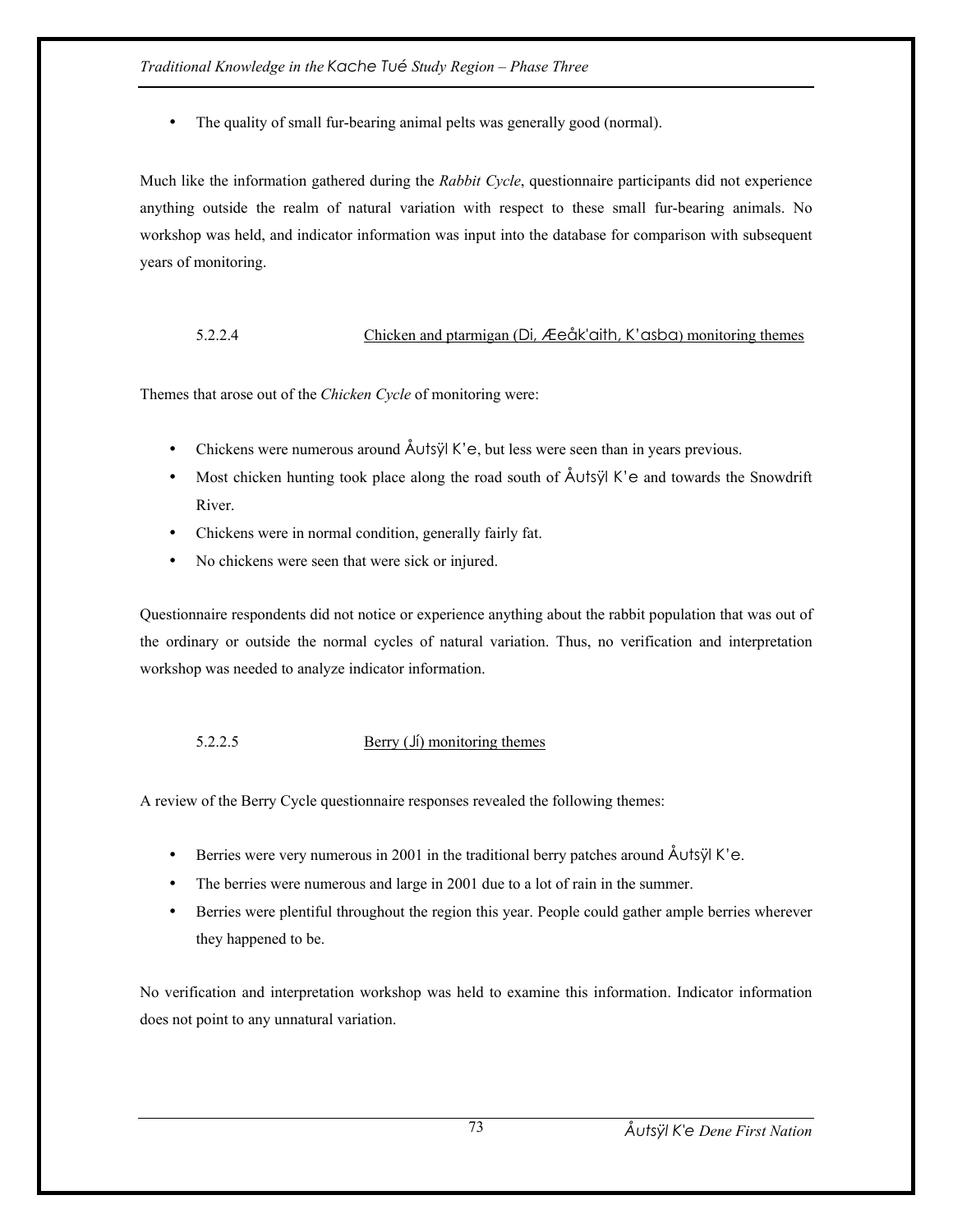- The quality of small fur-bearing animal pelts was generally good (normal).

Much like the information gathered during the *Rabbit Cycle*, questionnaire participants did not experience anything outside the realm of natural variation with respect to these small fur-bearing animals. No workshop was held, and indicator information was input into the database for comparison with subsequent years of monitoring.

#### 5.2.2.4 Chicken and ptarmigan (Di, Æeåk'aith, K'asba) monitoring themes

Themes that arose out of the *Chicken Cycle* of monitoring were:

- Chickens were numerous around Åutsÿl K'e, but less were seen than in years previous.
- Most chicken hunting took place along the road south of Åutsÿl K'e and towards the Snowdrift River.
- Chickens were in normal condition, generally fairly fat.
- No chickens were seen that were sick or injured.

Questionnaire respondents did not notice or experience anything about the rabbit population that was out of the ordinary or outside the normal cycles of natural variation. Thus, no verification and interpretation workshop was needed to analyze indicator information.

#### 5.2.2.5 Berry (Jí) monitoring themes

A review of the Berry Cycle questionnaire responses revealed the following themes:

- Berries were very numerous in 2001 in the traditional berry patches around Åutsÿl K'e.
- The berries were numerous and large in 2001 due to a lot of rain in the summer.
- Berries were plentiful throughout the region this year. People could gather ample berries wherever they happened to be.

No verification and interpretation workshop was held to examine this information. Indicator information does not point to any unnatural variation.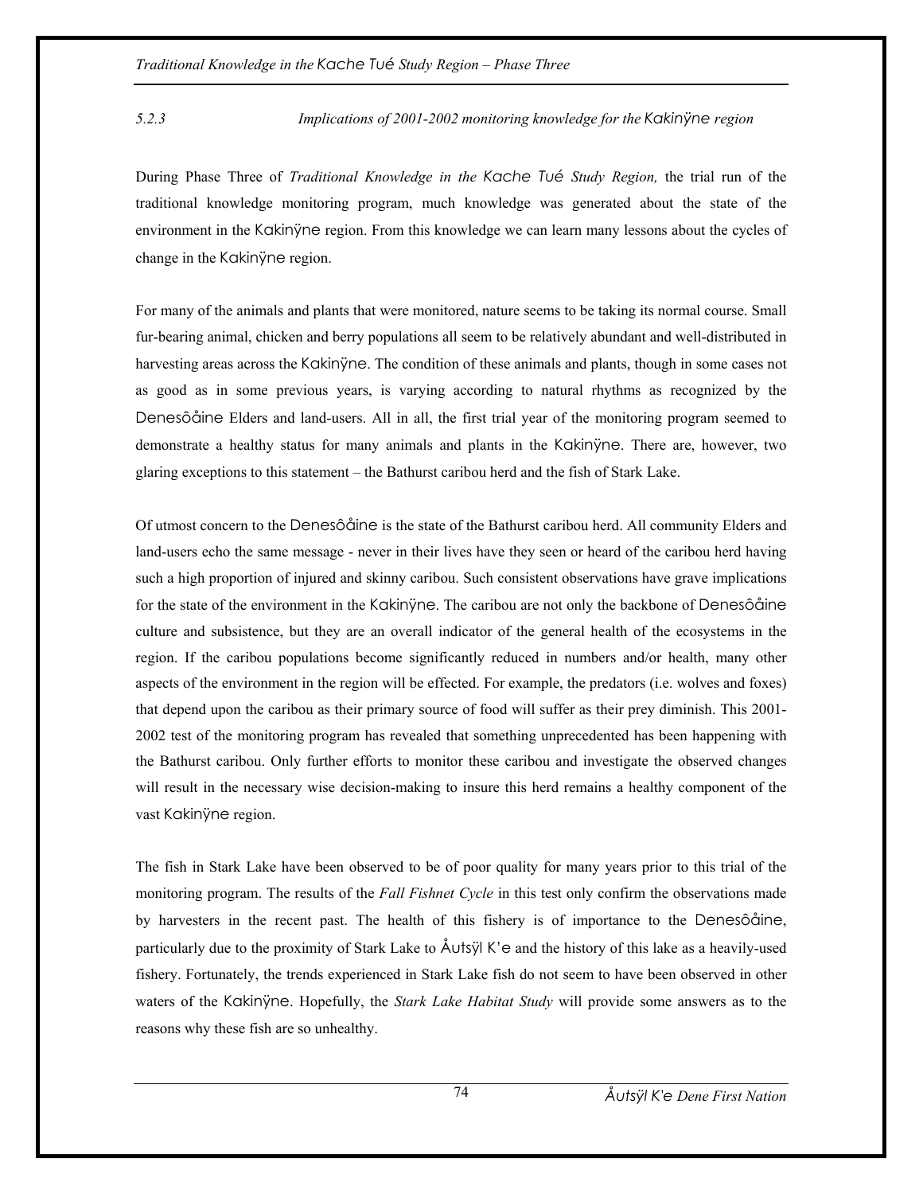### 5.2.3 Implications of 2001-2002 monitoring knowledge for the Kakinÿne region

During Phase Three of *Traditional Knowledge in the Kache Tué Study Region,* the trial run of the traditional knowledge monitoring program, much knowledge was generated about the state of the environment in the Kakinÿne region. From this knowledge we can learn many lessons about the cycles of change in the Kakinÿne region.

For many of the animals and plants that were monitored, nature seems to be taking its normal course. Small fur-bearing animal, chicken and berry populations all seem to be relatively abundant and well-distributed in harvesting areas across the Kakinÿne. The condition of these animals and plants, though in some cases not as good as in some previous years, is varying according to natural rhythms as recognized by the Denesôåine Elders and land-users. All in all, the first trial year of the monitoring program seemed to demonstrate a healthy status for many animals and plants in the Kakinÿne. There are, however, two glaring exceptions to this statement – the Bathurst caribou herd and the fish of Stark Lake.

Of utmost concern to the Denesôåine is the state of the Bathurst caribou herd. All community Elders and land-users echo the same message - never in their lives have they seen or heard of the caribou herd having such a high proportion of injured and skinny caribou. Such consistent observations have grave implications for the state of the environment in the Kakinÿne. The caribou are not only the backbone of Denesôåine culture and subsistence, but they are an overall indicator of the general health of the ecosystems in the region. If the caribou populations become significantly reduced in numbers and/or health, many other aspects of the environment in the region will be effected. For example, the predators (i.e. wolves and foxes) that depend upon the caribou as their primary source of food will suffer as their prey diminish. This 2001-2002 test of the monitoring program has revealed that something unprecedented has been happening with the Bathurst caribou. Only further efforts to monitor these caribou and investigate the observed changes will result in the necessary wise decision-making to insure this herd remains a healthy component of the vast Kakinÿne region.

The fish in Stark Lake have been observed to be of poor quality for many years prior to this trial of the monitoring program. The results of the *Fall Fishnet Cycle* in this test only confirm the observations made by harvesters in the recent past. The health of this fishery is of importance to the Denesôåine, particularly due to the proximity of Stark Lake to Åutsÿl K'e and the history of this lake as a heavily-used fishery. Fortunately, the trends experienced in Stark Lake fish do not seem to have been observed in other waters of the Kakinÿne. Hopefully, the *Stark Lake Habitat Study* will provide some answers as to the reasons why these fish are so unhealthy.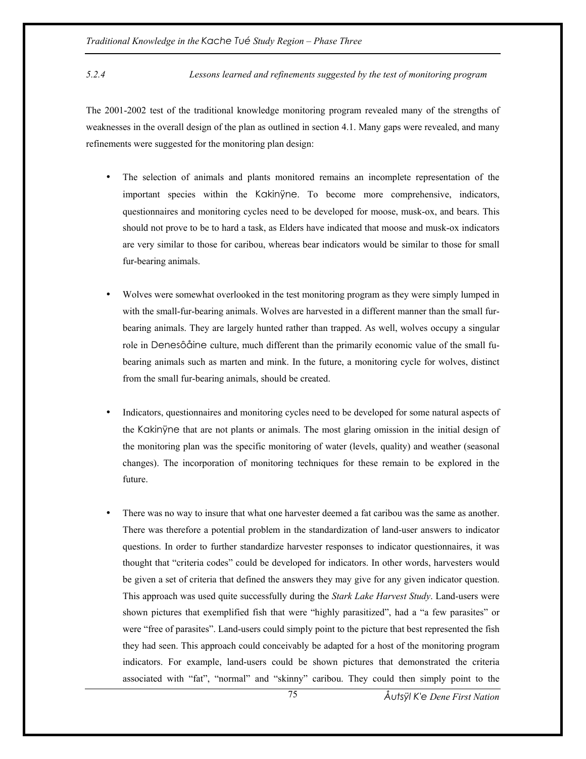*5.2.4 Lessons learned and refinements suggested by the test of monitoring program*

The 2001-2002 test of the traditional knowledge monitoring program revealed many of the strengths of weaknesses in the overall design of the plan as outlined in section 4.1. Many gaps were revealed, and many refinements were suggested for the monitoring plan design:

- The selection of animals and plants monitored remains an incomplete representation of the important species within the Kakinÿne. To become more comprehensive, indicators, questionnaires and monitoring cycles need to be developed for moose, musk-ox, and bears. This should not prove to be to hard a task, as Elders have indicated that moose and musk-ox indicators are very similar to those for caribou, whereas bear indicators would be similar to those for small fur-bearing animals.

- Wolves were somewhat overlooked in the test monitoring program as they were simply lumped in with the small-fur-bearing animals. Wolves are harvested in a different manner than the small fur-bearing animals. They are largely hunted rather than trapped. As well, wolves occupy a singular role in Denesôåine culture, much different than the primarily economic value of the small fu-bearing animals such as marten and mink. In the future, a monitoring cycle for wolves, distinct from the small fur-bearing animals, should be created.

- Indicators, questionnaires and monitoring cycles need to be developed for some natural aspects of the Kakinÿne that are not plants or animals. The most glaring omission in the initial design of the monitoring plan was the specific monitoring of water (levels, quality) and weather (seasonal changes). The incorporation of monitoring techniques for these remain to be explored in the future.

- There was no way to insure that what one harvester deemed a fat caribou was the same as another. There was therefore a potential problem in the standardization of land-user answers to indicator questions. In order to further standardize harvester responses to indicator questionnaires, it was thought that "criteria codes" could be developed for indicators. In other words, harvesters would be given a set of criteria that defined the answers they may give for any given indicator question. This approach was used quite successfully during the *Stark Lake Harvest Study*. Land-users were shown pictures that exemplified fish that were "highly parasitized", had a "a few parasites" or were "free of parasites". Land-users could simply point to the picture that best represented the fish they had seen. This approach could conceivably be adapted for a host of the monitoring program indicators. For example, land-users could be shown pictures that demonstrated the criteria associated with "fat", "normal" and "skinny" caribou. They could then simply point to the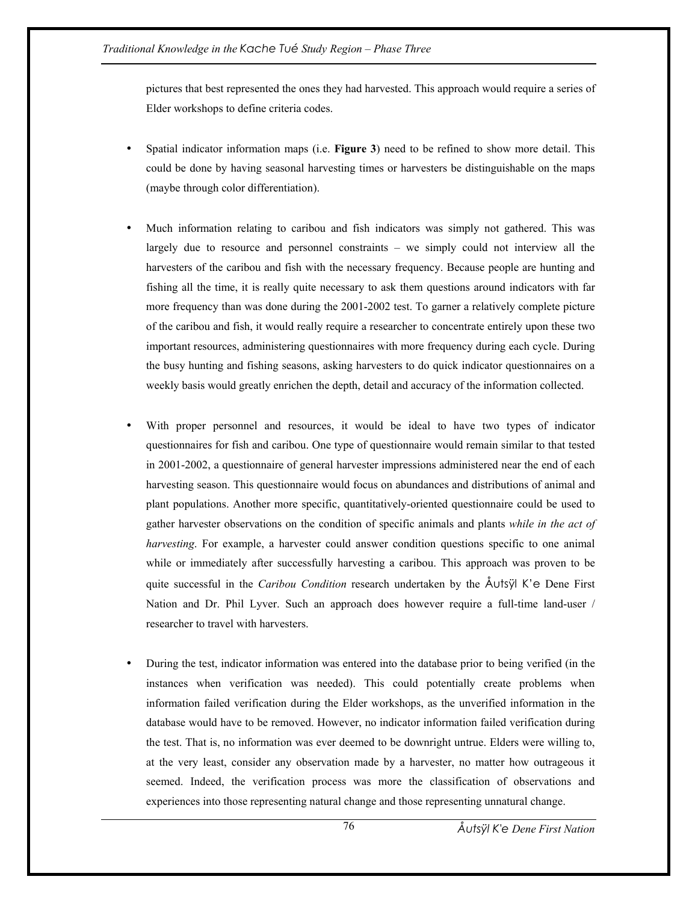pictures that best represented the ones they had harvested. This approach would require a series of Elder workshops to define criteria codes.

- Spatial indicator information maps (i.e. **Figure 3**) need to be refined to show more detail. This could be done by having seasonal harvesting times or harvesters be distinguishable on the maps (maybe through color differentiation).

- Much information relating to caribou and fish indicators was simply not gathered. This was largely due to resource and personnel constraints – we simply could not interview all the harvesters of the caribou and fish with the necessary frequency. Because people are hunting and fishing all the time, it is really quite necessary to ask them questions around indicators with far more frequency than was done during the 2001-2002 test. To garner a relatively complete picture of the caribou and fish, it would really require a researcher to concentrate entirely upon these two important resources, administering questionnaires with more frequency during each cycle. During the busy hunting and fishing seasons, asking harvesters to do quick indicator questionnaires on a weekly basis would greatly enrichen the depth, detail and accuracy of the information collected.

- With proper personnel and resources, it would be ideal to have two types of indicator questionnaires for fish and caribou. One type of questionnaire would remain similar to that tested in 2001-2002, a questionnaire of general harvester impressions administered near the end of each harvesting season. This questionnaire would focus on abundances and distributions of animal and plant populations. Another more specific, quantitatively-oriented questionnaire could be used to gather harvester observations on the condition of specific animals and plants *while in the act of harvesting*. For example, a harvester could answer condition questions specific to one animal while or immediately after successfully harvesting a caribou. This approach was proven to be quite successful in the *Caribou Condition* research undertaken by the Åutsÿl K'e Dene First Nation and Dr. Phil Lyver. Such an approach does however require a full-time land-user / researcher to travel with harvesters.

- During the test, indicator information was entered into the database prior to being verified (in the instances when verification was needed). This could potentially create problems when information failed verification during the Elder workshops, as the unverified information in the database would have to be removed. However, no indicator information failed verification during the test. That is, no information was ever deemed to be downright untrue. Elders were willing to, at the very least, consider any observation made by a harvester, no matter how outrageous it seemed. Indeed, the verification process was more the classification of observations and experiences into those representing natural change and those representing unnatural change.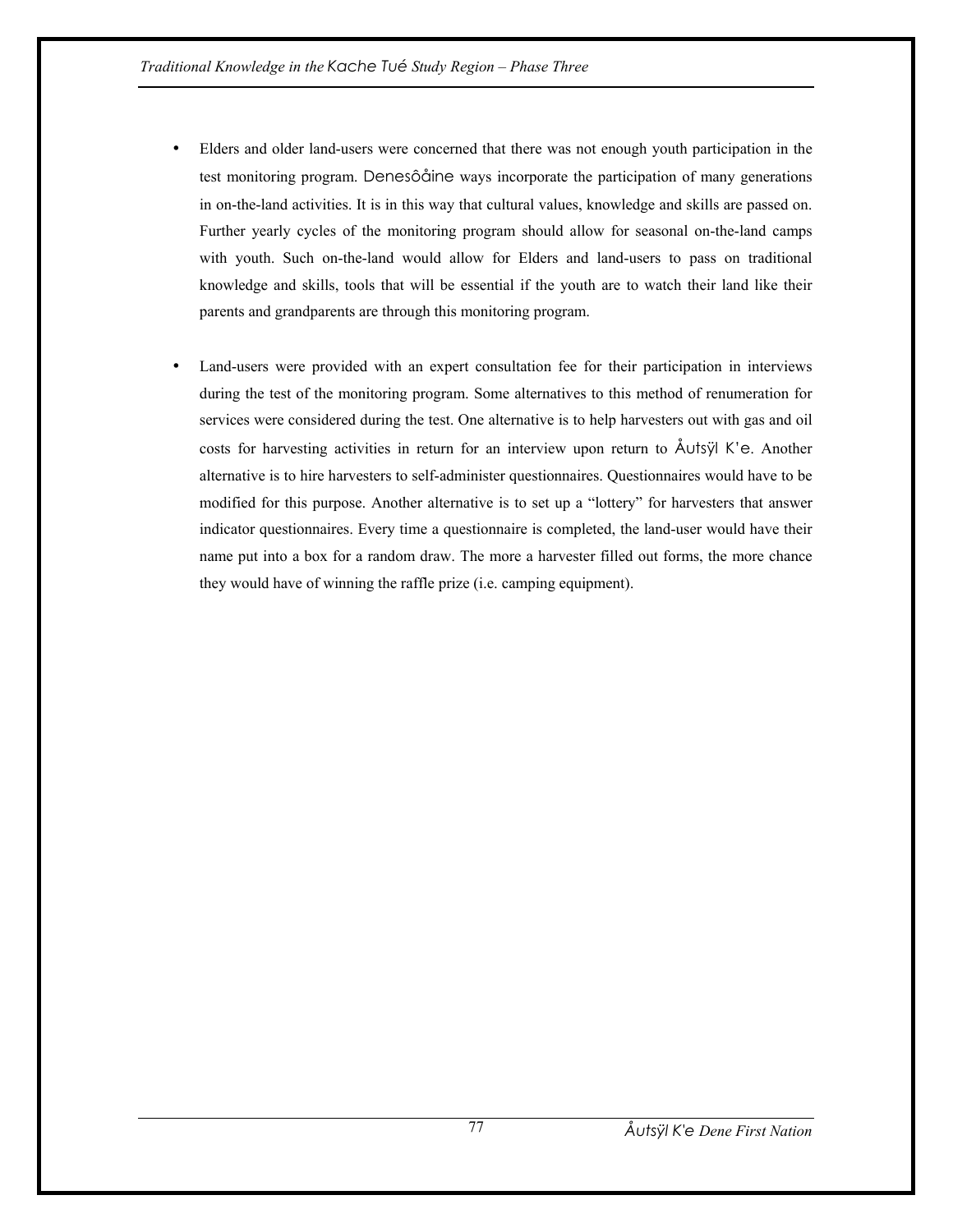- Elders and older land-users were concerned that there was not enough youth participation in the test monitoring program. Denesôåine ways incorporate the participation of many generations in on-the-land activities. It is in this way that cultural values, knowledge and skills are passed on. Further yearly cycles of the monitoring program should allow for seasonal on-the-land camps with youth. Such on-the-land would allow for Elders and land-users to pass on traditional knowledge and skills, tools that will be essential if the youth are to watch their land like their parents and grandparents are through this monitoring program.

- Land-users were provided with an expert consultation fee for their participation in interviews during the test of the monitoring program. Some alternatives to this method of renumeration for services were considered during the test. One alternative is to help harvesters out with gas and oil costs for harvesting activities in return for an interview upon return to Åutsÿl K'e. Another alternative is to hire harvesters to self-administer questionnaires. Questionnaires would have to be modified for this purpose. Another alternative is to set up a "lottery" for harvesters that answer indicator questionnaires. Every time a questionnaire is completed, the land-user would have their name put into a box for a random draw. The more a harvester filled out forms, the more chance they would have of winning the raffle prize (i.e. camping equipment).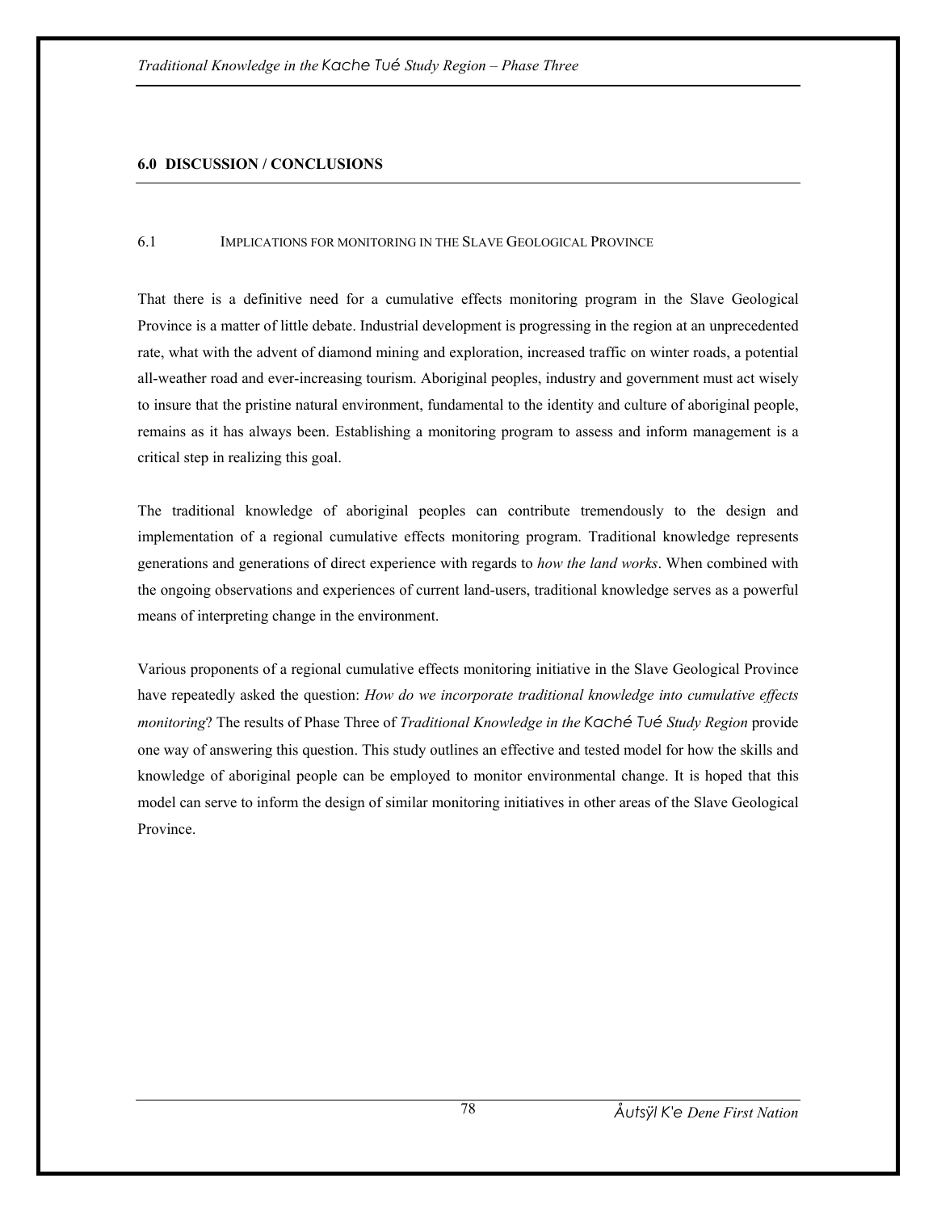## 6.0 DISCUSSION / CONCLUSIONS

### 6.1 IMPLICATIONS FOR MONITORING IN THE SLAVE GEOLOGICAL PROVINCE

That there is a definitive need for a cumulative effects monitoring program in the Slave Geological Province is a matter of little debate. Industrial development is progressing in the region at an unprecedented rate, what with the advent of diamond mining and exploration, increased traffic on winter roads, a potential all-weather road and ever-increasing tourism. Aboriginal peoples, industry and government must act wisely to insure that the pristine natural environment, fundamental to the identity and culture of aboriginal people, remains as it has always been. Establishing a monitoring program to assess and inform management is a critical step in realizing this goal.

The traditional knowledge of aboriginal peoples can contribute tremendously to the design and implementation of a regional cumulative effects monitoring program. Traditional knowledge represents generations and generations of direct experience with regards to *how the land works*. When combined with the ongoing observations and experiences of current land-users, traditional knowledge serves as a powerful means of interpreting change in the environment.

Various proponents of a regional cumulative effects monitoring initiative in the Slave Geological Province have repeatedly asked the question: *How do we incorporate traditional knowledge into cumulative effects monitoring*? The results of Phase Three of *Traditional Knowledge in the Kaché Tué Study Region* provide one way of answering this question. This study outlines an effective and tested model for how the skills and knowledge of aboriginal people can be employed to monitor environmental change. It is hoped that this model can serve to inform the design of similar monitoring initiatives in other areas of the Slave Geological Province.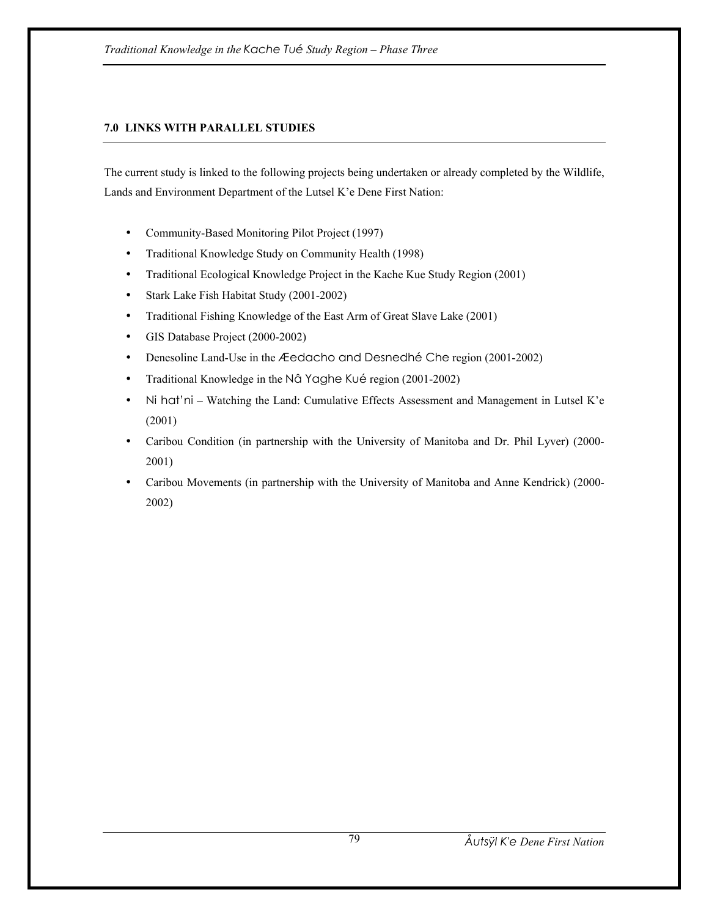## 7.0 LINKS WITH PARALLEL STUDIES

The current study is linked to the following projects being undertaken or already completed by the Wildlife, Lands and Environment Department of the Lutsel K'e Dene First Nation:

- Community-Based Monitoring Pilot Project (1997)
- Traditional Knowledge Study on Community Health (1998)
- Traditional Ecological Knowledge Project in the Kache Kue Study Region (2001)
- Stark Lake Fish Habitat Study (2001-2002)
- Traditional Fishing Knowledge of the East Arm of Great Slave Lake (2001)
- GIS Database Project (2000-2002)
- Denesoline Land-Use in the Æedacho and Desnedhé Che region (2001-2002)
- Traditional Knowledge in the Nâ Yaghe Kué region (2001-2002)
- Ni hat'ni – Watching the Land: Cumulative Effects Assessment and Management in Lutsel K'e (2001)
- Caribou Condition (in partnership with the University of Manitoba and Dr. Phil Lyver) (2000-2001)
- Caribou Movements (in partnership with the University of Manitoba and Anne Kendrick) (2000-2002)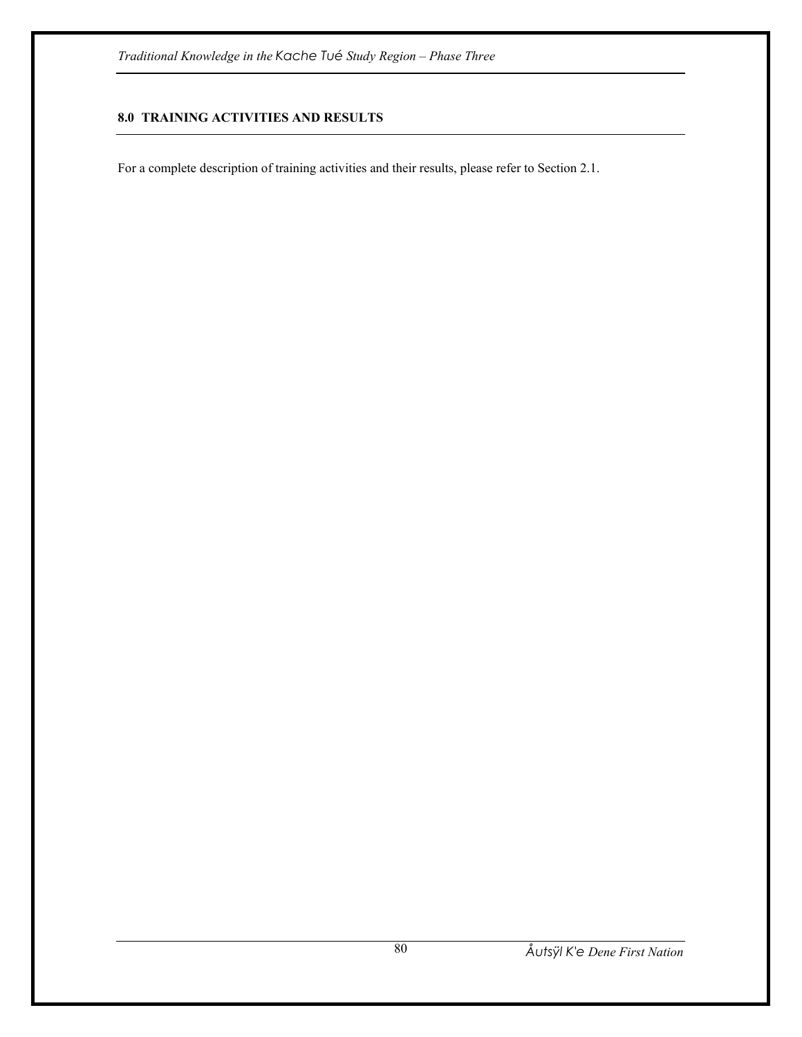## 8.0 TRAINING ACTIVITIES AND RESULTS

For a complete description of training activities and their results, please refer to Section 2.1.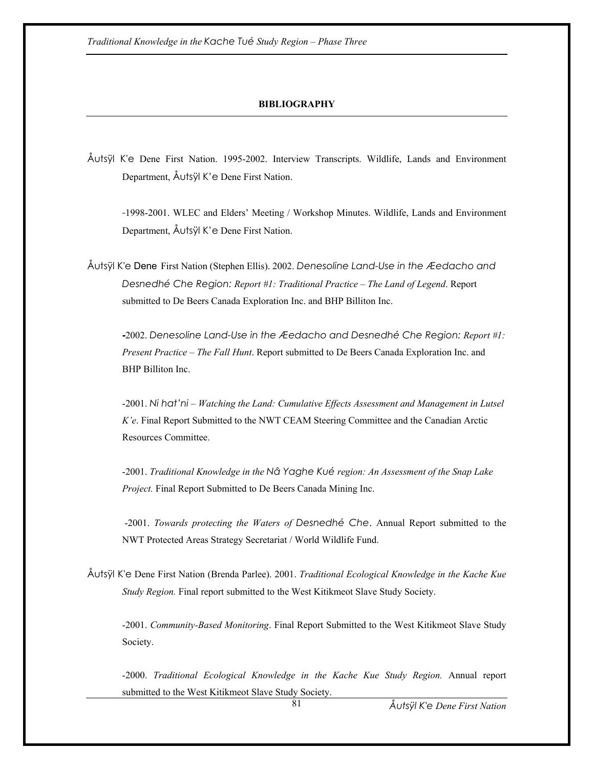## BIBLIOGRAPHY

Åutsÿl K'e Dene First Nation. 1995-2002. Interview Transcripts. Wildlife, Lands and Environment Department, Åutsÿl K'e Dene First Nation.

-1998-2001. WLEC and Elders' Meeting / Workshop Minutes. Wildlife, Lands and Environment Department, Åutsÿl K'e Dene First Nation.

Åutsÿl K'e Dene First Nation (Stephen Ellis). 2002. *Denesoline Land-Use in the Æedacho and Desnedhé Che Region: Report #1: Traditional Practice – The Land of Legend*. Report submitted to De Beers Canada Exploration Inc. and BHP Billiton Inc.

-2002. *Denesoline Land-Use in the Æedacho and Desnedhé Che Region: Report #1: Present Practice – The Fall Hunt*. Report submitted to De Beers Canada Exploration Inc. and BHP Billiton Inc.

-2001. *Ni hat'ni – Watching the Land: Cumulative Effects Assessment and Management in Lutsel K'e*. Final Report Submitted to the NWT CEAM Steering Committee and the Canadian Arctic Resources Committee.

-2001. *Traditional Knowledge in the Nâ Yaghe Kué region: An Assessment of the Snap Lake Project.* Final Report Submitted to De Beers Canada Mining Inc.

-2001. *Towards protecting the Waters of Desnedhé Che*. Annual Report submitted to the NWT Protected Areas Strategy Secretariat / World Wildlife Fund.

Åutsÿl K'e Dene First Nation (Brenda Parlee). 2001. *Traditional Ecological Knowledge in the Kache Kue Study Region.* Final report submitted to the West Kitikmeot Slave Study Society.

-2001. *Community-Based Monitoring*. Final Report Submitted to the West Kitikmeot Slave Study Society.

-2000. *Traditional Ecological Knowledge in the Kache Kue Study Region.* Annual report submitted to the West Kitikmeot Slave Study Society.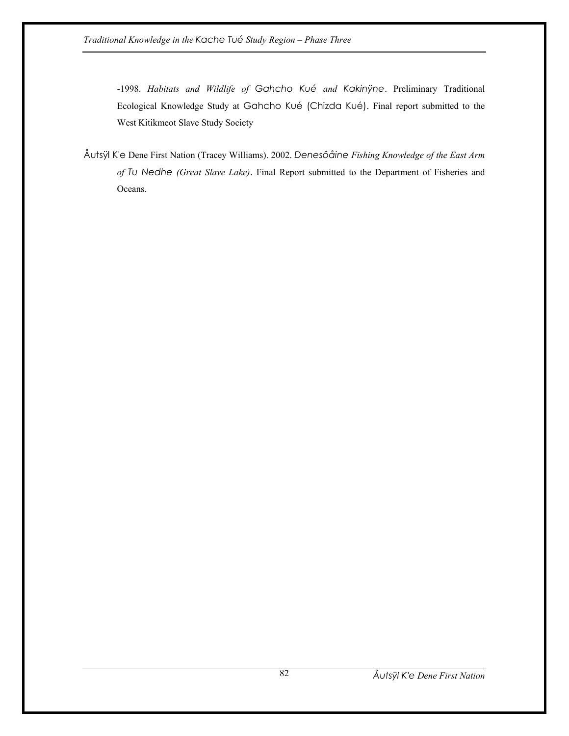-1998. *Habitats and Wildlife of Gahcho Kué and Kakinÿne*. Preliminary Traditional Ecological Knowledge Study at Gahcho Kué (Chizda Kué). Final report submitted to the West Kitikmeot Slave Study Society

Åutsÿl K'e Dene First Nation (Tracey Williams). 2002. *Denesôåine Fishing Knowledge of the East Arm of Tu Nedhe (Great Slave Lake)*. Final Report submitted to the Department of Fisheries and Oceans.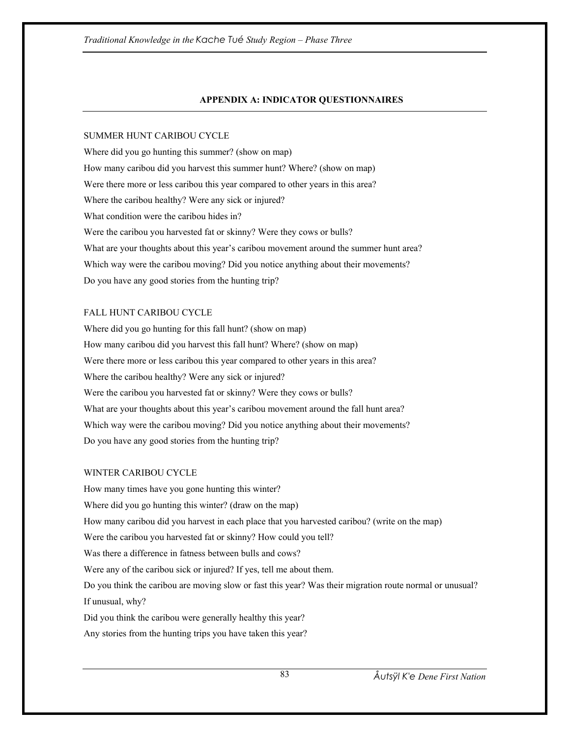## APPENDIX A: INDICATOR QUESTIONNAIRES

SUMMER HUNT CARIBOU CYCLE

Where did you go hunting this summer? (show on map)

How many caribou did you harvest this summer hunt? Where? (show on map)

Were there more or less caribou this year compared to other years in this area?

Where the caribou healthy? Were any sick or injured?

What condition were the caribou hides in?

Were the caribou you harvested fat or skinny? Were they cows or bulls?

What are your thoughts about this year's caribou movement around the summer hunt area?

Which way were the caribou moving? Did you notice anything about their movements?

Do you have any good stories from the hunting trip?

FALL HUNT CARIBOU CYCLE

Where did you go hunting for this fall hunt? (show on map)

How many caribou did you harvest this fall hunt? Where? (show on map)

Were there more or less caribou this year compared to other years in this area?

Where the caribou healthy? Were any sick or injured?

Were the caribou you harvested fat or skinny? Were they cows or bulls?

What are your thoughts about this year's caribou movement around the fall hunt area?

Which way were the caribou moving? Did you notice anything about their movements?

Do you have any good stories from the hunting trip?

WINTER CARIBOU CYCLE

How many times have you gone hunting this winter?

Where did you go hunting this winter? (draw on the map)

How many caribou did you harvest in each place that you harvested caribou? (write on the map)

Were the caribou you harvested fat or skinny? How could you tell?

Was there a difference in fatness between bulls and cows?

Were any of the caribou sick or injured? If yes, tell me about them.

Do you think the caribou are moving slow or fast this year? Was their migration route normal or unusual? If unusual, why?

Did you think the caribou were generally healthy this year?

Any stories from the hunting trips you have taken this year?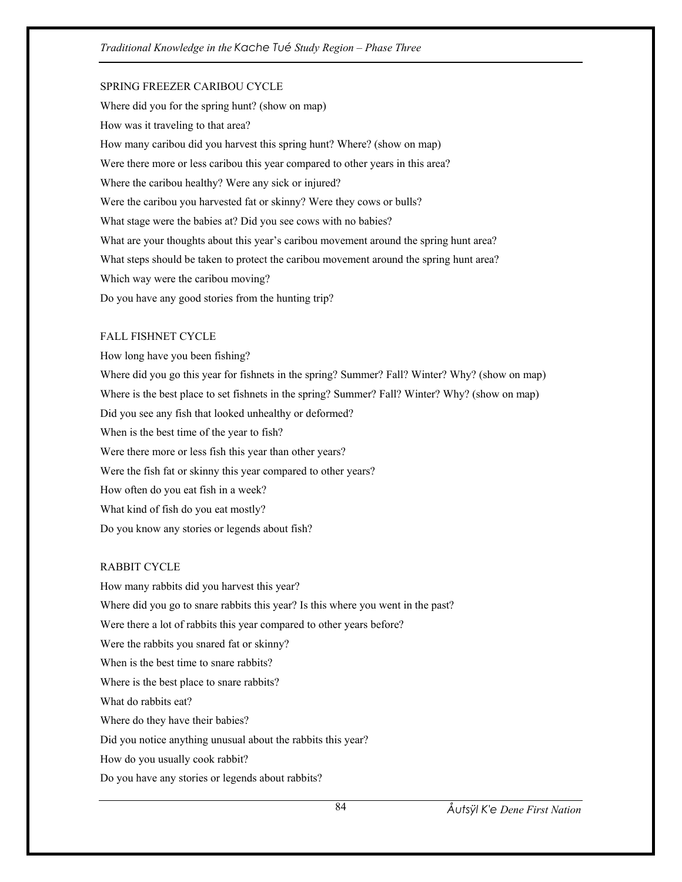SPRING FREEZER CARIBOU CYCLE

Where did you for the spring hunt? (show on map)

How was it traveling to that area?

How many caribou did you harvest this spring hunt? Where? (show on map)

Were there more or less caribou this year compared to other years in this area?

Where the caribou healthy? Were any sick or injured?

Were the caribou you harvested fat or skinny? Were they cows or bulls?

What stage were the babies at? Did you see cows with no babies?

What are your thoughts about this year's caribou movement around the spring hunt area?

What steps should be taken to protect the caribou movement around the spring hunt area?

Which way were the caribou moving?

Do you have any good stories from the hunting trip?

FALL FISHNET CYCLE

How long have you been fishing?

Where did you go this year for fishnets in the spring? Summer? Fall? Winter? Why? (show on map)

Where is the best place to set fishnets in the spring? Summer? Fall? Winter? Why? (show on map)

Did you see any fish that looked unhealthy or deformed?

When is the best time of the year to fish?

Were there more or less fish this year than other years?

Were the fish fat or skinny this year compared to other years?

How often do you eat fish in a week?

What kind of fish do you eat mostly?

Do you know any stories or legends about fish?

RABBIT CYCLE

How many rabbits did you harvest this year?

Where did you go to snare rabbits this year? Is this where you went in the past?

Were there a lot of rabbits this year compared to other years before?

Were the rabbits you snared fat or skinny?

When is the best time to snare rabbits?

Where is the best place to snare rabbits?

What do rabbits eat?

Where do they have their babies?

Did you notice anything unusual about the rabbits this year?

How do you usually cook rabbit?

Do you have any stories or legends about rabbits?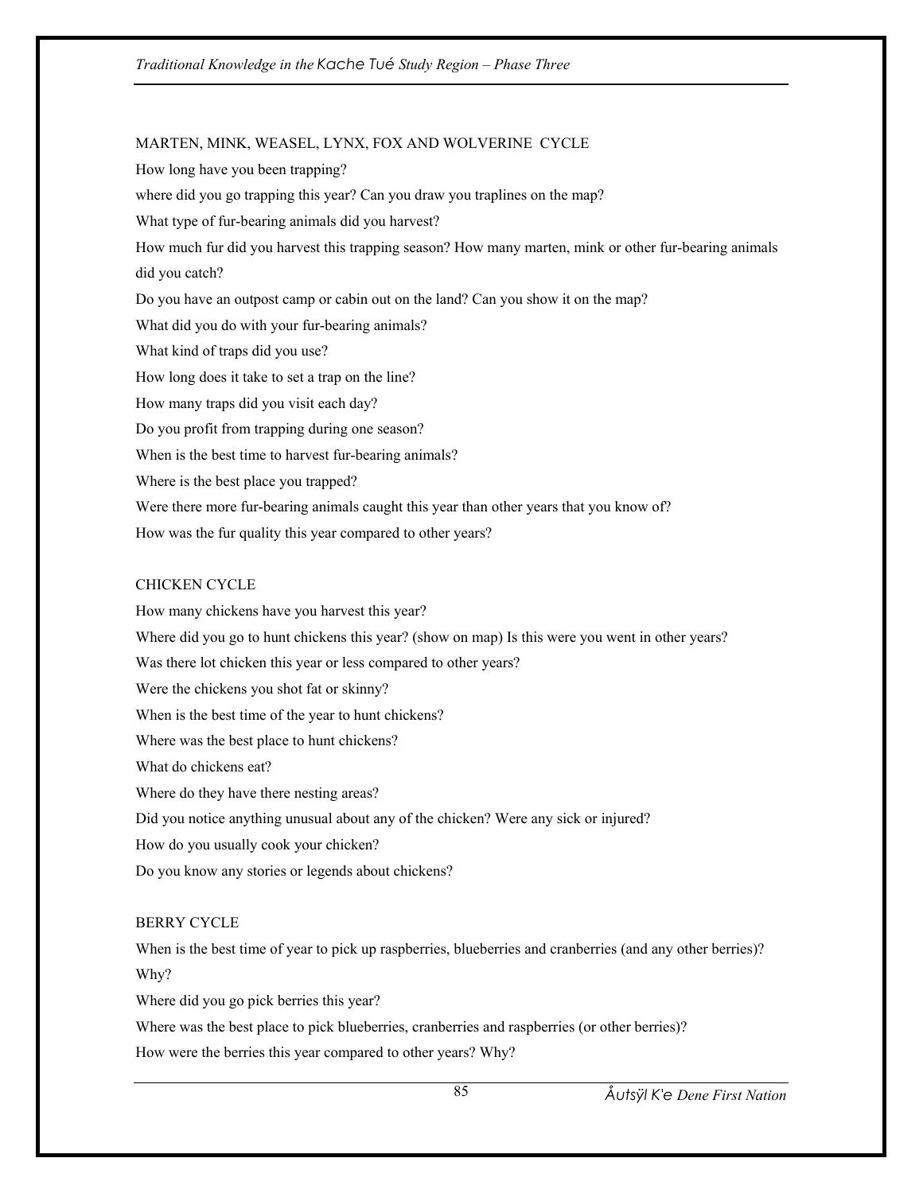MARTEN, MINK, WEASEL, LYNX, FOX AND WOLVERINE CYCLE

How long have you been trapping?

where did you go trapping this year? Can you draw you traplines on the map?

What type of fur-bearing animals did you harvest?

How much fur did you harvest this trapping season? How many marten, mink or other fur-bearing animals did you catch?

Do you have an outpost camp or cabin out on the land? Can you show it on the map?

What did you do with your fur-bearing animals?

What kind of traps did you use?

How long does it take to set a trap on the line?

How many traps did you visit each day?

Do you profit from trapping during one season?

When is the best time to harvest fur-bearing animals?

Where is the best place you trapped?

Were there more fur-bearing animals caught this year than other years that you know of?

How was the fur quality this year compared to other years?

CHICKEN CYCLE

How many chickens have you harvest this year?

Where did you go to hunt chickens this year? (show on map) Is this were you went in other years?

Was there lot chicken this year or less compared to other years?

Were the chickens you shot fat or skinny?

When is the best time of the year to hunt chickens?

Where was the best place to hunt chickens?

What do chickens eat?

Where do they have there nesting areas?

Did you notice anything unusual about any of the chicken? Were any sick or injured?

How do you usually cook your chicken?

Do you know any stories or legends about chickens?

BERRY CYCLE

When is the best time of year to pick up raspberries, blueberries and cranberries (and any other berries)? Why?

Where did you go pick berries this year?

Where was the best place to pick blueberries, cranberries and raspberries (or other berries)?

How were the berries this year compared to other years? Why?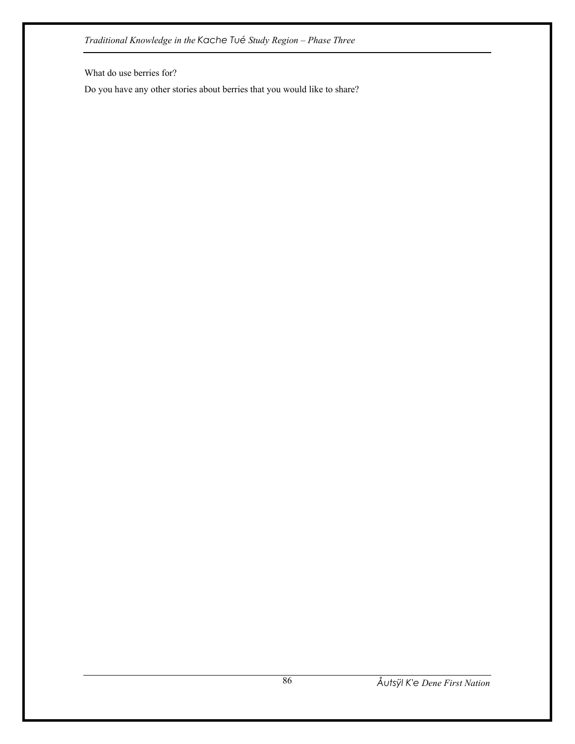What do use berries for?

Do you have any other stories about berries that you would like to share?